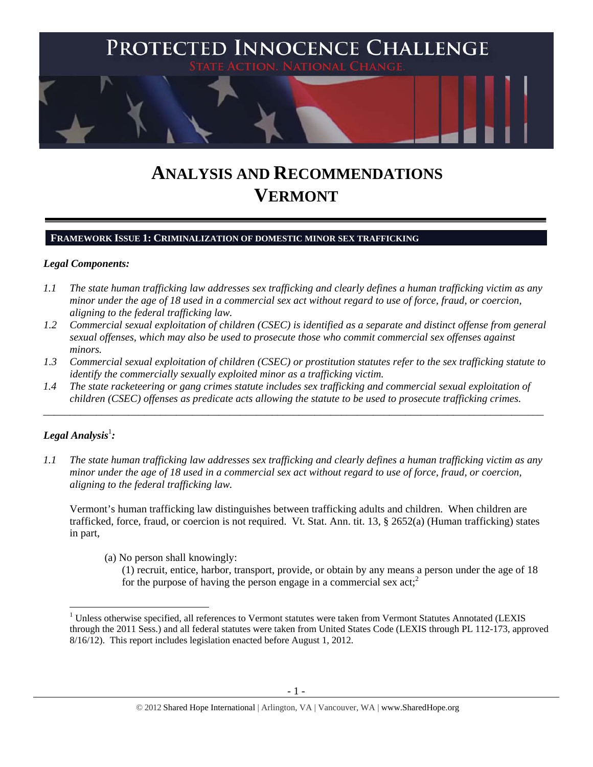# PROTECTED INNOCENCE CHALLENGE

STATE ACTION. NATIONAL CHANGE.

# ANALYSIS AND RECOMMENDATIONS VERMONT

## FRAMEWORK ISSUE 1: CRIMINALIZATION OF DOMESTIC MINOR SEX TRAFFICKING

### *Legal Components:*

*1.1 The state human trafficking law addresses sex trafficking and clearly defines a human trafficking victim as any minor under the age of 18 used in a commercial sex act without regard to use of force, fraud, or coercion, aligning to the federal trafficking law.*

*1.2 Commercial sexual exploitation of children (CSEC) is identified as a separate and distinct offense from general sexual offenses, which may also be used to prosecute those who commit commercial sex offenses against minors.*

*1.3 Commercial sexual exploitation of children (CSEC) or prostitution statutes refer to the sex trafficking statute to identify the commercially sexually exploited minor as a trafficking victim.*

*1.4 The state racketeering or gang crimes statute includes sex trafficking and commercial sexual exploitation of children (CSEC) offenses as predicate acts allowing the statute to be used to prosecute trafficking crimes.*

---

### *Legal Analysis*[1]*:*

*1.1 The state human trafficking law addresses sex trafficking and clearly defines a human trafficking victim as any minor under the age of 18 used in a commercial sex act without regard to use of force, fraud, or coercion, aligning to the federal trafficking law.*

Vermont's human trafficking law distinguishes between trafficking adults and children. When children are trafficked, force, fraud, or coercion is not required. Vt. Stat. Ann. tit. 13, § 2652(a) (Human trafficking) states in part,

> (a) No person shall knowingly:
>
> (1) recruit, entice, harbor, transport, provide, or obtain by any means a person under the age of 18 for the purpose of having the person engage in a commercial sex act;[2]

---

[1] Unless otherwise specified, all references to Vermont statutes were taken from Vermont Statutes Annotated (LEXIS through the 2011 Sess.) and all federal statutes were taken from United States Code (LEXIS through PL 112-173, approved 8/16/12). This report includes legislation enacted before August 1, 2012.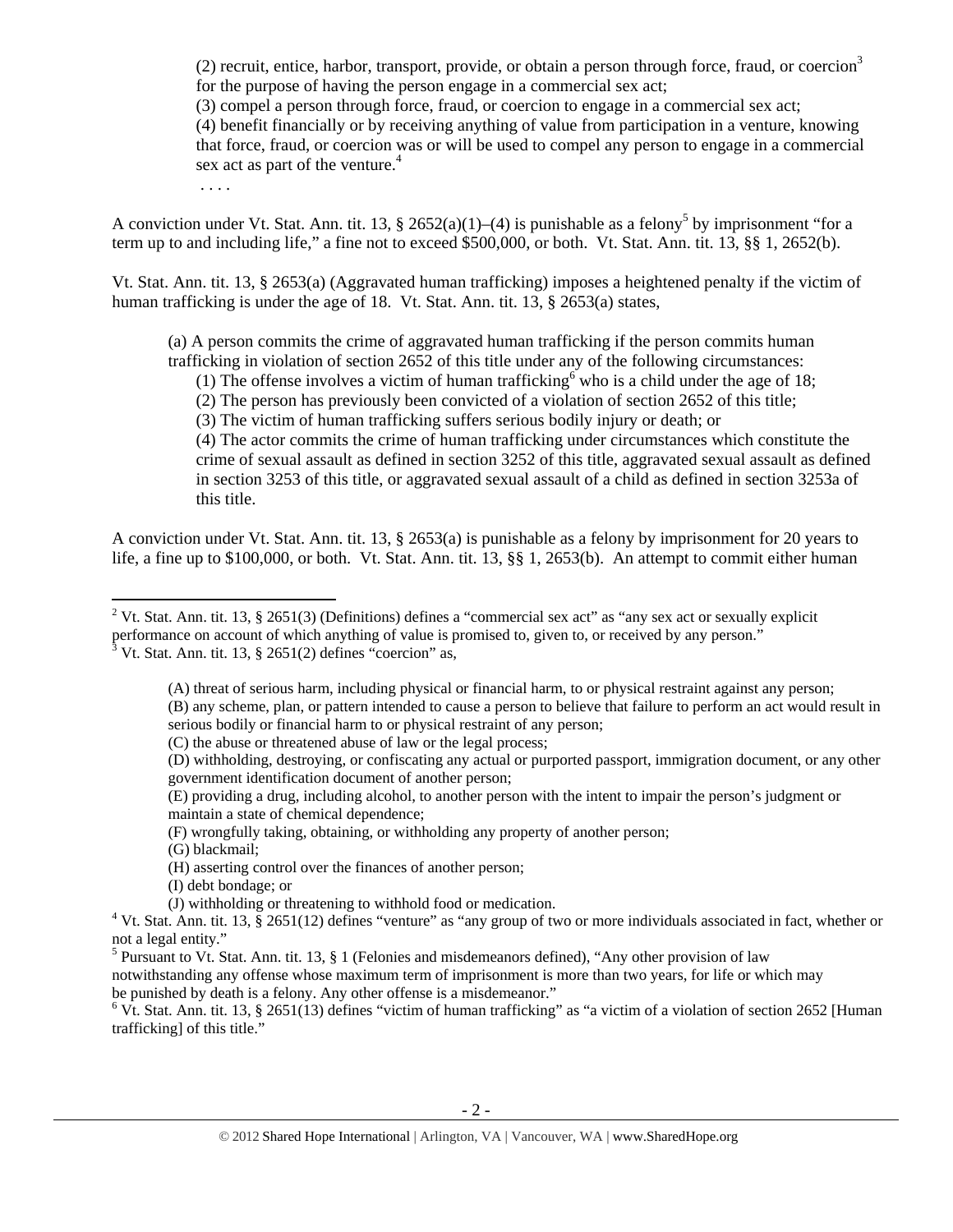(2) recruit, entice, harbor, transport, provide, or obtain a person through force, fraud, or coercion[3] for the purpose of having the person engage in a commercial sex act;

(3) compel a person through force, fraud, or coercion to engage in a commercial sex act;

(4) benefit financially or by receiving anything of value from participation in a venture, knowing that force, fraud, or coercion was or will be used to compel any person to engage in a commercial sex act as part of the venture.[4]

. . . .

A conviction under Vt. Stat. Ann. tit. 13, § 2652(a)(1)–(4) is punishable as a felony[5] by imprisonment "for a term up to and including life," a fine not to exceed $500,000, or both. Vt. Stat. Ann. tit. 13, §§ 1, 2652(b).

Vt. Stat. Ann. tit. 13, § 2653(a) (Aggravated human trafficking) imposes a heightened penalty if the victim of human trafficking is under the age of 18. Vt. Stat. Ann. tit. 13, § 2653(a) states,

> (a) A person commits the crime of aggravated human trafficking if the person commits human trafficking in violation of section 2652 of this title under any of the following circumstances:
>
> (1) The offense involves a victim of human trafficking[6] who is a child under the age of 18;
>
> (2) The person has previously been convicted of a violation of section 2652 of this title;
>
> (3) The victim of human trafficking suffers serious bodily injury or death; or
>
> (4) The actor commits the crime of human trafficking under circumstances which constitute the crime of sexual assault as defined in section 3252 of this title, aggravated sexual assault as defined in section 3253 of this title, or aggravated sexual assault of a child as defined in section 3253a of this title.

A conviction under Vt. Stat. Ann. tit. 13, § 2653(a) is punishable as a felony by imprisonment for 20 years to life, a fine up to $100,000, or both. Vt. Stat. Ann. tit. 13, §§ 1, 2653(b). An attempt to commit either human

---

[2] Vt. Stat. Ann. tit. 13, § 2651(3) (Definitions) defines a "commercial sex act" as "any sex act or sexually explicit performance on account of which anything of value is promised to, given to, or received by any person."

[3] Vt. Stat. Ann. tit. 13, § 2651(2) defines "coercion" as,

> (A) threat of serious harm, including physical or financial harm, to or physical restraint against any person;
>
> (B) any scheme, plan, or pattern intended to cause a person to believe that failure to perform an act would result in serious bodily or financial harm to or physical restraint of any person;
>
> (C) the abuse or threatened abuse of law or the legal process;
>
> (D) withholding, destroying, or confiscating any actual or purported passport, immigration document, or any other government identification document of another person;
>
> (E) providing a drug, including alcohol, to another person with the intent to impair the person's judgment or maintain a state of chemical dependence;
>
> (F) wrongfully taking, obtaining, or withholding any property of another person;
>
> (G) blackmail;
>
> (H) asserting control over the finances of another person;
>
> (I) debt bondage; or
>
> (J) withholding or threatening to withhold food or medication.

[4] Vt. Stat. Ann. tit. 13, § 2651(12) defines "venture" as "any group of two or more individuals associated in fact, whether or not a legal entity."

[5] Pursuant to Vt. Stat. Ann. tit. 13, § 1 (Felonies and misdemeanors defined), "Any other provision of law notwithstanding any offense whose maximum term of imprisonment is more than two years, for life or which may be punished by death is a felony. Any other offense is a misdemeanor."

[6] Vt. Stat. Ann. tit. 13, § 2651(13) defines "victim of human trafficking" as "a victim of a violation of section 2652 [Human trafficking] of this title."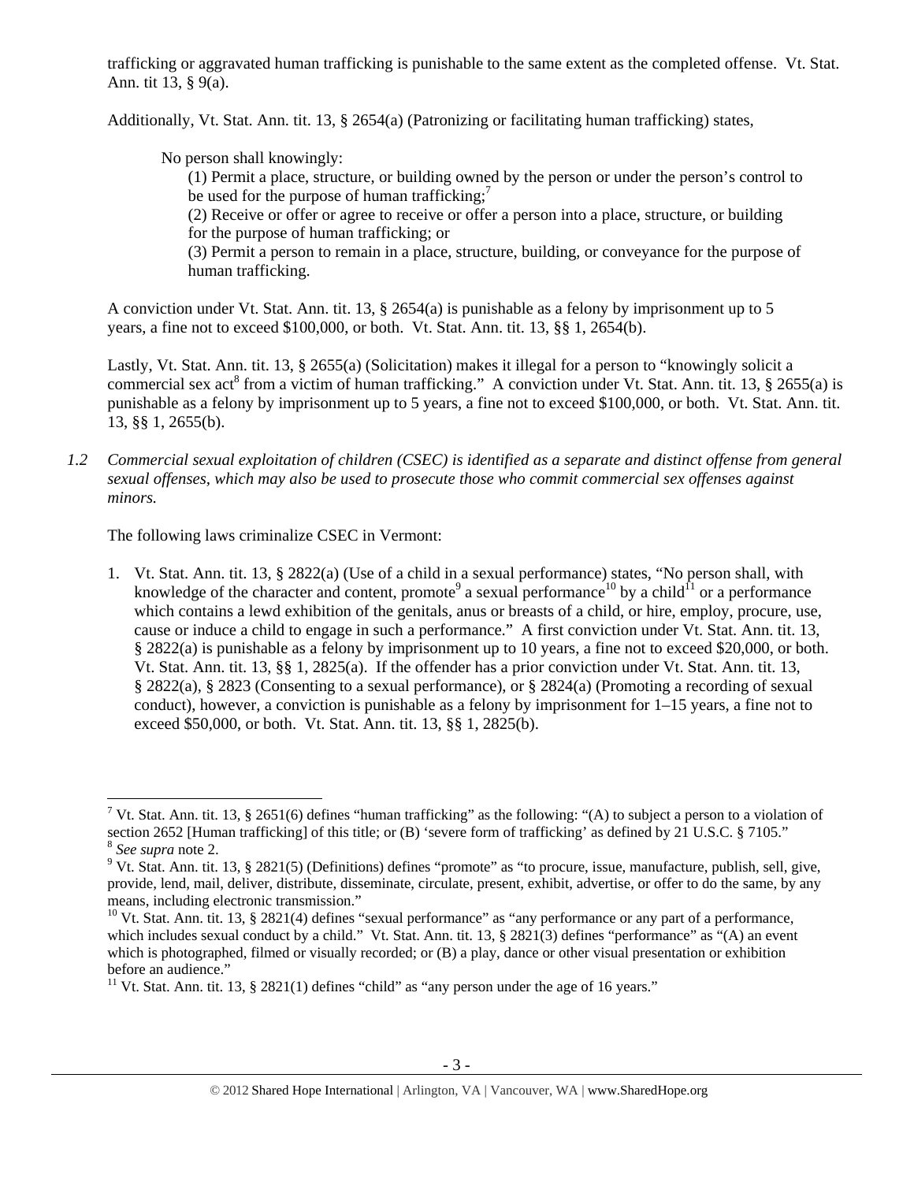trafficking or aggravated human trafficking is punishable to the same extent as the completed offense. Vt. Stat. Ann. tit 13, § 9(a).

Additionally, Vt. Stat. Ann. tit. 13, § 2654(a) (Patronizing or facilitating human trafficking) states,

> No person shall knowingly:
> (1) Permit a place, structure, or building owned by the person or under the person's control to be used for the purpose of human trafficking;[7]
> (2) Receive or offer or agree to receive or offer a person into a place, structure, or building for the purpose of human trafficking; or
> (3) Permit a person to remain in a place, structure, building, or conveyance for the purpose of human trafficking.

A conviction under Vt. Stat. Ann. tit. 13, § 2654(a) is punishable as a felony by imprisonment up to 5 years, a fine not to exceed $100,000, or both. Vt. Stat. Ann. tit. 13, §§ 1, 2654(b).

Lastly, Vt. Stat. Ann. tit. 13, § 2655(a) (Solicitation) makes it illegal for a person to "knowingly solicit a commercial sex act[8] from a victim of human trafficking." A conviction under Vt. Stat. Ann. tit. 13, § 2655(a) is punishable as a felony by imprisonment up to 5 years, a fine not to exceed $100,000, or both. Vt. Stat. Ann. tit. 13, §§ 1, 2655(b).

*1.2 Commercial sexual exploitation of children (CSEC) is identified as a separate and distinct offense from general sexual offenses, which may also be used to prosecute those who commit commercial sex offenses against minors.*

The following laws criminalize CSEC in Vermont:

1. Vt. Stat. Ann. tit. 13, § 2822(a) (Use of a child in a sexual performance) states, "No person shall, with knowledge of the character and content, promote[9] a sexual performance[10] by a child[11] or a performance which contains a lewd exhibition of the genitals, anus or breasts of a child, or hire, employ, procure, use, cause or induce a child to engage in such a performance." A first conviction under Vt. Stat. Ann. tit. 13, § 2822(a) is punishable as a felony by imprisonment up to 10 years, a fine not to exceed $20,000, or both. Vt. Stat. Ann. tit. 13, §§ 1, 2825(a). If the offender has a prior conviction under Vt. Stat. Ann. tit. 13, § 2822(a), § 2823 (Consenting to a sexual performance), or § 2824(a) (Promoting a recording of sexual conduct), however, a conviction is punishable as a felony by imprisonment for 1–15 years, a fine not to exceed $50,000, or both. Vt. Stat. Ann. tit. 13, §§ 1, 2825(b).

---

[7] Vt. Stat. Ann. tit. 13, § 2651(6) defines "human trafficking" as the following: "(A) to subject a person to a violation of section 2652 [Human trafficking] of this title; or (B) 'severe form of trafficking' as defined by 21 U.S.C. § 7105."

[8] *See supra* note 2.

[9] Vt. Stat. Ann. tit. 13, § 2821(5) (Definitions) defines "promote" as "to procure, issue, manufacture, publish, sell, give, provide, lend, mail, deliver, distribute, disseminate, circulate, present, exhibit, advertise, or offer to do the same, by any means, including electronic transmission."

[10] Vt. Stat. Ann. tit. 13, § 2821(4) defines "sexual performance" as "any performance or any part of a performance, which includes sexual conduct by a child." Vt. Stat. Ann. tit. 13, § 2821(3) defines "performance" as "(A) an event which is photographed, filmed or visually recorded; or (B) a play, dance or other visual presentation or exhibition before an audience."

[11] Vt. Stat. Ann. tit. 13, § 2821(1) defines "child" as "any person under the age of 16 years."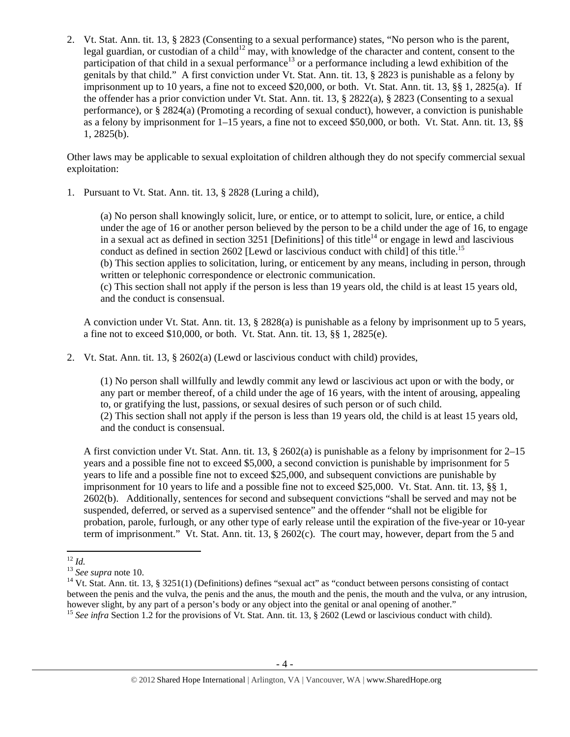2. Vt. Stat. Ann. tit. 13, § 2823 (Consenting to a sexual performance) states, "No person who is the parent, legal guardian, or custodian of a child[12] may, with knowledge of the character and content, consent to the participation of that child in a sexual performance[13] or a performance including a lewd exhibition of the genitals by that child." A first conviction under Vt. Stat. Ann. tit. 13, § 2823 is punishable as a felony by imprisonment up to 10 years, a fine not to exceed $20,000, or both. Vt. Stat. Ann. tit. 13, §§ 1, 2825(a). If the offender has a prior conviction under Vt. Stat. Ann. tit. 13, § 2822(a), § 2823 (Consenting to a sexual performance), or § 2824(a) (Promoting a recording of sexual conduct), however, a conviction is punishable as a felony by imprisonment for 1–15 years, a fine not to exceed $50,000, or both. Vt. Stat. Ann. tit. 13, §§ 1, 2825(b).

Other laws may be applicable to sexual exploitation of children although they do not specify commercial sexual exploitation:

1. Pursuant to Vt. Stat. Ann. tit. 13, § 2828 (Luring a child),

   > (a) No person shall knowingly solicit, lure, or entice, or to attempt to solicit, lure, or entice, a child under the age of 16 or another person believed by the person to be a child under the age of 16, to engage in a sexual act as defined in section 3251 [Definitions] of this title[14] or engage in lewd and lascivious conduct as defined in section 2602 [Lewd or lascivious conduct with child] of this title.[15]
   > (b) This section applies to solicitation, luring, or enticement by any means, including in person, through written or telephonic correspondence or electronic communication.
   > (c) This section shall not apply if the person is less than 19 years old, the child is at least 15 years old, and the conduct is consensual.

   A conviction under Vt. Stat. Ann. tit. 13, § 2828(a) is punishable as a felony by imprisonment up to 5 years, a fine not to exceed $10,000, or both. Vt. Stat. Ann. tit. 13, §§ 1, 2825(e).

2. Vt. Stat. Ann. tit. 13, § 2602(a) (Lewd or lascivious conduct with child) provides,

   > (1) No person shall willfully and lewdly commit any lewd or lascivious act upon or with the body, or any part or member thereof, of a child under the age of 16 years, with the intent of arousing, appealing to, or gratifying the lust, passions, or sexual desires of such person or of such child.
   > (2) This section shall not apply if the person is less than 19 years old, the child is at least 15 years old, and the conduct is consensual.

   A first conviction under Vt. Stat. Ann. tit. 13, § 2602(a) is punishable as a felony by imprisonment for 2–15 years and a possible fine not to exceed $5,000, a second conviction is punishable by imprisonment for 5 years to life and a possible fine not to exceed $25,000, and subsequent convictions are punishable by imprisonment for 10 years to life and a possible fine not to exceed $25,000. Vt. Stat. Ann. tit. 13, §§ 1, 2602(b). Additionally, sentences for second and subsequent convictions "shall be served and may not be suspended, deferred, or served as a supervised sentence" and the offender "shall not be eligible for probation, parole, furlough, or any other type of early release until the expiration of the five-year or 10-year term of imprisonment." Vt. Stat. Ann. tit. 13, § 2602(c). The court may, however, depart from the 5 and

---

[12] *Id.*
[13] *See supra* note 10.
[14] Vt. Stat. Ann. tit. 13, § 3251(1) (Definitions) defines "sexual act" as "conduct between persons consisting of contact between the penis and the vulva, the penis and the anus, the mouth and the penis, the mouth and the vulva, or any intrusion, however slight, by any part of a person's body or any object into the genital or anal opening of another."
[15] *See infra* Section 1.2 for the provisions of Vt. Stat. Ann. tit. 13, § 2602 (Lewd or lascivious conduct with child).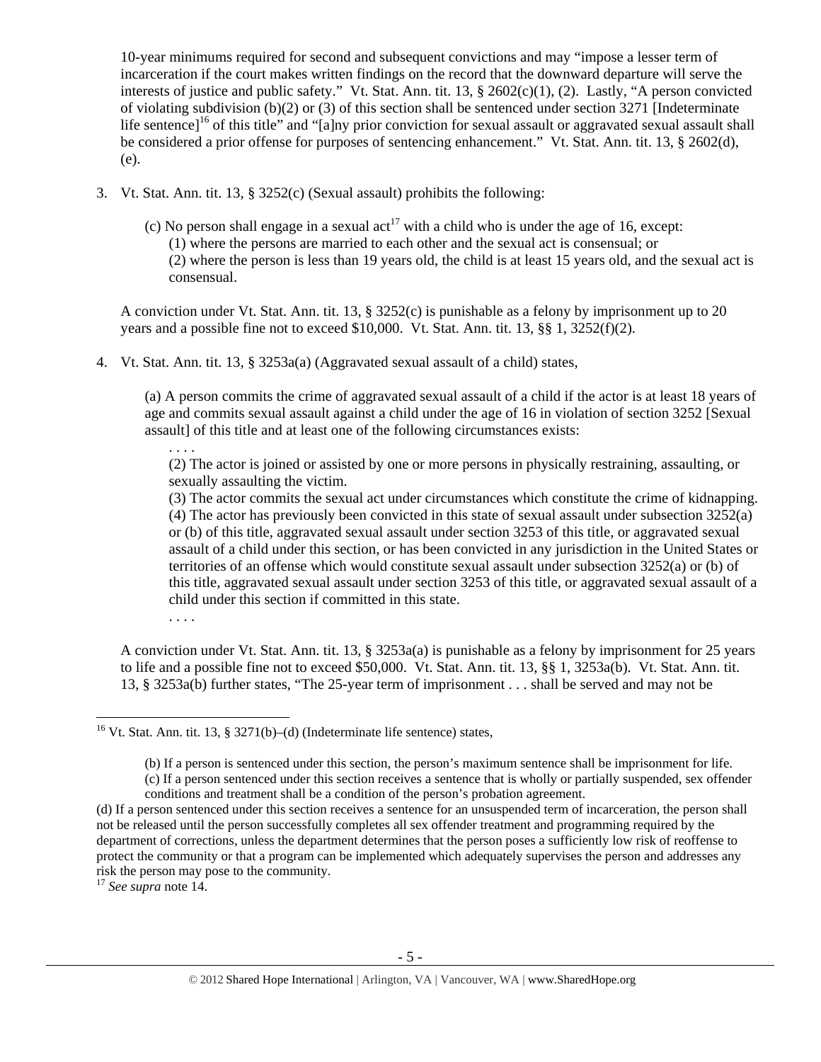10-year minimums required for second and subsequent convictions and may "impose a lesser term of incarceration if the court makes written findings on the record that the downward departure will serve the interests of justice and public safety." Vt. Stat. Ann. tit. 13, § 2602(c)(1), (2). Lastly, "A person convicted of violating subdivision (b)(2) or (3) of this section shall be sentenced under section 3271 [Indeterminate life sentence][16] of this title" and "[a]ny prior conviction for sexual assault or aggravated sexual assault shall be considered a prior offense for purposes of sentencing enhancement." Vt. Stat. Ann. tit. 13, § 2602(d), (e).

3. Vt. Stat. Ann. tit. 13, § 3252(c) (Sexual assault) prohibits the following:

   > (c) No person shall engage in a sexual act[17] with a child who is under the age of 16, except:
   > (1) where the persons are married to each other and the sexual act is consensual; or
   > (2) where the person is less than 19 years old, the child is at least 15 years old, and the sexual act is consensual.

   A conviction under Vt. Stat. Ann. tit. 13, § 3252(c) is punishable as a felony by imprisonment up to 20 years and a possible fine not to exceed $10,000. Vt. Stat. Ann. tit. 13, §§ 1, 3252(f)(2).

4. Vt. Stat. Ann. tit. 13, § 3253a(a) (Aggravated sexual assault of a child) states,

   > (a) A person commits the crime of aggravated sexual assault of a child if the actor is at least 18 years of age and commits sexual assault against a child under the age of 16 in violation of section 3252 [Sexual assault] of this title and at least one of the following circumstances exists:
   > . . . .
   > (2) The actor is joined or assisted by one or more persons in physically restraining, assaulting, or sexually assaulting the victim.
   > (3) The actor commits the sexual act under circumstances which constitute the crime of kidnapping.
   > (4) The actor has previously been convicted in this state of sexual assault under subsection 3252(a) or (b) of this title, aggravated sexual assault under section 3253 of this title, or aggravated sexual assault of a child under this section, or has been convicted in any jurisdiction in the United States or territories of an offense which would constitute sexual assault under subsection 3252(a) or (b) of this title, aggravated sexual assault under section 3253 of this title, or aggravated sexual assault of a child under this section if committed in this state.
   > . . . .

   A conviction under Vt. Stat. Ann. tit. 13, § 3253a(a) is punishable as a felony by imprisonment for 25 years to life and a possible fine not to exceed $50,000. Vt. Stat. Ann. tit. 13, §§ 1, 3253a(b). Vt. Stat. Ann. tit. 13, § 3253a(b) further states, "The 25-year term of imprisonment . . . shall be served and may not be

---

[16] Vt. Stat. Ann. tit. 13, § 3271(b)–(d) (Indeterminate life sentence) states,

> (b) If a person is sentenced under this section, the person's maximum sentence shall be imprisonment for life.
> (c) If a person sentenced under this section receives a sentence that is wholly or partially suspended, sex offender conditions and treatment shall be a condition of the person's probation agreement.
> (d) If a person sentenced under this section receives a sentence for an unsuspended term of incarceration, the person shall not be released until the person successfully completes all sex offender treatment and programming required by the department of corrections, unless the department determines that the person poses a sufficiently low risk of reoffense to protect the community or that a program can be implemented which adequately supervises the person and addresses any risk the person may pose to the community.

[17] *See supra* note 14.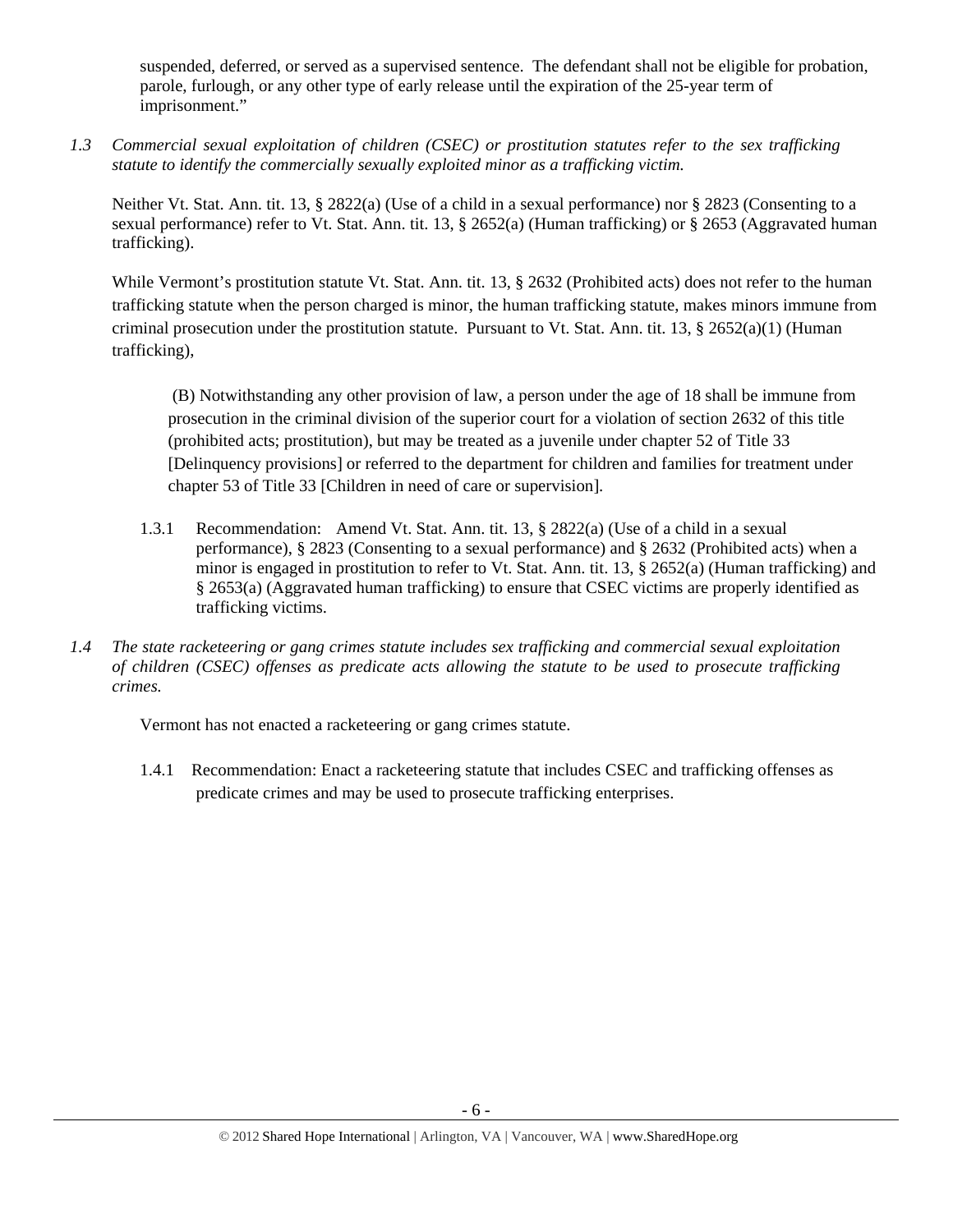suspended, deferred, or served as a supervised sentence. The defendant shall not be eligible for probation, parole, furlough, or any other type of early release until the expiration of the 25-year term of imprisonment."

*1.3 Commercial sexual exploitation of children (CSEC) or prostitution statutes refer to the sex trafficking statute to identify the commercially sexually exploited minor as a trafficking victim.*

Neither Vt. Stat. Ann. tit. 13, § 2822(a) (Use of a child in a sexual performance) nor § 2823 (Consenting to a sexual performance) refer to Vt. Stat. Ann. tit. 13, § 2652(a) (Human trafficking) or § 2653 (Aggravated human trafficking).

While Vermont's prostitution statute Vt. Stat. Ann. tit. 13, § 2632 (Prohibited acts) does not refer to the human trafficking statute when the person charged is minor, the human trafficking statute, makes minors immune from criminal prosecution under the prostitution statute. Pursuant to Vt. Stat. Ann. tit. 13, § 2652(a)(1) (Human trafficking),

> (B) Notwithstanding any other provision of law, a person under the age of 18 shall be immune from prosecution in the criminal division of the superior court for a violation of section 2632 of this title (prohibited acts; prostitution), but may be treated as a juvenile under chapter 52 of Title 33 [Delinquency provisions] or referred to the department for children and families for treatment under chapter 53 of Title 33 [Children in need of care or supervision].

1.3.1 Recommendation: Amend Vt. Stat. Ann. tit. 13, § 2822(a) (Use of a child in a sexual performance), § 2823 (Consenting to a sexual performance) and § 2632 (Prohibited acts) when a minor is engaged in prostitution to refer to Vt. Stat. Ann. tit. 13, § 2652(a) (Human trafficking) and § 2653(a) (Aggravated human trafficking) to ensure that CSEC victims are properly identified as trafficking victims.

*1.4 The state racketeering or gang crimes statute includes sex trafficking and commercial sexual exploitation of children (CSEC) offenses as predicate acts allowing the statute to be used to prosecute trafficking crimes.*

Vermont has not enacted a racketeering or gang crimes statute.

1.4.1 Recommendation: Enact a racketeering statute that includes CSEC and trafficking offenses as predicate crimes and may be used to prosecute trafficking enterprises.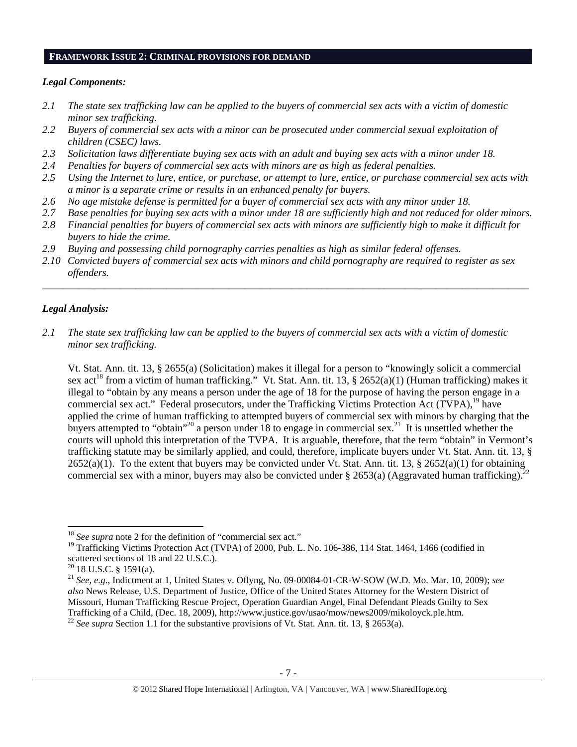## FRAMEWORK ISSUE 2: CRIMINAL PROVISIONS FOR DEMAND

### *Legal Components:*

*2.1 The state sex trafficking law can be applied to the buyers of commercial sex acts with a victim of domestic minor sex trafficking.*

*2.2 Buyers of commercial sex acts with a minor can be prosecuted under commercial sexual exploitation of children (CSEC) laws.*

*2.3 Solicitation laws differentiate buying sex acts with an adult and buying sex acts with a minor under 18.*

*2.4 Penalties for buyers of commercial sex acts with minors are as high as federal penalties.*

*2.5 Using the Internet to lure, entice, or purchase, or attempt to lure, entice, or purchase commercial sex acts with a minor is a separate crime or results in an enhanced penalty for buyers.*

*2.6 No age mistake defense is permitted for a buyer of commercial sex acts with any minor under 18.*

*2.7 Base penalties for buying sex acts with a minor under 18 are sufficiently high and not reduced for older minors.*

*2.8 Financial penalties for buyers of commercial sex acts with minors are sufficiently high to make it difficult for buyers to hide the crime.*

*2.9 Buying and possessing child pornography carries penalties as high as similar federal offenses.*

*2.10 Convicted buyers of commercial sex acts with minors and child pornography are required to register as sex offenders.*

---

### *Legal Analysis:*

*2.1 The state sex trafficking law can be applied to the buyers of commercial sex acts with a victim of domestic minor sex trafficking.*

Vt. Stat. Ann. tit. 13, § 2655(a) (Solicitation) makes it illegal for a person to "knowingly solicit a commercial sex act[18] from a victim of human trafficking." Vt. Stat. Ann. tit. 13, § 2652(a)(1) (Human trafficking) makes it illegal to "obtain by any means a person under the age of 18 for the purpose of having the person engage in a commercial sex act." Federal prosecutors, under the Trafficking Victims Protection Act (TVPA),[19] have applied the crime of human trafficking to attempted buyers of commercial sex with minors by charging that the buyers attempted to "obtain"[20] a person under 18 to engage in commercial sex.[21] It is unsettled whether the courts will uphold this interpretation of the TVPA. It is arguable, therefore, that the term "obtain" in Vermont's trafficking statute may be similarly applied, and could, therefore, implicate buyers under Vt. Stat. Ann. tit. 13, § 2652(a)(1). To the extent that buyers may be convicted under Vt. Stat. Ann. tit. 13, § 2652(a)(1) for obtaining commercial sex with a minor, buyers may also be convicted under § 2653(a) (Aggravated human trafficking).[22]

---

[18] *See supra* note 2 for the definition of "commercial sex act."

[19] Trafficking Victims Protection Act (TVPA) of 2000, Pub. L. No. 106-386, 114 Stat. 1464, 1466 (codified in scattered sections of 18 and 22 U.S.C.).

[20] 18 U.S.C. § 1591(a).

[21] *See, e.g.*, Indictment at 1, United States v. Oflyng, No. 09-00084-01-CR-W-SOW (W.D. Mo. Mar. 10, 2009); *see also* News Release, U.S. Department of Justice, Office of the United States Attorney for the Western District of Missouri, Human Trafficking Rescue Project, Operation Guardian Angel, Final Defendant Pleads Guilty to Sex Trafficking of a Child, (Dec. 18, 2009), http://www.justice.gov/usao/mow/news2009/mikoloyck.ple.htm.

[22] *See supra* Section 1.1 for the substantive provisions of Vt. Stat. Ann. tit. 13, § 2653(a).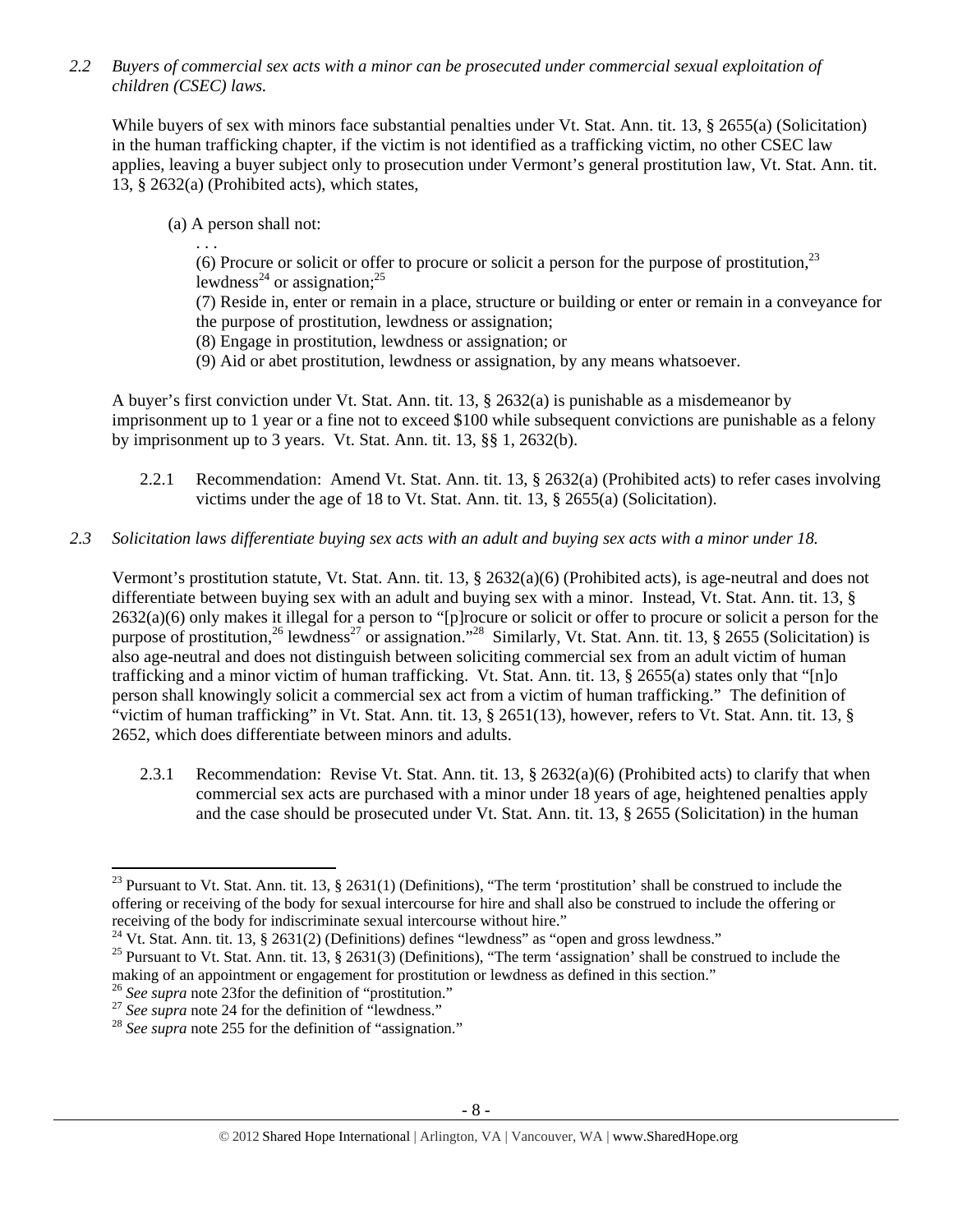*2.2 Buyers of commercial sex acts with a minor can be prosecuted under commercial sexual exploitation of children (CSEC) laws.*

While buyers of sex with minors face substantial penalties under Vt. Stat. Ann. tit. 13, § 2655(a) (Solicitation) in the human trafficking chapter, if the victim is not identified as a trafficking victim, no other CSEC law applies, leaving a buyer subject only to prosecution under Vermont's general prostitution law, Vt. Stat. Ann. tit. 13, § 2632(a) (Prohibited acts), which states,

> (a) A person shall not:
>
> . . .
>
> (6) Procure or solicit or offer to procure or solicit a person for the purpose of prostitution,[23] lewdness[24] or assignation;[25]
>
> (7) Reside in, enter or remain in a place, structure or building or enter or remain in a conveyance for the purpose of prostitution, lewdness or assignation;
>
> (8) Engage in prostitution, lewdness or assignation; or
>
> (9) Aid or abet prostitution, lewdness or assignation, by any means whatsoever.

A buyer's first conviction under Vt. Stat. Ann. tit. 13, § 2632(a) is punishable as a misdemeanor by imprisonment up to 1 year or a fine not to exceed $100 while subsequent convictions are punishable as a felony by imprisonment up to 3 years. Vt. Stat. Ann. tit. 13, §§ 1, 2632(b).

2.2.1 Recommendation: Amend Vt. Stat. Ann. tit. 13, § 2632(a) (Prohibited acts) to refer cases involving victims under the age of 18 to Vt. Stat. Ann. tit. 13, § 2655(a) (Solicitation).

*2.3 Solicitation laws differentiate buying sex acts with an adult and buying sex acts with a minor under 18.*

Vermont's prostitution statute, Vt. Stat. Ann. tit. 13, § 2632(a)(6) (Prohibited acts), is age-neutral and does not differentiate between buying sex with an adult and buying sex with a minor. Instead, Vt. Stat. Ann. tit. 13, § 2632(a)(6) only makes it illegal for a person to "[p]rocure or solicit or offer to procure or solicit a person for the purpose of prostitution,[26] lewdness[27] or assignation."[28] Similarly, Vt. Stat. Ann. tit. 13, § 2655 (Solicitation) is also age-neutral and does not distinguish between soliciting commercial sex from an adult victim of human trafficking and a minor victim of human trafficking. Vt. Stat. Ann. tit. 13, § 2655(a) states only that "[n]o person shall knowingly solicit a commercial sex act from a victim of human trafficking." The definition of "victim of human trafficking" in Vt. Stat. Ann. tit. 13, § 2651(13), however, refers to Vt. Stat. Ann. tit. 13, § 2652, which does differentiate between minors and adults.

2.3.1 Recommendation: Revise Vt. Stat. Ann. tit. 13, § 2632(a)(6) (Prohibited acts) to clarify that when commercial sex acts are purchased with a minor under 18 years of age, heightened penalties apply and the case should be prosecuted under Vt. Stat. Ann. tit. 13, § 2655 (Solicitation) in the human

---

[23] Pursuant to Vt. Stat. Ann. tit. 13, § 2631(1) (Definitions), "The term 'prostitution' shall be construed to include the offering or receiving of the body for sexual intercourse for hire and shall also be construed to include the offering or receiving of the body for indiscriminate sexual intercourse without hire."

[24] Vt. Stat. Ann. tit. 13, § 2631(2) (Definitions) defines "lewdness" as "open and gross lewdness."

[25] Pursuant to Vt. Stat. Ann. tit. 13, § 2631(3) (Definitions), "The term 'assignation' shall be construed to include the making of an appointment or engagement for prostitution or lewdness as defined in this section."

[26] *See supra* note 23for the definition of "prostitution."

[27] *See supra* note 24 for the definition of "lewdness."

[28] *See supra* note 255 for the definition of "assignation."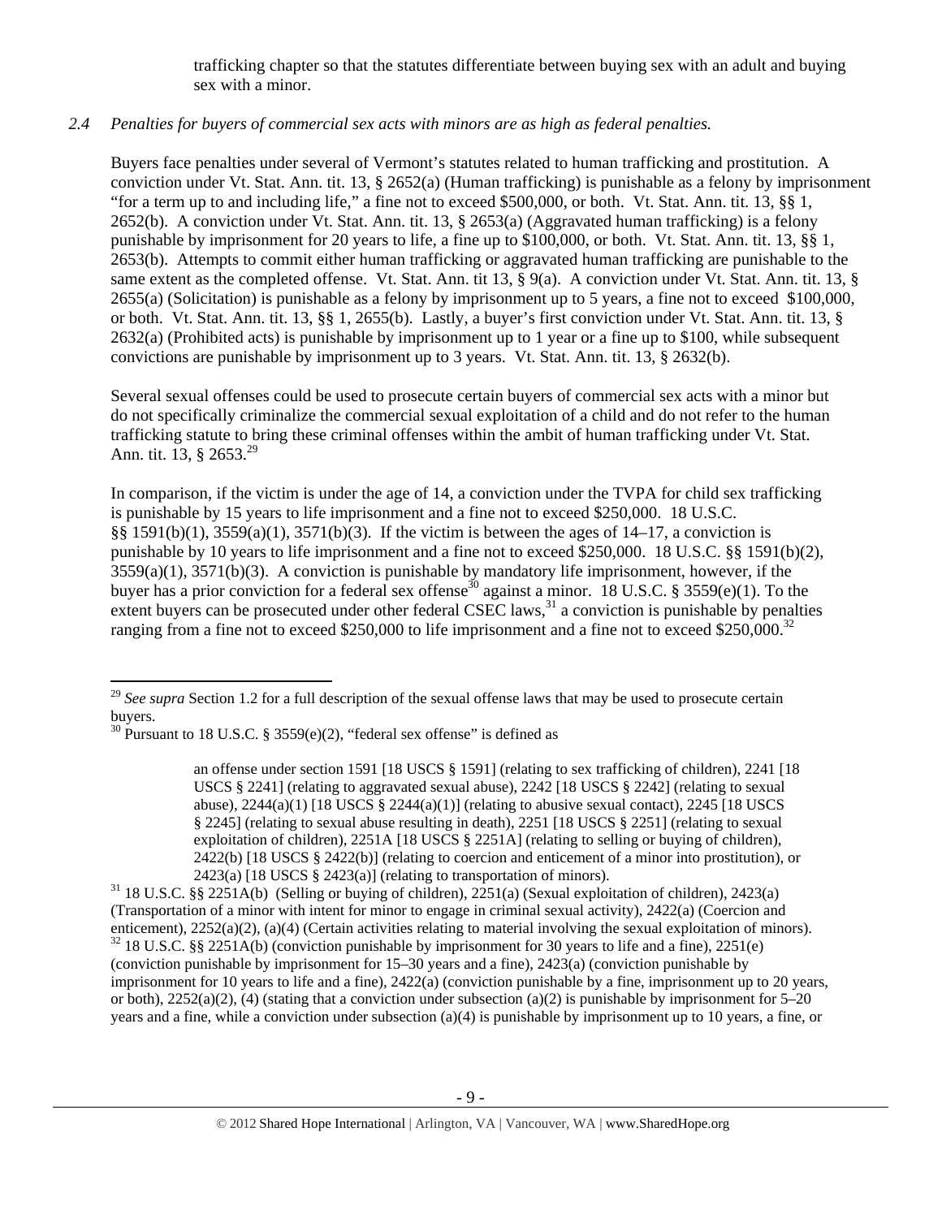trafficking chapter so that the statutes differentiate between buying sex with an adult and buying sex with a minor.

*2.4 Penalties for buyers of commercial sex acts with minors are as high as federal penalties.*

Buyers face penalties under several of Vermont's statutes related to human trafficking and prostitution. A conviction under Vt. Stat. Ann. tit. 13, § 2652(a) (Human trafficking) is punishable as a felony by imprisonment "for a term up to and including life," a fine not to exceed $500,000, or both. Vt. Stat. Ann. tit. 13, §§ 1, 2652(b). A conviction under Vt. Stat. Ann. tit. 13, § 2653(a) (Aggravated human trafficking) is a felony punishable by imprisonment for 20 years to life, a fine up to $100,000, or both. Vt. Stat. Ann. tit. 13, §§ 1, 2653(b). Attempts to commit either human trafficking or aggravated human trafficking are punishable to the same extent as the completed offense. Vt. Stat. Ann. tit 13, § 9(a). A conviction under Vt. Stat. Ann. tit. 13, § 2655(a) (Solicitation) is punishable as a felony by imprisonment up to 5 years, a fine not to exceed $100,000, or both. Vt. Stat. Ann. tit. 13, §§ 1, 2655(b). Lastly, a buyer's first conviction under Vt. Stat. Ann. tit. 13, § 2632(a) (Prohibited acts) is punishable by imprisonment up to 1 year or a fine up to $100, while subsequent convictions are punishable by imprisonment up to 3 years. Vt. Stat. Ann. tit. 13, § 2632(b).

Several sexual offenses could be used to prosecute certain buyers of commercial sex acts with a minor but do not specifically criminalize the commercial sexual exploitation of a child and do not refer to the human trafficking statute to bring these criminal offenses within the ambit of human trafficking under Vt. Stat. Ann. tit. 13, § 2653.[29]

In comparison, if the victim is under the age of 14, a conviction under the TVPA for child sex trafficking is punishable by 15 years to life imprisonment and a fine not to exceed $250,000. 18 U.S.C. §§ 1591(b)(1), 3559(a)(1), 3571(b)(3). If the victim is between the ages of 14–17, a conviction is punishable by 10 years to life imprisonment and a fine not to exceed $250,000. 18 U.S.C. §§ 1591(b)(2), 3559(a)(1), 3571(b)(3). A conviction is punishable by mandatory life imprisonment, however, if the buyer has a prior conviction for a federal sex offense[30] against a minor. 18 U.S.C. § 3559(e)(1). To the extent buyers can be prosecuted under other federal CSEC laws,[31] a conviction is punishable by penalties ranging from a fine not to exceed $250,000 to life imprisonment and a fine not to exceed $250,000.[32]

---

[29] *See supra* Section 1.2 for a full description of the sexual offense laws that may be used to prosecute certain buyers.

[30] Pursuant to 18 U.S.C. § 3559(e)(2), "federal sex offense" is defined as

> an offense under section 1591 [18 USCS § 1591] (relating to sex trafficking of children), 2241 [18 USCS § 2241] (relating to aggravated sexual abuse), 2242 [18 USCS § 2242] (relating to sexual abuse), 2244(a)(1) [18 USCS § 2244(a)(1)] (relating to abusive sexual contact), 2245 [18 USCS § 2245] (relating to sexual abuse resulting in death), 2251 [18 USCS § 2251] (relating to sexual exploitation of children), 2251A [18 USCS § 2251A] (relating to selling or buying of children), 2422(b) [18 USCS § 2422(b)] (relating to coercion and enticement of a minor into prostitution), or 2423(a) [18 USCS § 2423(a)] (relating to transportation of minors).

[31] 18 U.S.C. §§ 2251A(b) (Selling or buying of children), 2251(a) (Sexual exploitation of children), 2423(a) (Transportation of a minor with intent for minor to engage in criminal sexual activity), 2422(a) (Coercion and enticement), 2252(a)(2), (a)(4) (Certain activities relating to material involving the sexual exploitation of minors).

[32] 18 U.S.C. §§ 2251A(b) (conviction punishable by imprisonment for 30 years to life and a fine), 2251(e) (conviction punishable by imprisonment for 15–30 years and a fine), 2423(a) (conviction punishable by imprisonment for 10 years to life and a fine), 2422(a) (conviction punishable by a fine, imprisonment up to 20 years, or both), 2252(a)(2), (4) (stating that a conviction under subsection (a)(2) is punishable by imprisonment for 5–20 years and a fine, while a conviction under subsection (a)(4) is punishable by imprisonment up to 10 years, a fine, or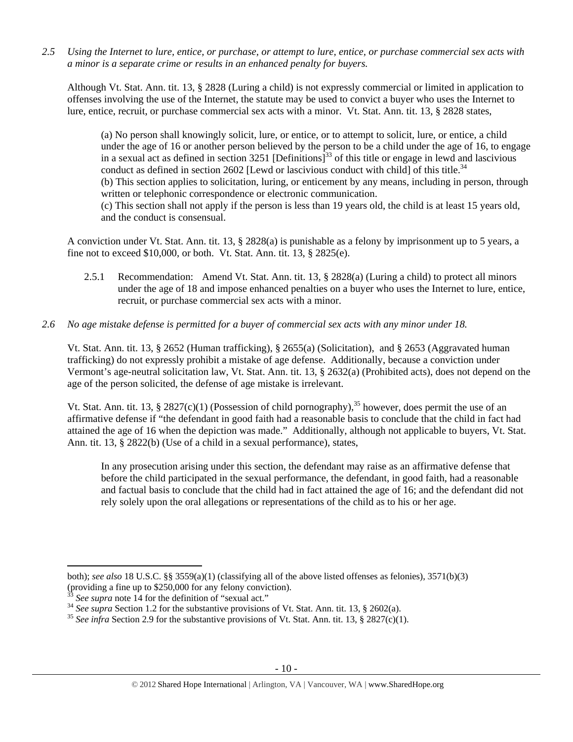*2.5 Using the Internet to lure, entice, or purchase, or attempt to lure, entice, or purchase commercial sex acts with a minor is a separate crime or results in an enhanced penalty for buyers.*

Although Vt. Stat. Ann. tit. 13, § 2828 (Luring a child) is not expressly commercial or limited in application to offenses involving the use of the Internet, the statute may be used to convict a buyer who uses the Internet to lure, entice, recruit, or purchase commercial sex acts with a minor. Vt. Stat. Ann. tit. 13, § 2828 states,

> (a) No person shall knowingly solicit, lure, or entice, or to attempt to solicit, lure, or entice, a child under the age of 16 or another person believed by the person to be a child under the age of 16, to engage in a sexual act as defined in section 3251 [Definitions][33] of this title or engage in lewd and lascivious conduct as defined in section 2602 [Lewd or lascivious conduct with child] of this title.[34]
> (b) This section applies to solicitation, luring, or enticement by any means, including in person, through written or telephonic correspondence or electronic communication.
> (c) This section shall not apply if the person is less than 19 years old, the child is at least 15 years old, and the conduct is consensual.

A conviction under Vt. Stat. Ann. tit. 13, § 2828(a) is punishable as a felony by imprisonment up to 5 years, a fine not to exceed $10,000, or both. Vt. Stat. Ann. tit. 13, § 2825(e).

2.5.1 Recommendation: Amend Vt. Stat. Ann. tit. 13, § 2828(a) (Luring a child) to protect all minors under the age of 18 and impose enhanced penalties on a buyer who uses the Internet to lure, entice, recruit, or purchase commercial sex acts with a minor.

*2.6 No age mistake defense is permitted for a buyer of commercial sex acts with any minor under 18.*

Vt. Stat. Ann. tit. 13, § 2652 (Human trafficking), § 2655(a) (Solicitation), and § 2653 (Aggravated human trafficking) do not expressly prohibit a mistake of age defense. Additionally, because a conviction under Vermont's age-neutral solicitation law, Vt. Stat. Ann. tit. 13, § 2632(a) (Prohibited acts), does not depend on the age of the person solicited, the defense of age mistake is irrelevant.

Vt. Stat. Ann. tit. 13, § 2827(c)(1) (Possession of child pornography),[35] however, does permit the use of an affirmative defense if "the defendant in good faith had a reasonable basis to conclude that the child in fact had attained the age of 16 when the depiction was made." Additionally, although not applicable to buyers, Vt. Stat. Ann. tit. 13, § 2822(b) (Use of a child in a sexual performance), states,

> In any prosecution arising under this section, the defendant may raise as an affirmative defense that before the child participated in the sexual performance, the defendant, in good faith, had a reasonable and factual basis to conclude that the child had in fact attained the age of 16; and the defendant did not rely solely upon the oral allegations or representations of the child as to his or her age.

---

both); *see also* 18 U.S.C. §§ 3559(a)(1) (classifying all of the above listed offenses as felonies), 3571(b)(3) (providing a fine up to $250,000 for any felony conviction).

[33] *See supra* note 14 for the definition of "sexual act."

[34] *See supra* Section 1.2 for the substantive provisions of Vt. Stat. Ann. tit. 13, § 2602(a).

[35] *See infra* Section 2.9 for the substantive provisions of Vt. Stat. Ann. tit. 13, § 2827(c)(1).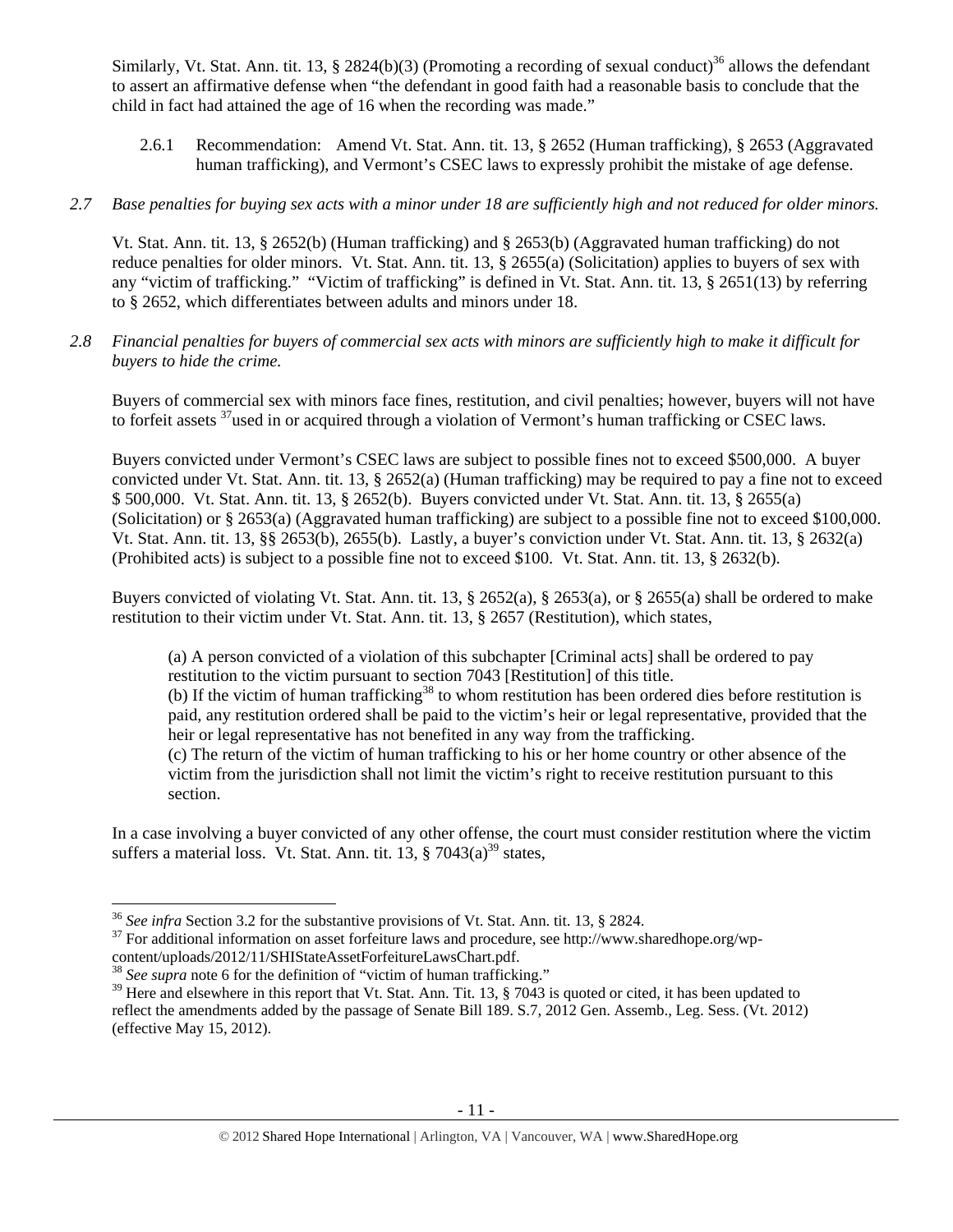Similarly, Vt. Stat. Ann. tit. 13, § 2824(b)(3) (Promoting a recording of sexual conduct)[36] allows the defendant to assert an affirmative defense when "the defendant in good faith had a reasonable basis to conclude that the child in fact had attained the age of 16 when the recording was made."

2.6.1 Recommendation: Amend Vt. Stat. Ann. tit. 13, § 2652 (Human trafficking), § 2653 (Aggravated human trafficking), and Vermont's CSEC laws to expressly prohibit the mistake of age defense.

*2.7 Base penalties for buying sex acts with a minor under 18 are sufficiently high and not reduced for older minors.*

Vt. Stat. Ann. tit. 13, § 2652(b) (Human trafficking) and § 2653(b) (Aggravated human trafficking) do not reduce penalties for older minors. Vt. Stat. Ann. tit. 13, § 2655(a) (Solicitation) applies to buyers of sex with any "victim of trafficking." "Victim of trafficking" is defined in Vt. Stat. Ann. tit. 13, § 2651(13) by referring to § 2652, which differentiates between adults and minors under 18.

*2.8 Financial penalties for buyers of commercial sex acts with minors are sufficiently high to make it difficult for buyers to hide the crime.*

Buyers of commercial sex with minors face fines, restitution, and civil penalties; however, buyers will not have to forfeit assets [37]used in or acquired through a violation of Vermont's human trafficking or CSEC laws.

Buyers convicted under Vermont's CSEC laws are subject to possible fines not to exceed $500,000. A buyer convicted under Vt. Stat. Ann. tit. 13, § 2652(a) (Human trafficking) may be required to pay a fine not to exceed $ 500,000. Vt. Stat. Ann. tit. 13, § 2652(b). Buyers convicted under Vt. Stat. Ann. tit. 13, § 2655(a) (Solicitation) or § 2653(a) (Aggravated human trafficking) are subject to a possible fine not to exceed $100,000. Vt. Stat. Ann. tit. 13, §§ 2653(b), 2655(b). Lastly, a buyer's conviction under Vt. Stat. Ann. tit. 13, § 2632(a) (Prohibited acts) is subject to a possible fine not to exceed $100. Vt. Stat. Ann. tit. 13, § 2632(b).

Buyers convicted of violating Vt. Stat. Ann. tit. 13, § 2652(a), § 2653(a), or § 2655(a) shall be ordered to make restitution to their victim under Vt. Stat. Ann. tit. 13, § 2657 (Restitution), which states,

> (a) A person convicted of a violation of this subchapter [Criminal acts] shall be ordered to pay restitution to the victim pursuant to section 7043 [Restitution] of this title.
> (b) If the victim of human trafficking[38] to whom restitution has been ordered dies before restitution is paid, any restitution ordered shall be paid to the victim's heir or legal representative, provided that the heir or legal representative has not benefited in any way from the trafficking.
> (c) The return of the victim of human trafficking to his or her home country or other absence of the victim from the jurisdiction shall not limit the victim's right to receive restitution pursuant to this section.

In a case involving a buyer convicted of any other offense, the court must consider restitution where the victim suffers a material loss. Vt. Stat. Ann. tit. 13, § 7043(a)[39] states,

---

[36] *See infra* Section 3.2 for the substantive provisions of Vt. Stat. Ann. tit. 13, § 2824.
[37] For additional information on asset forfeiture laws and procedure, see http://www.sharedhope.org/wp-content/uploads/2012/11/SHIStateAssetForfeitureLawsChart.pdf.
[38] *See supra* note 6 for the definition of "victim of human trafficking."
[39] Here and elsewhere in this report that Vt. Stat. Ann. Tit. 13, § 7043 is quoted or cited, it has been updated to reflect the amendments added by the passage of Senate Bill 189. S.7, 2012 Gen. Assemb., Leg. Sess. (Vt. 2012) (effective May 15, 2012).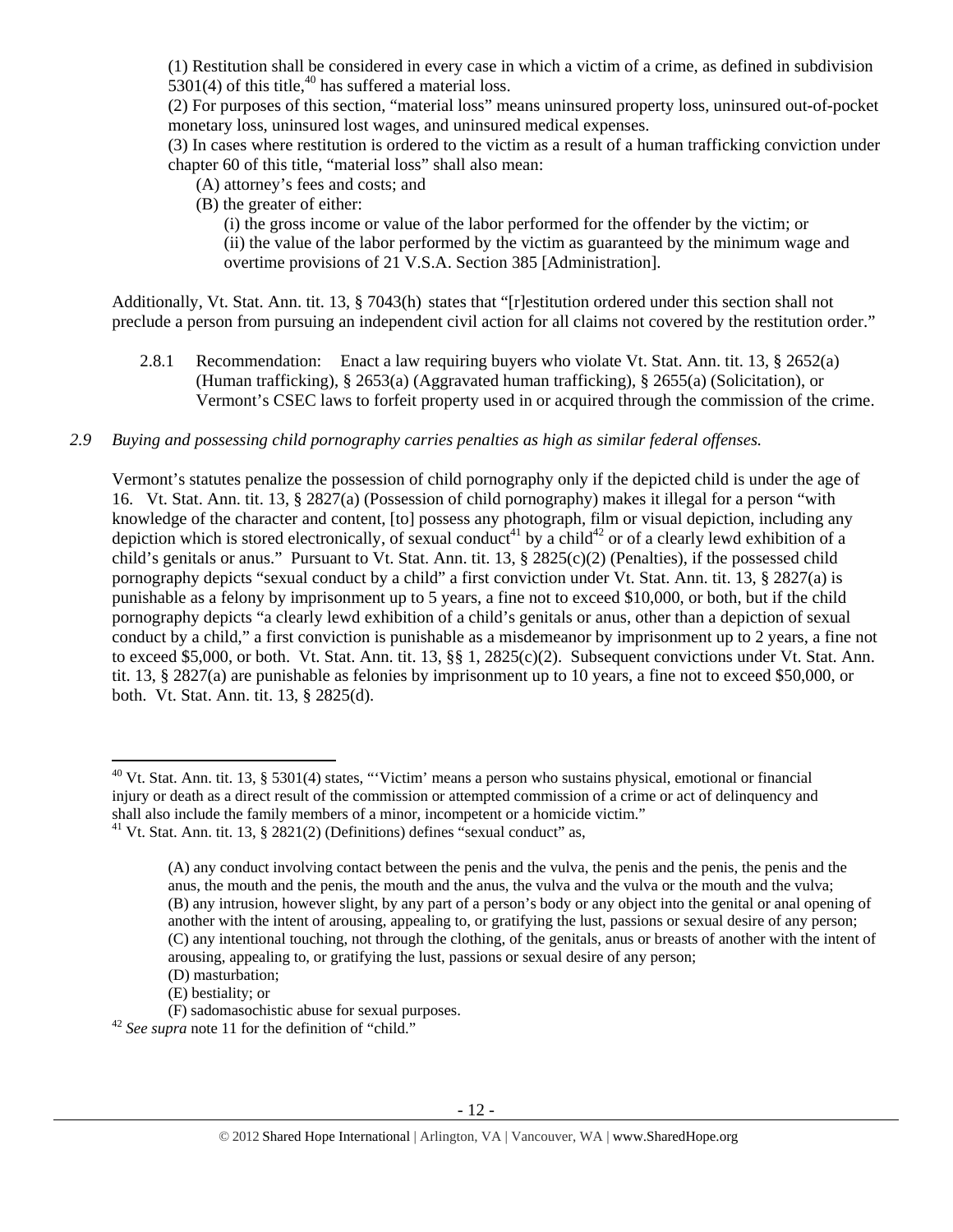(1) Restitution shall be considered in every case in which a victim of a crime, as defined in subdivision 5301(4) of this title,[40] has suffered a material loss.

(2) For purposes of this section, "material loss" means uninsured property loss, uninsured out-of-pocket monetary loss, uninsured lost wages, and uninsured medical expenses.

(3) In cases where restitution is ordered to the victim as a result of a human trafficking conviction under chapter 60 of this title, "material loss" shall also mean:

(A) attorney's fees and costs; and

(B) the greater of either:

(i) the gross income or value of the labor performed for the offender by the victim; or

(ii) the value of the labor performed by the victim as guaranteed by the minimum wage and overtime provisions of 21 V.S.A. Section 385 [Administration].

Additionally, Vt. Stat. Ann. tit. 13, § 7043(h) states that "[r]estitution ordered under this section shall not preclude a person from pursuing an independent civil action for all claims not covered by the restitution order."

2.8.1 Recommendation: Enact a law requiring buyers who violate Vt. Stat. Ann. tit. 13, § 2652(a) (Human trafficking), § 2653(a) (Aggravated human trafficking), § 2655(a) (Solicitation), or Vermont's CSEC laws to forfeit property used in or acquired through the commission of the crime.

*2.9 Buying and possessing child pornography carries penalties as high as similar federal offenses.*

Vermont's statutes penalize the possession of child pornography only if the depicted child is under the age of 16. Vt. Stat. Ann. tit. 13, § 2827(a) (Possession of child pornography) makes it illegal for a person "with knowledge of the character and content, [to] possess any photograph, film or visual depiction, including any depiction which is stored electronically, of sexual conduct[41] by a child[42] or of a clearly lewd exhibition of a child's genitals or anus." Pursuant to Vt. Stat. Ann. tit. 13, § 2825(c)(2) (Penalties), if the possessed child pornography depicts "sexual conduct by a child" a first conviction under Vt. Stat. Ann. tit. 13, § 2827(a) is punishable as a felony by imprisonment up to 5 years, a fine not to exceed $10,000, or both, but if the child pornography depicts "a clearly lewd exhibition of a child's genitals or anus, other than a depiction of sexual conduct by a child," a first conviction is punishable as a misdemeanor by imprisonment up to 2 years, a fine not to exceed $5,000, or both. Vt. Stat. Ann. tit. 13, §§ 1, 2825(c)(2). Subsequent convictions under Vt. Stat. Ann. tit. 13, § 2827(a) are punishable as felonies by imprisonment up to 10 years, a fine not to exceed $50,000, or both. Vt. Stat. Ann. tit. 13, § 2825(d).

---

[40] Vt. Stat. Ann. tit. 13, § 5301(4) states, "'Victim' means a person who sustains physical, emotional or financial injury or death as a direct result of the commission or attempted commission of a crime or act of delinquency and shall also include the family members of a minor, incompetent or a homicide victim."

[41] Vt. Stat. Ann. tit. 13, § 2821(2) (Definitions) defines "sexual conduct" as,

(A) any conduct involving contact between the penis and the vulva, the penis and the penis, the penis and the anus, the mouth and the penis, the mouth and the anus, the vulva and the vulva or the mouth and the vulva;
(B) any intrusion, however slight, by any part of a person's body or any object into the genital or anal opening of another with the intent of arousing, appealing to, or gratifying the lust, passions or sexual desire of any person;
(C) any intentional touching, not through the clothing, of the genitals, anus or breasts of another with the intent of arousing, appealing to, or gratifying the lust, passions or sexual desire of any person;
(D) masturbation;
(E) bestiality; or
(F) sadomasochistic abuse for sexual purposes.

[42] *See supra* note 11 for the definition of "child."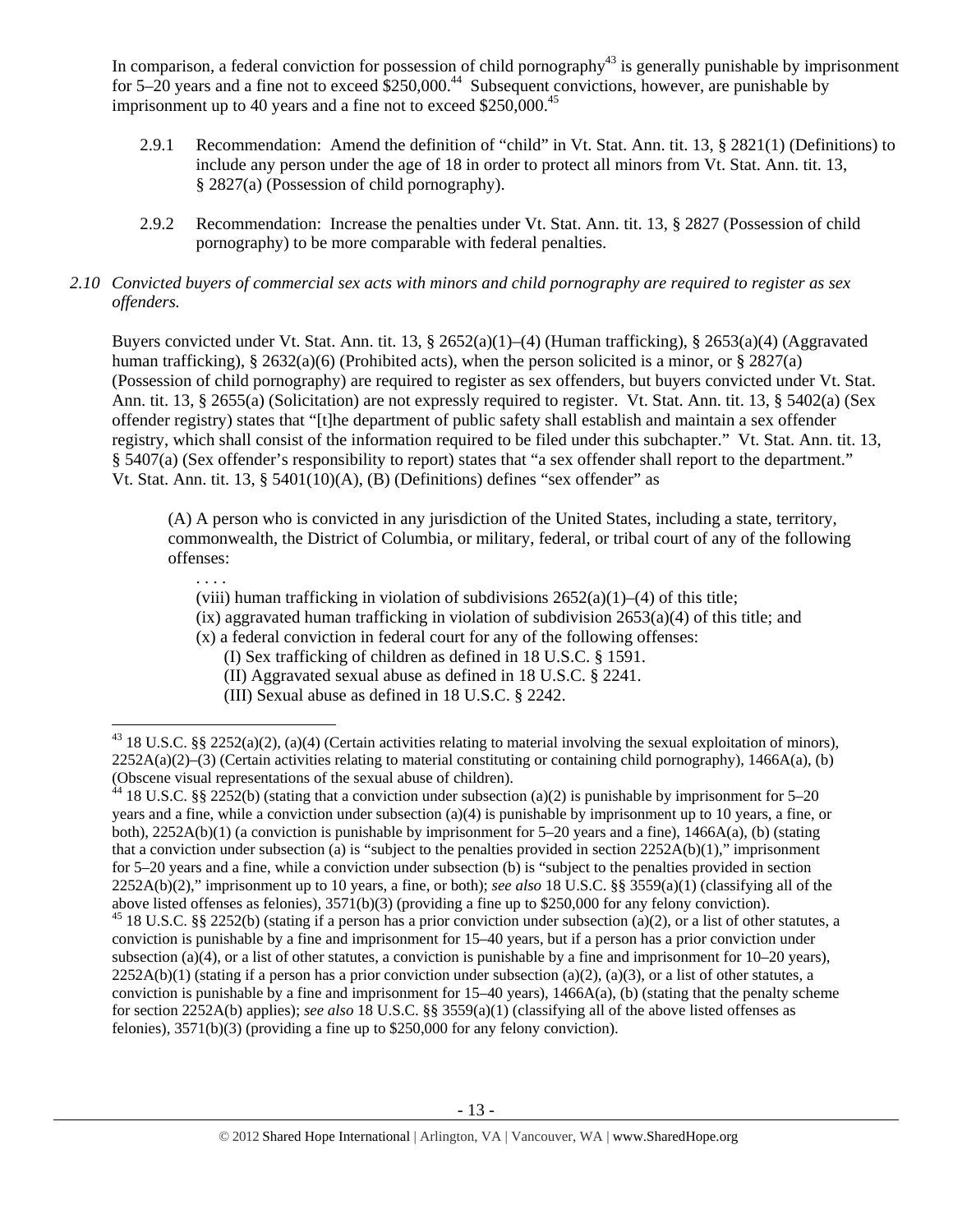In comparison, a federal conviction for possession of child pornography[43] is generally punishable by imprisonment for 5–20 years and a fine not to exceed $250,000.[44] Subsequent convictions, however, are punishable by imprisonment up to 40 years and a fine not to exceed $250,000.[45]

2.9.1 Recommendation: Amend the definition of "child" in Vt. Stat. Ann. tit. 13, § 2821(1) (Definitions) to include any person under the age of 18 in order to protect all minors from Vt. Stat. Ann. tit. 13, § 2827(a) (Possession of child pornography).

2.9.2 Recommendation: Increase the penalties under Vt. Stat. Ann. tit. 13, § 2827 (Possession of child pornography) to be more comparable with federal penalties.

*2.10 Convicted buyers of commercial sex acts with minors and child pornography are required to register as sex offenders.*

Buyers convicted under Vt. Stat. Ann. tit. 13, § 2652(a)(1)–(4) (Human trafficking), § 2653(a)(4) (Aggravated human trafficking), § 2632(a)(6) (Prohibited acts), when the person solicited is a minor, or § 2827(a) (Possession of child pornography) are required to register as sex offenders, but buyers convicted under Vt. Stat. Ann. tit. 13, § 2655(a) (Solicitation) are not expressly required to register. Vt. Stat. Ann. tit. 13, § 5402(a) (Sex offender registry) states that "[t]he department of public safety shall establish and maintain a sex offender registry, which shall consist of the information required to be filed under this subchapter." Vt. Stat. Ann. tit. 13, § 5407(a) (Sex offender's responsibility to report) states that "a sex offender shall report to the department." Vt. Stat. Ann. tit. 13, § 5401(10)(A), (B) (Definitions) defines "sex offender" as

> (A) A person who is convicted in any jurisdiction of the United States, including a state, territory, commonwealth, the District of Columbia, or military, federal, or tribal court of any of the following offenses:
>
> . . . .
>
> (viii) human trafficking in violation of subdivisions 2652(a)(1)–(4) of this title;
>
> (ix) aggravated human trafficking in violation of subdivision 2653(a)(4) of this title; and
>
> (x) a federal conviction in federal court for any of the following offenses:
>
> (I) Sex trafficking of children as defined in 18 U.S.C. § 1591.
>
> (II) Aggravated sexual abuse as defined in 18 U.S.C. § 2241.
>
> (III) Sexual abuse as defined in 18 U.S.C. § 2242.

---

[43] 18 U.S.C. §§ 2252(a)(2), (a)(4) (Certain activities relating to material involving the sexual exploitation of minors), 2252A(a)(2)–(3) (Certain activities relating to material constituting or containing child pornography), 1466A(a), (b) (Obscene visual representations of the sexual abuse of children).

[44] 18 U.S.C. §§ 2252(b) (stating that a conviction under subsection (a)(2) is punishable by imprisonment for 5–20 years and a fine, while a conviction under subsection (a)(4) is punishable by imprisonment up to 10 years, a fine, or both), 2252A(b)(1) (a conviction is punishable by imprisonment for 5–20 years and a fine), 1466A(a), (b) (stating that a conviction under subsection (a) is "subject to the penalties provided in section 2252A(b)(1)," imprisonment for 5–20 years and a fine, while a conviction under subsection (b) is "subject to the penalties provided in section 2252A(b)(2)," imprisonment up to 10 years, a fine, or both); *see also* 18 U.S.C. §§ 3559(a)(1) (classifying all of the above listed offenses as felonies), 3571(b)(3) (providing a fine up to $250,000 for any felony conviction).

[45] 18 U.S.C. §§ 2252(b) (stating if a person has a prior conviction under subsection (a)(2), or a list of other statutes, a conviction is punishable by a fine and imprisonment for 15–40 years, but if a person has a prior conviction under subsection (a)(4), or a list of other statutes, a conviction is punishable by a fine and imprisonment for 10–20 years), 2252A(b)(1) (stating if a person has a prior conviction under subsection (a)(2), (a)(3), or a list of other statutes, a conviction is punishable by a fine and imprisonment for 15–40 years), 1466A(a), (b) (stating that the penalty scheme for section 2252A(b) applies); *see also* 18 U.S.C. §§ 3559(a)(1) (classifying all of the above listed offenses as felonies), 3571(b)(3) (providing a fine up to $250,000 for any felony conviction).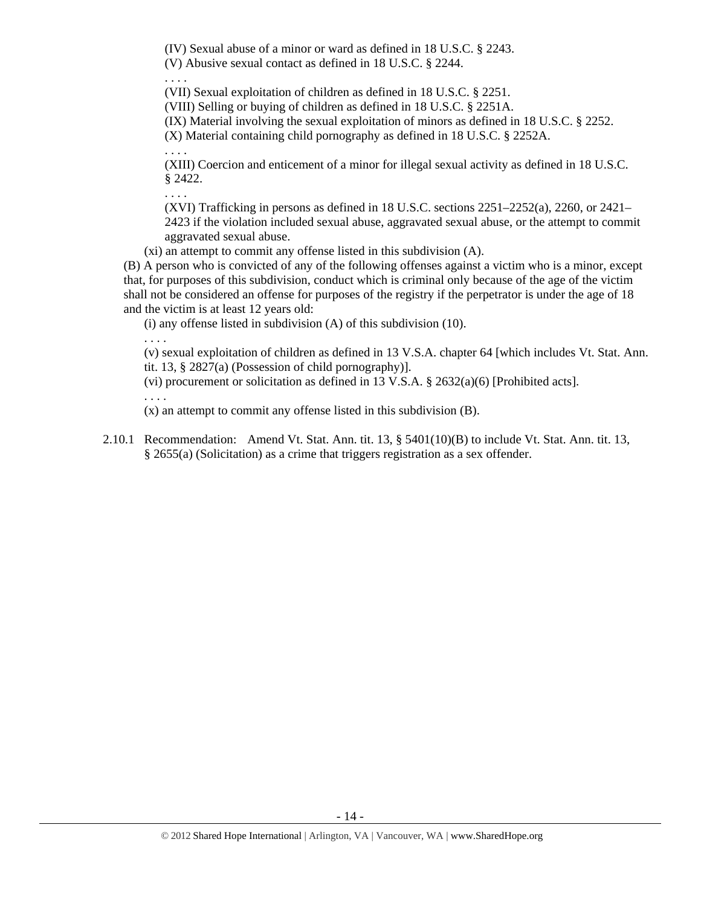(IV) Sexual abuse of a minor or ward as defined in 18 U.S.C. § 2243.

(V) Abusive sexual contact as defined in 18 U.S.C. § 2244.

. . . .

(VII) Sexual exploitation of children as defined in 18 U.S.C. § 2251.

(VIII) Selling or buying of children as defined in 18 U.S.C. § 2251A.

(IX) Material involving the sexual exploitation of minors as defined in 18 U.S.C. § 2252.

(X) Material containing child pornography as defined in 18 U.S.C. § 2252A.

. . . .

(XIII) Coercion and enticement of a minor for illegal sexual activity as defined in 18 U.S.C. § 2422.

. . . .

(XVI) Trafficking in persons as defined in 18 U.S.C. sections 2251–2252(a), 2260, or 2421–2423 if the violation included sexual abuse, aggravated sexual abuse, or the attempt to commit aggravated sexual abuse.

(xi) an attempt to commit any offense listed in this subdivision (A).

(B) A person who is convicted of any of the following offenses against a victim who is a minor, except that, for purposes of this subdivision, conduct which is criminal only because of the age of the victim shall not be considered an offense for purposes of the registry if the perpetrator is under the age of 18 and the victim is at least 12 years old:

(i) any offense listed in subdivision (A) of this subdivision (10).

. . . .

(v) sexual exploitation of children as defined in 13 V.S.A. chapter 64 [which includes Vt. Stat. Ann. tit. 13, § 2827(a) (Possession of child pornography)].

(vi) procurement or solicitation as defined in 13 V.S.A. § 2632(a)(6) [Prohibited acts].

. . . .

(x) an attempt to commit any offense listed in this subdivision (B).

2.10.1 Recommendation: Amend Vt. Stat. Ann. tit. 13, § 5401(10)(B) to include Vt. Stat. Ann. tit. 13, § 2655(a) (Solicitation) as a crime that triggers registration as a sex offender.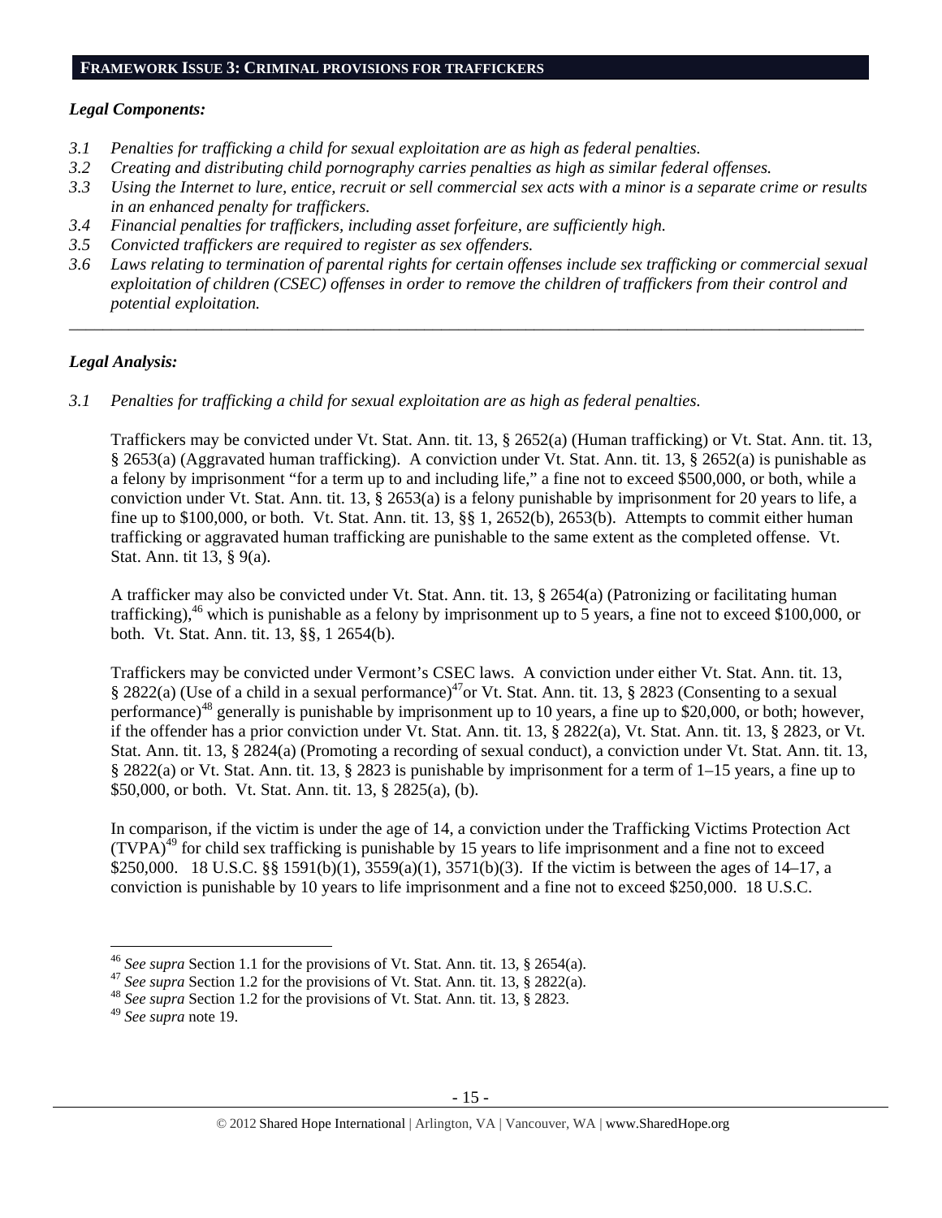## FRAMEWORK ISSUE 3: CRIMINAL PROVISIONS FOR TRAFFICKERS

### *Legal Components:*

*3.1 Penalties for trafficking a child for sexual exploitation are as high as federal penalties.*

*3.2 Creating and distributing child pornography carries penalties as high as similar federal offenses.*

*3.3 Using the Internet to lure, entice, recruit or sell commercial sex acts with a minor is a separate crime or results in an enhanced penalty for traffickers.*

*3.4 Financial penalties for traffickers, including asset forfeiture, are sufficiently high.*

*3.5 Convicted traffickers are required to register as sex offenders.*

*3.6 Laws relating to termination of parental rights for certain offenses include sex trafficking or commercial sexual exploitation of children (CSEC) offenses in order to remove the children of traffickers from their control and potential exploitation.*

---

### *Legal Analysis:*

*3.1 Penalties for trafficking a child for sexual exploitation are as high as federal penalties.*

Traffickers may be convicted under Vt. Stat. Ann. tit. 13, § 2652(a) (Human trafficking) or Vt. Stat. Ann. tit. 13, § 2653(a) (Aggravated human trafficking). A conviction under Vt. Stat. Ann. tit. 13, § 2652(a) is punishable as a felony by imprisonment "for a term up to and including life," a fine not to exceed $500,000, or both, while a conviction under Vt. Stat. Ann. tit. 13, § 2653(a) is a felony punishable by imprisonment for 20 years to life, a fine up to $100,000, or both. Vt. Stat. Ann. tit. 13, §§ 1, 2652(b), 2653(b). Attempts to commit either human trafficking or aggravated human trafficking are punishable to the same extent as the completed offense. Vt. Stat. Ann. tit 13, § 9(a).

A trafficker may also be convicted under Vt. Stat. Ann. tit. 13, § 2654(a) (Patronizing or facilitating human trafficking),[46] which is punishable as a felony by imprisonment up to 5 years, a fine not to exceed $100,000, or both. Vt. Stat. Ann. tit. 13, §§, 1 2654(b).

Traffickers may be convicted under Vermont's CSEC laws. A conviction under either Vt. Stat. Ann. tit. 13, § 2822(a) (Use of a child in a sexual performance)[47] or Vt. Stat. Ann. tit. 13, § 2823 (Consenting to a sexual performance)[48] generally is punishable by imprisonment up to 10 years, a fine up to $20,000, or both; however, if the offender has a prior conviction under Vt. Stat. Ann. tit. 13, § 2822(a), Vt. Stat. Ann. tit. 13, § 2823, or Vt. Stat. Ann. tit. 13, § 2824(a) (Promoting a recording of sexual conduct), a conviction under Vt. Stat. Ann. tit. 13, § 2822(a) or Vt. Stat. Ann. tit. 13, § 2823 is punishable by imprisonment for a term of 1–15 years, a fine up to $50,000, or both. Vt. Stat. Ann. tit. 13, § 2825(a), (b).

In comparison, if the victim is under the age of 14, a conviction under the Trafficking Victims Protection Act (TVPA)[49] for child sex trafficking is punishable by 15 years to life imprisonment and a fine not to exceed $250,000. 18 U.S.C. §§ 1591(b)(1), 3559(a)(1), 3571(b)(3). If the victim is between the ages of 14–17, a conviction is punishable by 10 years to life imprisonment and a fine not to exceed $250,000. 18 U.S.C.

---

[46] *See supra* Section 1.1 for the provisions of Vt. Stat. Ann. tit. 13, § 2654(a).

[47] *See supra* Section 1.2 for the provisions of Vt. Stat. Ann. tit. 13, § 2822(a).

[48] *See supra* Section 1.2 for the provisions of Vt. Stat. Ann. tit. 13, § 2823.

[49] *See supra* note 19.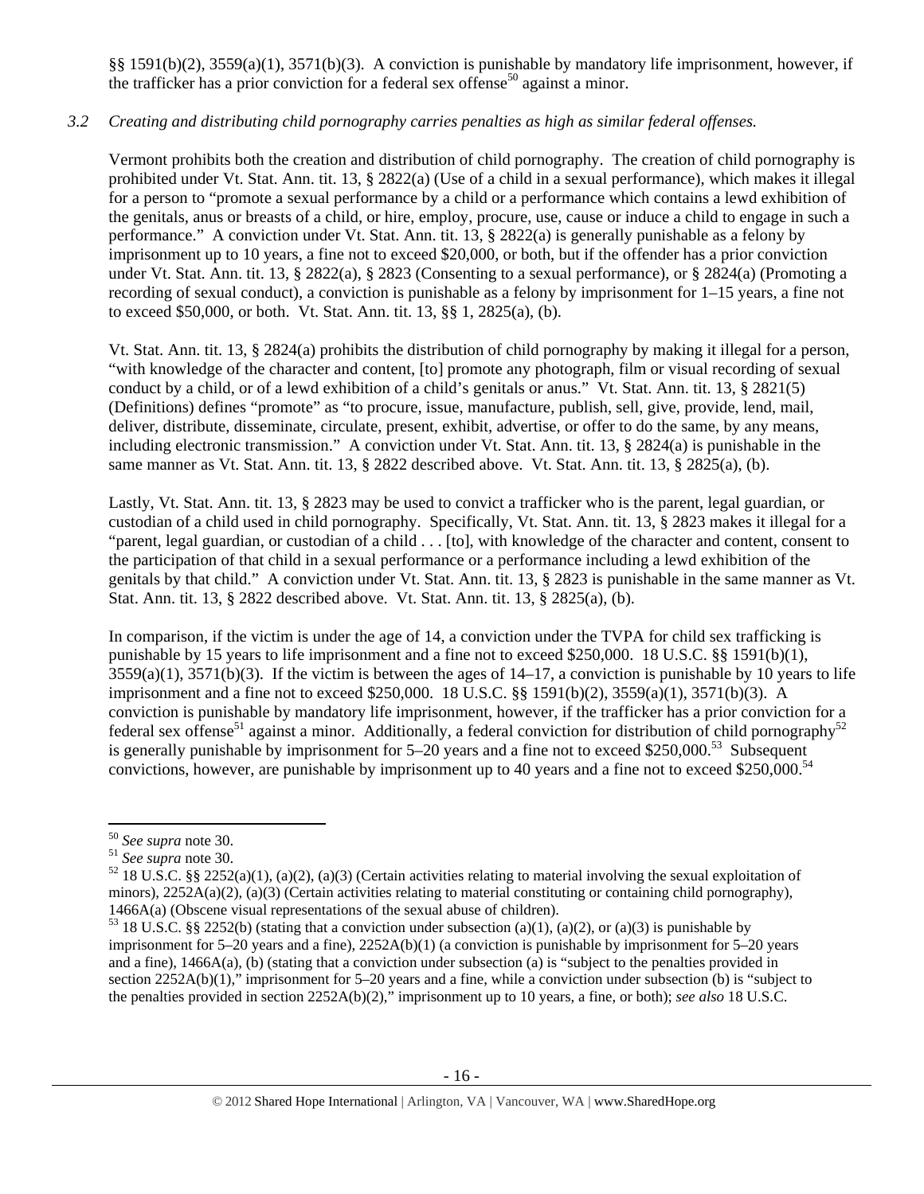§§ 1591(b)(2), 3559(a)(1), 3571(b)(3). A conviction is punishable by mandatory life imprisonment, however, if the trafficker has a prior conviction for a federal sex offense[50] against a minor.

*3.2 Creating and distributing child pornography carries penalties as high as similar federal offenses.*

Vermont prohibits both the creation and distribution of child pornography. The creation of child pornography is prohibited under Vt. Stat. Ann. tit. 13, § 2822(a) (Use of a child in a sexual performance), which makes it illegal for a person to "promote a sexual performance by a child or a performance which contains a lewd exhibition of the genitals, anus or breasts of a child, or hire, employ, procure, use, cause or induce a child to engage in such a performance." A conviction under Vt. Stat. Ann. tit. 13, § 2822(a) is generally punishable as a felony by imprisonment up to 10 years, a fine not to exceed $20,000, or both, but if the offender has a prior conviction under Vt. Stat. Ann. tit. 13, § 2822(a), § 2823 (Consenting to a sexual performance), or § 2824(a) (Promoting a recording of sexual conduct), a conviction is punishable as a felony by imprisonment for 1–15 years, a fine not to exceed $50,000, or both. Vt. Stat. Ann. tit. 13, §§ 1, 2825(a), (b).

Vt. Stat. Ann. tit. 13, § 2824(a) prohibits the distribution of child pornography by making it illegal for a person, "with knowledge of the character and content, [to] promote any photograph, film or visual recording of sexual conduct by a child, or of a lewd exhibition of a child's genitals or anus." Vt. Stat. Ann. tit. 13, § 2821(5) (Definitions) defines "promote" as "to procure, issue, manufacture, publish, sell, give, provide, lend, mail, deliver, distribute, disseminate, circulate, present, exhibit, advertise, or offer to do the same, by any means, including electronic transmission." A conviction under Vt. Stat. Ann. tit. 13, § 2824(a) is punishable in the same manner as Vt. Stat. Ann. tit. 13, § 2822 described above. Vt. Stat. Ann. tit. 13, § 2825(a), (b).

Lastly, Vt. Stat. Ann. tit. 13, § 2823 may be used to convict a trafficker who is the parent, legal guardian, or custodian of a child used in child pornography. Specifically, Vt. Stat. Ann. tit. 13, § 2823 makes it illegal for a "parent, legal guardian, or custodian of a child . . . [to], with knowledge of the character and content, consent to the participation of that child in a sexual performance or a performance including a lewd exhibition of the genitals by that child." A conviction under Vt. Stat. Ann. tit. 13, § 2823 is punishable in the same manner as Vt. Stat. Ann. tit. 13, § 2822 described above. Vt. Stat. Ann. tit. 13, § 2825(a), (b).

In comparison, if the victim is under the age of 14, a conviction under the TVPA for child sex trafficking is punishable by 15 years to life imprisonment and a fine not to exceed $250,000. 18 U.S.C. §§ 1591(b)(1), 3559(a)(1), 3571(b)(3). If the victim is between the ages of 14–17, a conviction is punishable by 10 years to life imprisonment and a fine not to exceed $250,000. 18 U.S.C. §§ 1591(b)(2), 3559(a)(1), 3571(b)(3). A conviction is punishable by mandatory life imprisonment, however, if the trafficker has a prior conviction for a federal sex offense[51] against a minor. Additionally, a federal conviction for distribution of child pornography[52] is generally punishable by imprisonment for 5–20 years and a fine not to exceed $250,000.[53] Subsequent convictions, however, are punishable by imprisonment up to 40 years and a fine not to exceed $250,000.[54]

---

[50] *See supra* note 30.

[51] *See supra* note 30.

[52] 18 U.S.C. §§ 2252(a)(1), (a)(2), (a)(3) (Certain activities relating to material involving the sexual exploitation of minors), 2252A(a)(2), (a)(3) (Certain activities relating to material constituting or containing child pornography), 1466A(a) (Obscene visual representations of the sexual abuse of children).

[53] 18 U.S.C. §§ 2252(b) (stating that a conviction under subsection (a)(1), (a)(2), or (a)(3) is punishable by imprisonment for 5–20 years and a fine), 2252A(b)(1) (a conviction is punishable by imprisonment for 5–20 years and a fine), 1466A(a), (b) (stating that a conviction under subsection (a) is "subject to the penalties provided in section 2252A(b)(1)," imprisonment for 5–20 years and a fine, while a conviction under subsection (b) is "subject to the penalties provided in section 2252A(b)(2)," imprisonment up to 10 years, a fine, or both); *see also* 18 U.S.C.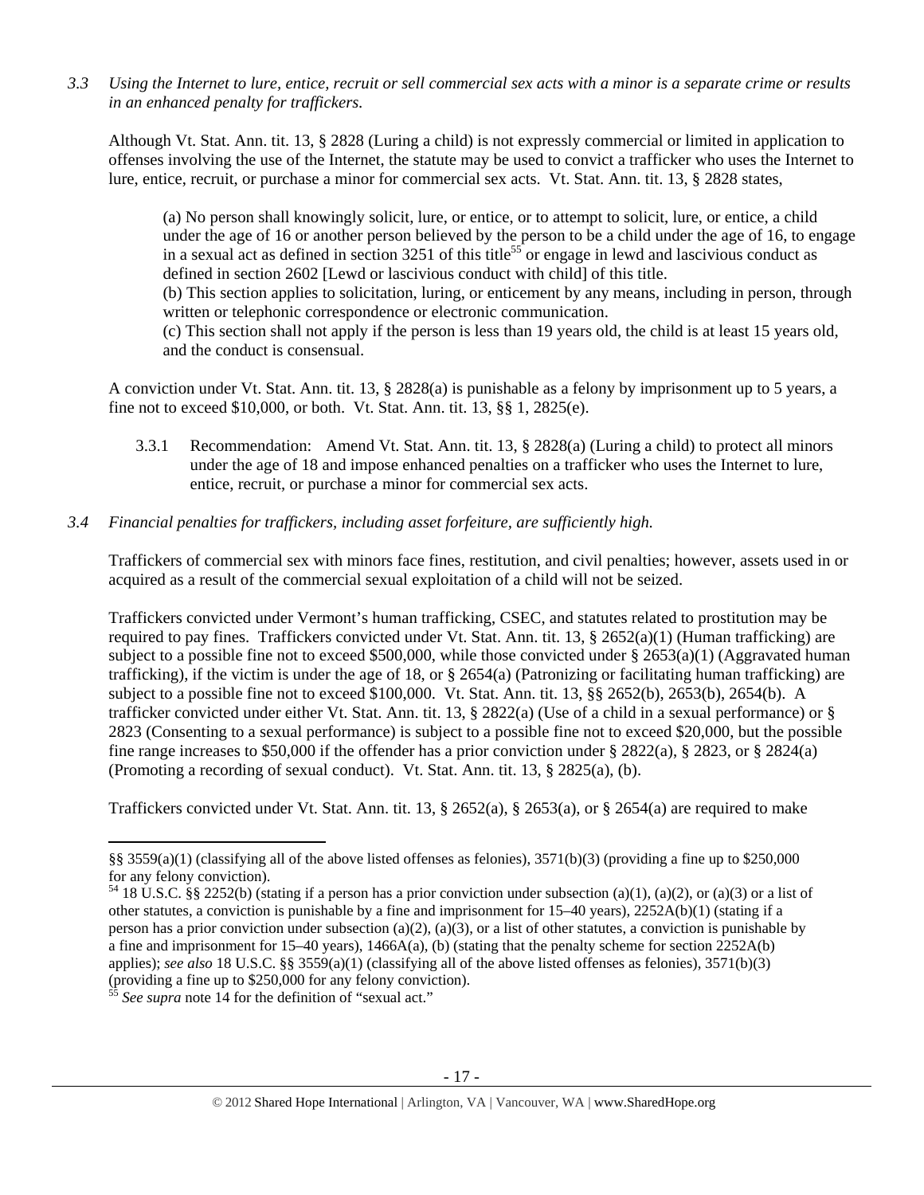*3.3 Using the Internet to lure, entice, recruit or sell commercial sex acts with a minor is a separate crime or results in an enhanced penalty for traffickers.*

Although Vt. Stat. Ann. tit. 13, § 2828 (Luring a child) is not expressly commercial or limited in application to offenses involving the use of the Internet, the statute may be used to convict a trafficker who uses the Internet to lure, entice, recruit, or purchase a minor for commercial sex acts. Vt. Stat. Ann. tit. 13, § 2828 states,

> (a) No person shall knowingly solicit, lure, or entice, or to attempt to solicit, lure, or entice, a child under the age of 16 or another person believed by the person to be a child under the age of 16, to engage in a sexual act as defined in section 3251 of this title[55] or engage in lewd and lascivious conduct as defined in section 2602 [Lewd or lascivious conduct with child] of this title.
>
> (b) This section applies to solicitation, luring, or enticement by any means, including in person, through written or telephonic correspondence or electronic communication.
>
> (c) This section shall not apply if the person is less than 19 years old, the child is at least 15 years old, and the conduct is consensual.

A conviction under Vt. Stat. Ann. tit. 13, § 2828(a) is punishable as a felony by imprisonment up to 5 years, a fine not to exceed $10,000, or both. Vt. Stat. Ann. tit. 13, §§ 1, 2825(e).

3.3.1 Recommendation: Amend Vt. Stat. Ann. tit. 13, § 2828(a) (Luring a child) to protect all minors under the age of 18 and impose enhanced penalties on a trafficker who uses the Internet to lure, entice, recruit, or purchase a minor for commercial sex acts.

*3.4 Financial penalties for traffickers, including asset forfeiture, are sufficiently high.*

Traffickers of commercial sex with minors face fines, restitution, and civil penalties; however, assets used in or acquired as a result of the commercial sexual exploitation of a child will not be seized.

Traffickers convicted under Vermont's human trafficking, CSEC, and statutes related to prostitution may be required to pay fines. Traffickers convicted under Vt. Stat. Ann. tit. 13, § 2652(a)(1) (Human trafficking) are subject to a possible fine not to exceed $500,000, while those convicted under § 2653(a)(1) (Aggravated human trafficking), if the victim is under the age of 18, or § 2654(a) (Patronizing or facilitating human trafficking) are subject to a possible fine not to exceed $100,000. Vt. Stat. Ann. tit. 13, §§ 2652(b), 2653(b), 2654(b). A trafficker convicted under either Vt. Stat. Ann. tit. 13, § 2822(a) (Use of a child in a sexual performance) or § 2823 (Consenting to a sexual performance) is subject to a possible fine not to exceed $20,000, but the possible fine range increases to $50,000 if the offender has a prior conviction under § 2822(a), § 2823, or § 2824(a) (Promoting a recording of sexual conduct). Vt. Stat. Ann. tit. 13, § 2825(a), (b).

Traffickers convicted under Vt. Stat. Ann. tit. 13, § 2652(a), § 2653(a), or § 2654(a) are required to make

---

§§ 3559(a)(1) (classifying all of the above listed offenses as felonies), 3571(b)(3) (providing a fine up to $250,000 for any felony conviction).

[54] 18 U.S.C. §§ 2252(b) (stating if a person has a prior conviction under subsection (a)(1), (a)(2), or (a)(3) or a list of other statutes, a conviction is punishable by a fine and imprisonment for 15–40 years), 2252A(b)(1) (stating if a person has a prior conviction under subsection (a)(2), (a)(3), or a list of other statutes, a conviction is punishable by a fine and imprisonment for 15–40 years), 1466A(a), (b) (stating that the penalty scheme for section 2252A(b) applies); *see also* 18 U.S.C. §§ 3559(a)(1) (classifying all of the above listed offenses as felonies), 3571(b)(3) (providing a fine up to $250,000 for any felony conviction).

[55] *See supra* note 14 for the definition of "sexual act."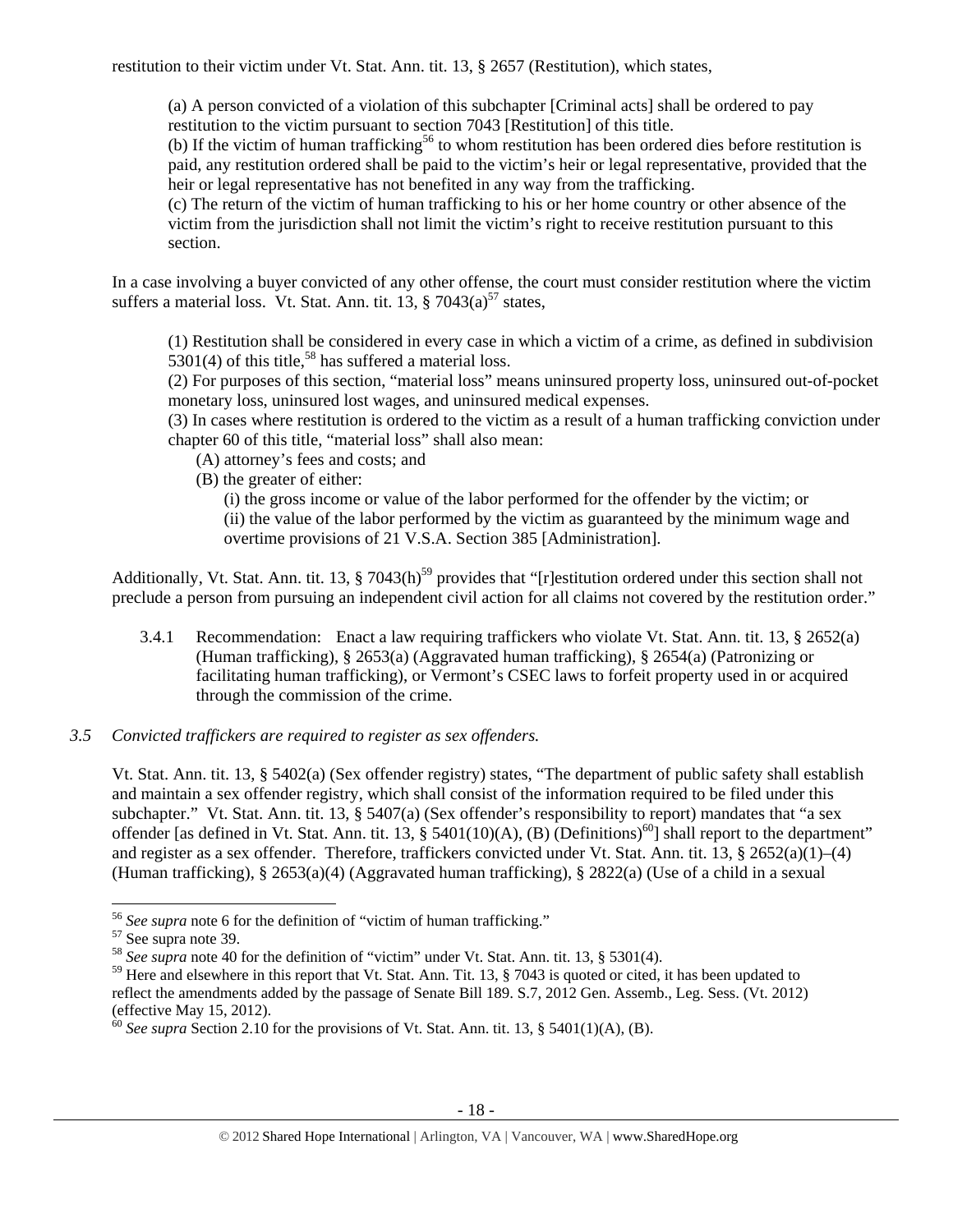restitution to their victim under Vt. Stat. Ann. tit. 13, § 2657 (Restitution), which states,

> (a) A person convicted of a violation of this subchapter [Criminal acts] shall be ordered to pay restitution to the victim pursuant to section 7043 [Restitution] of this title.
> (b) If the victim of human trafficking[56] to whom restitution has been ordered dies before restitution is paid, any restitution ordered shall be paid to the victim's heir or legal representative, provided that the heir or legal representative has not benefited in any way from the trafficking.
> (c) The return of the victim of human trafficking to his or her home country or other absence of the victim from the jurisdiction shall not limit the victim's right to receive restitution pursuant to this section.

In a case involving a buyer convicted of any other offense, the court must consider restitution where the victim suffers a material loss. Vt. Stat. Ann. tit. 13, § 7043(a)[57] states,

> (1) Restitution shall be considered in every case in which a victim of a crime, as defined in subdivision 5301(4) of this title,[58] has suffered a material loss.
> (2) For purposes of this section, "material loss" means uninsured property loss, uninsured out-of-pocket monetary loss, uninsured lost wages, and uninsured medical expenses.
> (3) In cases where restitution is ordered to the victim as a result of a human trafficking conviction under chapter 60 of this title, "material loss" shall also mean:
> (A) attorney's fees and costs; and
> (B) the greater of either:
> (i) the gross income or value of the labor performed for the offender by the victim; or
> (ii) the value of the labor performed by the victim as guaranteed by the minimum wage and overtime provisions of 21 V.S.A. Section 385 [Administration].

Additionally, Vt. Stat. Ann. tit. 13, § 7043(h)[59] provides that "[r]estitution ordered under this section shall not preclude a person from pursuing an independent civil action for all claims not covered by the restitution order."

3.4.1 Recommendation: Enact a law requiring traffickers who violate Vt. Stat. Ann. tit. 13, § 2652(a) (Human trafficking), § 2653(a) (Aggravated human trafficking), § 2654(a) (Patronizing or facilitating human trafficking), or Vermont's CSEC laws to forfeit property used in or acquired through the commission of the crime.

*3.5 Convicted traffickers are required to register as sex offenders.*

Vt. Stat. Ann. tit. 13, § 5402(a) (Sex offender registry) states, "The department of public safety shall establish and maintain a sex offender registry, which shall consist of the information required to be filed under this subchapter." Vt. Stat. Ann. tit. 13, § 5407(a) (Sex offender's responsibility to report) mandates that "a sex offender [as defined in Vt. Stat. Ann. tit. 13, § 5401(10)(A), (B) (Definitions)[60]] shall report to the department" and register as a sex offender. Therefore, traffickers convicted under Vt. Stat. Ann. tit. 13, § 2652(a)(1)–(4) (Human trafficking), § 2653(a)(4) (Aggravated human trafficking), § 2822(a) (Use of a child in a sexual

---

[56] *See supra* note 6 for the definition of "victim of human trafficking."
[57] See supra note 39.
[58] *See supra* note 40 for the definition of "victim" under Vt. Stat. Ann. tit. 13, § 5301(4).
[59] Here and elsewhere in this report that Vt. Stat. Ann. Tit. 13, § 7043 is quoted or cited, it has been updated to reflect the amendments added by the passage of Senate Bill 189. S.7, 2012 Gen. Assemb., Leg. Sess. (Vt. 2012) (effective May 15, 2012).
[60] *See supra* Section 2.10 for the provisions of Vt. Stat. Ann. tit. 13, § 5401(1)(A), (B).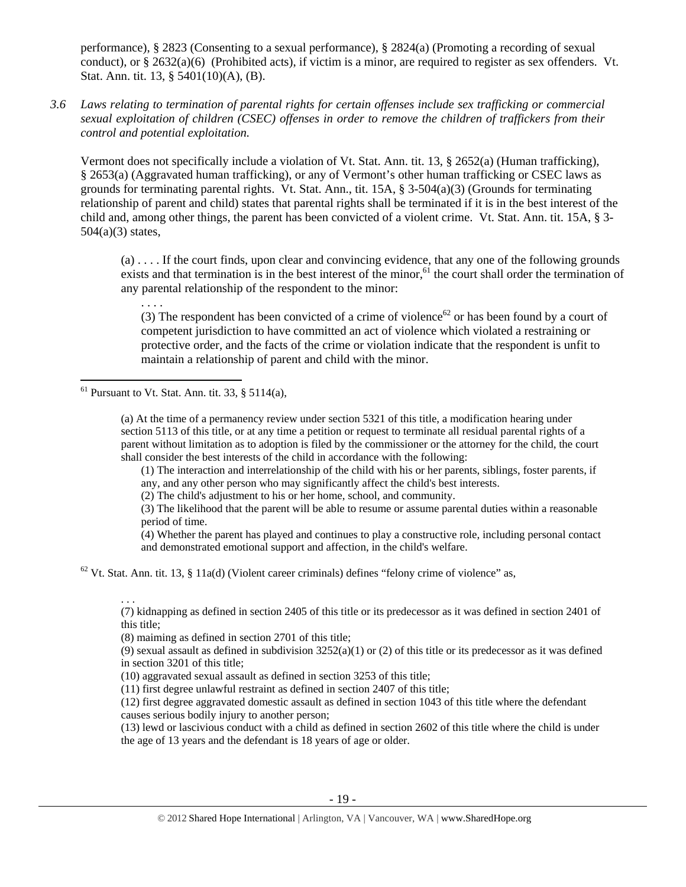performance), § 2823 (Consenting to a sexual performance), § 2824(a) (Promoting a recording of sexual conduct), or § 2632(a)(6) (Prohibited acts), if victim is a minor, are required to register as sex offenders. Vt. Stat. Ann. tit. 13, § 5401(10)(A), (B).

*3.6 Laws relating to termination of parental rights for certain offenses include sex trafficking or commercial sexual exploitation of children (CSEC) offenses in order to remove the children of traffickers from their control and potential exploitation.*

Vermont does not specifically include a violation of Vt. Stat. Ann. tit. 13, § 2652(a) (Human trafficking), § 2653(a) (Aggravated human trafficking), or any of Vermont's other human trafficking or CSEC laws as grounds for terminating parental rights. Vt. Stat. Ann., tit. 15A, § 3-504(a)(3) (Grounds for terminating relationship of parent and child) states that parental rights shall be terminated if it is in the best interest of the child and, among other things, the parent has been convicted of a violent crime. Vt. Stat. Ann. tit. 15A, § 3-504(a)(3) states,

> (a) . . . . If the court finds, upon clear and convincing evidence, that any one of the following grounds exists and that termination is in the best interest of the minor,[61] the court shall order the termination of any parental relationship of the respondent to the minor:
>
> . . . .
>
> (3) The respondent has been convicted of a crime of violence[62] or has been found by a court of competent jurisdiction to have committed an act of violence which violated a restraining or protective order, and the facts of the crime or violation indicate that the respondent is unfit to maintain a relationship of parent and child with the minor.

---

[61] Pursuant to Vt. Stat. Ann. tit. 33, § 5114(a),

> (a) At the time of a permanency review under section 5321 of this title, a modification hearing under section 5113 of this title, or at any time a petition or request to terminate all residual parental rights of a parent without limitation as to adoption is filed by the commissioner or the attorney for the child, the court shall consider the best interests of the child in accordance with the following:
>
> (1) The interaction and interrelationship of the child with his or her parents, siblings, foster parents, if any, and any other person who may significantly affect the child's best interests.
>
> (2) The child's adjustment to his or her home, school, and community.
>
> (3) The likelihood that the parent will be able to resume or assume parental duties within a reasonable period of time.
>
> (4) Whether the parent has played and continues to play a constructive role, including personal contact and demonstrated emotional support and affection, in the child's welfare.

[62] Vt. Stat. Ann. tit. 13, § 11a(d) (Violent career criminals) defines "felony crime of violence" as,

> . . .
>
> (7) kidnapping as defined in section 2405 of this title or its predecessor as it was defined in section 2401 of this title;
>
> (8) maiming as defined in section 2701 of this title;
>
> (9) sexual assault as defined in subdivision 3252(a)(1) or (2) of this title or its predecessor as it was defined in section 3201 of this title;
>
> (10) aggravated sexual assault as defined in section 3253 of this title;
>
> (11) first degree unlawful restraint as defined in section 2407 of this title;
>
> (12) first degree aggravated domestic assault as defined in section 1043 of this title where the defendant causes serious bodily injury to another person;
>
> (13) lewd or lascivious conduct with a child as defined in section 2602 of this title where the child is under the age of 13 years and the defendant is 18 years of age or older.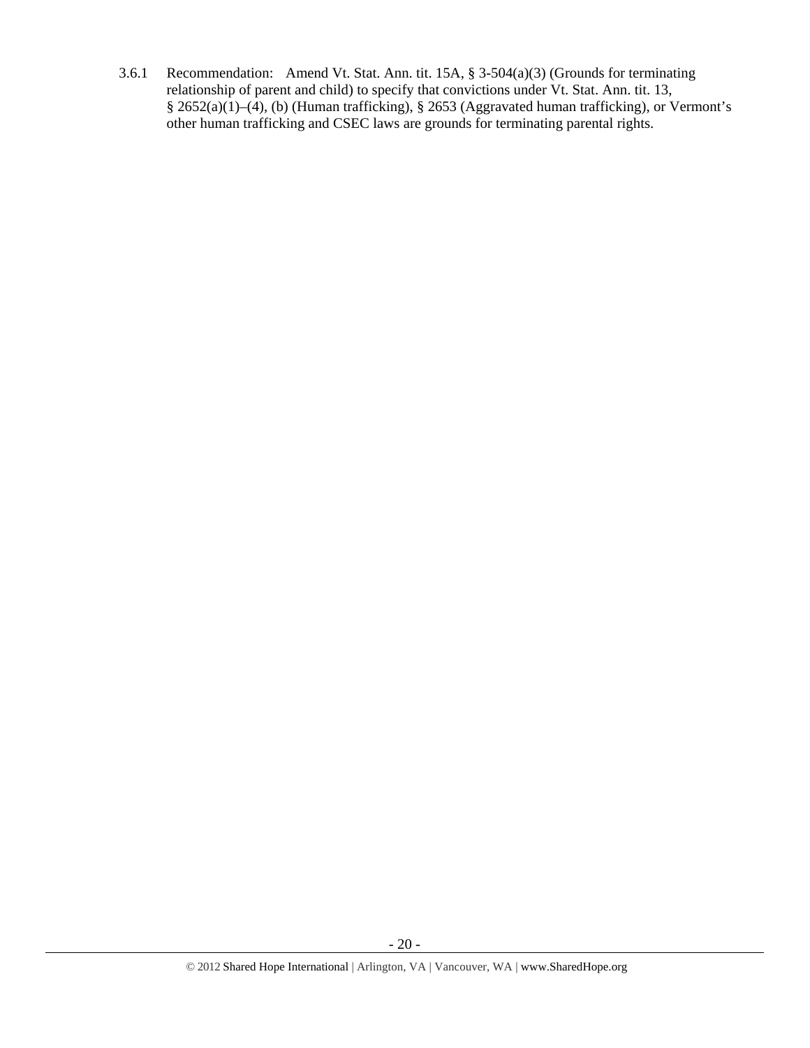3.6.1 Recommendation: Amend Vt. Stat. Ann. tit. 15A, § 3-504(a)(3) (Grounds for terminating relationship of parent and child) to specify that convictions under Vt. Stat. Ann. tit. 13, § 2652(a)(1)–(4), (b) (Human trafficking), § 2653 (Aggravated human trafficking), or Vermont's other human trafficking and CSEC laws are grounds for terminating parental rights.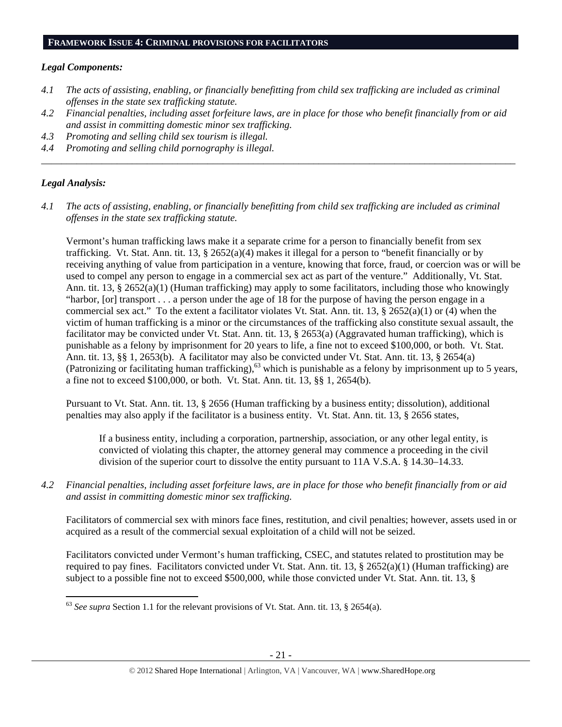## FRAMEWORK ISSUE 4: CRIMINAL PROVISIONS FOR FACILITATORS

### *Legal Components:*

*4.1 The acts of assisting, enabling, or financially benefitting from child sex trafficking are included as criminal offenses in the state sex trafficking statute.*

*4.2 Financial penalties, including asset forfeiture laws, are in place for those who benefit financially from or aid and assist in committing domestic minor sex trafficking.*

*4.3 Promoting and selling child sex tourism is illegal.*

*4.4 Promoting and selling child pornography is illegal.*

---

### *Legal Analysis:*

*4.1 The acts of assisting, enabling, or financially benefitting from child sex trafficking are included as criminal offenses in the state sex trafficking statute.*

Vermont's human trafficking laws make it a separate crime for a person to financially benefit from sex trafficking. Vt. Stat. Ann. tit. 13, § 2652(a)(4) makes it illegal for a person to "benefit financially or by receiving anything of value from participation in a venture, knowing that force, fraud, or coercion was or will be used to compel any person to engage in a commercial sex act as part of the venture." Additionally, Vt. Stat. Ann. tit. 13, § 2652(a)(1) (Human trafficking) may apply to some facilitators, including those who knowingly "harbor, [or] transport . . . a person under the age of 18 for the purpose of having the person engage in a commercial sex act." To the extent a facilitator violates Vt. Stat. Ann. tit. 13, § 2652(a)(1) or (4) when the victim of human trafficking is a minor or the circumstances of the trafficking also constitute sexual assault, the facilitator may be convicted under Vt. Stat. Ann. tit. 13, § 2653(a) (Aggravated human trafficking), which is punishable as a felony by imprisonment for 20 years to life, a fine not to exceed $100,000, or both. Vt. Stat. Ann. tit. 13, §§ 1, 2653(b). A facilitator may also be convicted under Vt. Stat. Ann. tit. 13, § 2654(a) (Patronizing or facilitating human trafficking),[63] which is punishable as a felony by imprisonment up to 5 years, a fine not to exceed $100,000, or both. Vt. Stat. Ann. tit. 13, §§ 1, 2654(b).

Pursuant to Vt. Stat. Ann. tit. 13, § 2656 (Human trafficking by a business entity; dissolution), additional penalties may also apply if the facilitator is a business entity. Vt. Stat. Ann. tit. 13, § 2656 states,

> If a business entity, including a corporation, partnership, association, or any other legal entity, is convicted of violating this chapter, the attorney general may commence a proceeding in the civil division of the superior court to dissolve the entity pursuant to 11A V.S.A. § 14.30–14.33.

*4.2 Financial penalties, including asset forfeiture laws, are in place for those who benefit financially from or aid and assist in committing domestic minor sex trafficking.*

Facilitators of commercial sex with minors face fines, restitution, and civil penalties; however, assets used in or acquired as a result of the commercial sexual exploitation of a child will not be seized.

Facilitators convicted under Vermont's human trafficking, CSEC, and statutes related to prostitution may be required to pay fines. Facilitators convicted under Vt. Stat. Ann. tit. 13, § 2652(a)(1) (Human trafficking) are subject to a possible fine not to exceed $500,000, while those convicted under Vt. Stat. Ann. tit. 13, §

---

[63] *See supra* Section 1.1 for the relevant provisions of Vt. Stat. Ann. tit. 13, § 2654(a).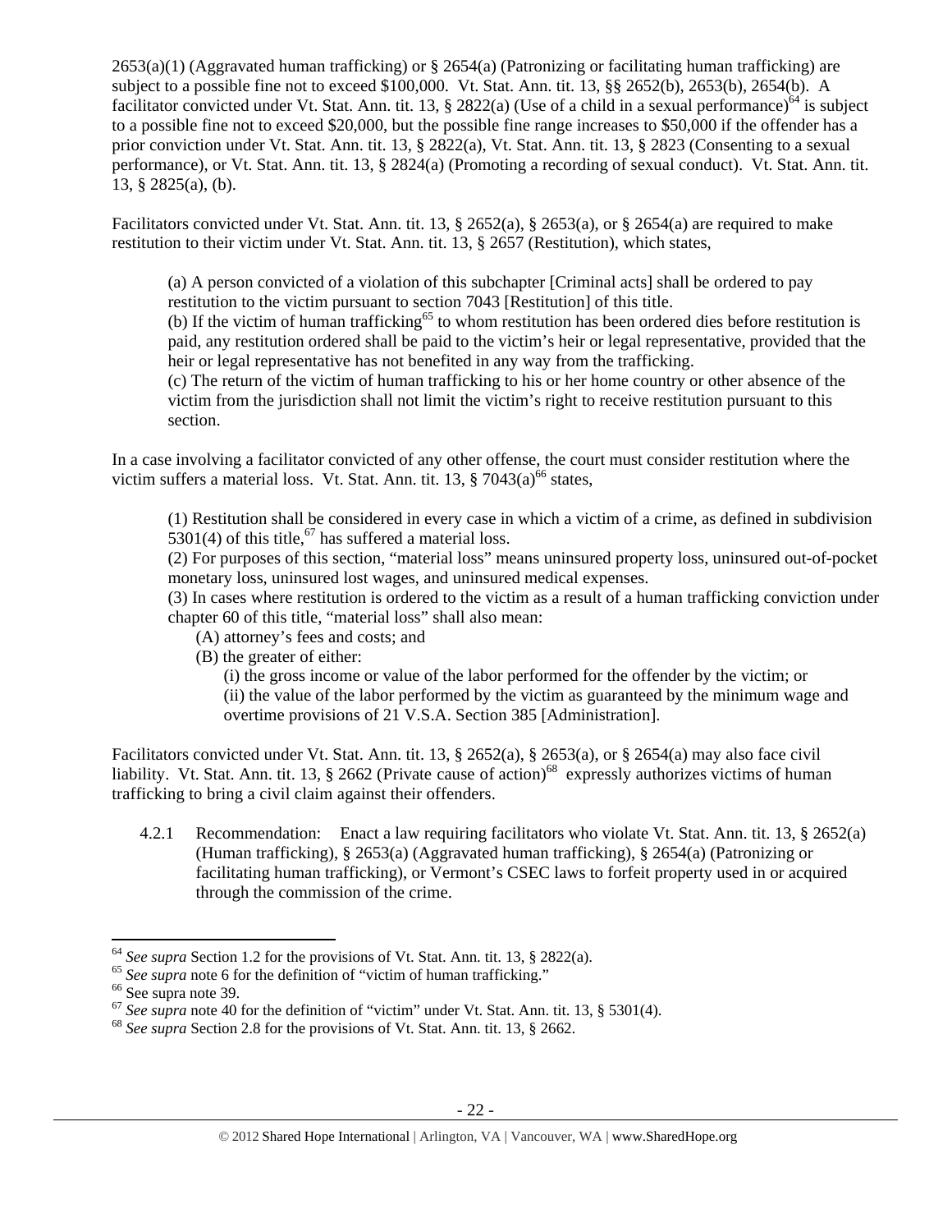2653(a)(1) (Aggravated human trafficking) or § 2654(a) (Patronizing or facilitating human trafficking) are subject to a possible fine not to exceed $100,000. Vt. Stat. Ann. tit. 13, §§ 2652(b), 2653(b), 2654(b). A facilitator convicted under Vt. Stat. Ann. tit. 13, § 2822(a) (Use of a child in a sexual performance)[64] is subject to a possible fine not to exceed $20,000, but the possible fine range increases to $50,000 if the offender has a prior conviction under Vt. Stat. Ann. tit. 13, § 2822(a), Vt. Stat. Ann. tit. 13, § 2823 (Consenting to a sexual performance), or Vt. Stat. Ann. tit. 13, § 2824(a) (Promoting a recording of sexual conduct). Vt. Stat. Ann. tit. 13, § 2825(a), (b).

Facilitators convicted under Vt. Stat. Ann. tit. 13, § 2652(a), § 2653(a), or § 2654(a) are required to make restitution to their victim under Vt. Stat. Ann. tit. 13, § 2657 (Restitution), which states,

> (a) A person convicted of a violation of this subchapter [Criminal acts] shall be ordered to pay restitution to the victim pursuant to section 7043 [Restitution] of this title.
> (b) If the victim of human trafficking[65] to whom restitution has been ordered dies before restitution is paid, any restitution ordered shall be paid to the victim's heir or legal representative, provided that the heir or legal representative has not benefited in any way from the trafficking.
> (c) The return of the victim of human trafficking to his or her home country or other absence of the victim from the jurisdiction shall not limit the victim's right to receive restitution pursuant to this section.

In a case involving a facilitator convicted of any other offense, the court must consider restitution where the victim suffers a material loss. Vt. Stat. Ann. tit. 13, § 7043(a)[66] states,

> (1) Restitution shall be considered in every case in which a victim of a crime, as defined in subdivision 5301(4) of this title,[67] has suffered a material loss.
> (2) For purposes of this section, "material loss" means uninsured property loss, uninsured out-of-pocket monetary loss, uninsured lost wages, and uninsured medical expenses.
> (3) In cases where restitution is ordered to the victim as a result of a human trafficking conviction under chapter 60 of this title, "material loss" shall also mean:
> (A) attorney's fees and costs; and
> (B) the greater of either:
> (i) the gross income or value of the labor performed for the offender by the victim; or
> (ii) the value of the labor performed by the victim as guaranteed by the minimum wage and overtime provisions of 21 V.S.A. Section 385 [Administration].

Facilitators convicted under Vt. Stat. Ann. tit. 13, § 2652(a), § 2653(a), or § 2654(a) may also face civil liability. Vt. Stat. Ann. tit. 13, § 2662 (Private cause of action)[68] expressly authorizes victims of human trafficking to bring a civil claim against their offenders.

4.2.1 Recommendation: Enact a law requiring facilitators who violate Vt. Stat. Ann. tit. 13, § 2652(a) (Human trafficking), § 2653(a) (Aggravated human trafficking), § 2654(a) (Patronizing or facilitating human trafficking), or Vermont's CSEC laws to forfeit property used in or acquired through the commission of the crime.

---

[64] *See supra* Section 1.2 for the provisions of Vt. Stat. Ann. tit. 13, § 2822(a).
[65] *See supra* note 6 for the definition of "victim of human trafficking."
[66] See supra note 39.
[67] *See supra* note 40 for the definition of "victim" under Vt. Stat. Ann. tit. 13, § 5301(4).
[68] *See supra* Section 2.8 for the provisions of Vt. Stat. Ann. tit. 13, § 2662.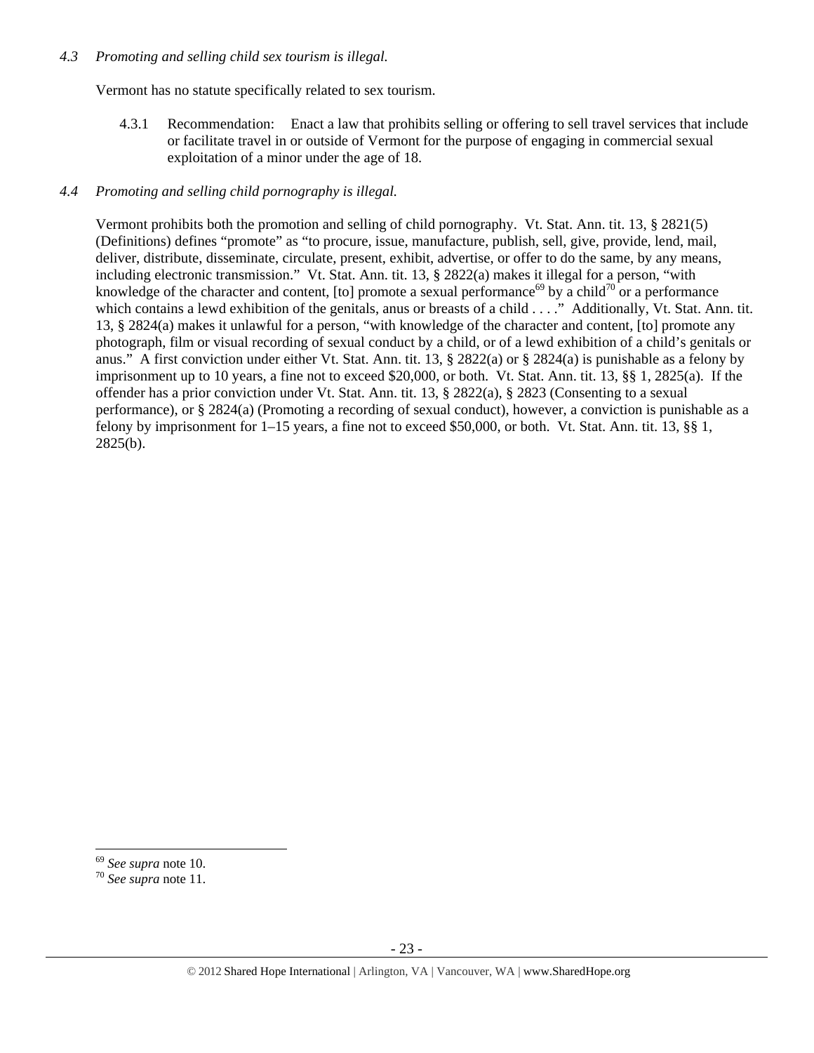*4.3 Promoting and selling child sex tourism is illegal.*

Vermont has no statute specifically related to sex tourism.

4.3.1 Recommendation: Enact a law that prohibits selling or offering to sell travel services that include or facilitate travel in or outside of Vermont for the purpose of engaging in commercial sexual exploitation of a minor under the age of 18.

*4.4 Promoting and selling child pornography is illegal.*

Vermont prohibits both the promotion and selling of child pornography. Vt. Stat. Ann. tit. 13, § 2821(5) (Definitions) defines "promote" as "to procure, issue, manufacture, publish, sell, give, provide, lend, mail, deliver, distribute, disseminate, circulate, present, exhibit, advertise, or offer to do the same, by any means, including electronic transmission." Vt. Stat. Ann. tit. 13, § 2822(a) makes it illegal for a person, "with knowledge of the character and content, [to] promote a sexual performance[69] by a child[70] or a performance which contains a lewd exhibition of the genitals, anus or breasts of a child . . . ." Additionally, Vt. Stat. Ann. tit. 13, § 2824(a) makes it unlawful for a person, "with knowledge of the character and content, [to] promote any photograph, film or visual recording of sexual conduct by a child, or of a lewd exhibition of a child's genitals or anus." A first conviction under either Vt. Stat. Ann. tit. 13, § 2822(a) or § 2824(a) is punishable as a felony by imprisonment up to 10 years, a fine not to exceed $20,000, or both. Vt. Stat. Ann. tit. 13, §§ 1, 2825(a). If the offender has a prior conviction under Vt. Stat. Ann. tit. 13, § 2822(a), § 2823 (Consenting to a sexual performance), or § 2824(a) (Promoting a recording of sexual conduct), however, a conviction is punishable as a felony by imprisonment for 1–15 years, a fine not to exceed $50,000, or both. Vt. Stat. Ann. tit. 13, §§ 1, 2825(b).

---

[69] *See supra* note 10.
[70] *See supra* note 11.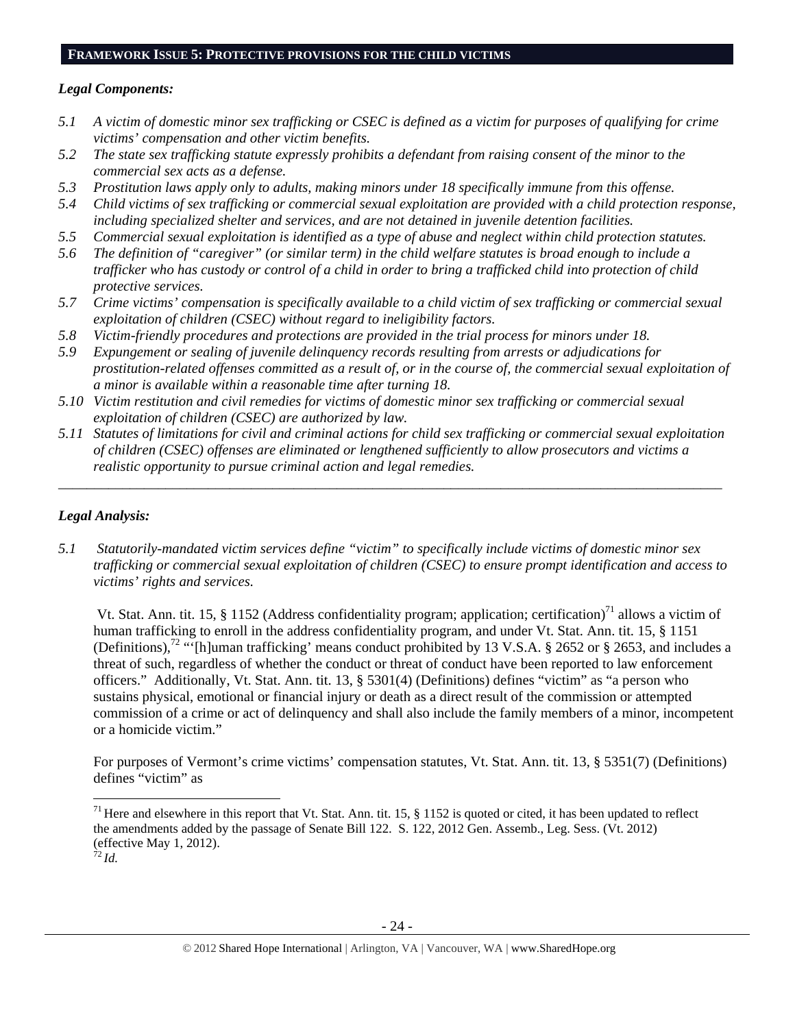**FRAMEWORK ISSUE 5: PROTECTIVE PROVISIONS FOR THE CHILD VICTIMS**

***Legal Components:***

*5.1 A victim of domestic minor sex trafficking or CSEC is defined as a victim for purposes of qualifying for crime victims' compensation and other victim benefits.*

*5.2 The state sex trafficking statute expressly prohibits a defendant from raising consent of the minor to the commercial sex acts as a defense.*

*5.3 Prostitution laws apply only to adults, making minors under 18 specifically immune from this offense.*

*5.4 Child victims of sex trafficking or commercial sexual exploitation are provided with a child protection response, including specialized shelter and services, and are not detained in juvenile detention facilities.*

*5.5 Commercial sexual exploitation is identified as a type of abuse and neglect within child protection statutes.*

*5.6 The definition of "caregiver" (or similar term) in the child welfare statutes is broad enough to include a trafficker who has custody or control of a child in order to bring a trafficked child into protection of child protective services.*

*5.7 Crime victims' compensation is specifically available to a child victim of sex trafficking or commercial sexual exploitation of children (CSEC) without regard to ineligibility factors.*

*5.8 Victim-friendly procedures and protections are provided in the trial process for minors under 18.*

*5.9 Expungement or sealing of juvenile delinquency records resulting from arrests or adjudications for prostitution-related offenses committed as a result of, or in the course of, the commercial sexual exploitation of a minor is available within a reasonable time after turning 18.*

*5.10 Victim restitution and civil remedies for victims of domestic minor sex trafficking or commercial sexual exploitation of children (CSEC) are authorized by law.*

*5.11 Statutes of limitations for civil and criminal actions for child sex trafficking or commercial sexual exploitation of children (CSEC) offenses are eliminated or lengthened sufficiently to allow prosecutors and victims a realistic opportunity to pursue criminal action and legal remedies.*

---

***Legal Analysis:***

*5.1 Statutorily-mandated victim services define "victim" to specifically include victims of domestic minor sex trafficking or commercial sexual exploitation of children (CSEC) to ensure prompt identification and access to victims' rights and services.*

Vt. Stat. Ann. tit. 15, § 1152 (Address confidentiality program; application; certification)[71] allows a victim of human trafficking to enroll in the address confidentiality program, and under Vt. Stat. Ann. tit. 15, § 1151 (Definitions),[72] "'[h]uman trafficking' means conduct prohibited by 13 V.S.A. § 2652 or § 2653, and includes a threat of such, regardless of whether the conduct or threat of conduct have been reported to law enforcement officers." Additionally, Vt. Stat. Ann. tit. 13, § 5301(4) (Definitions) defines "victim" as "a person who sustains physical, emotional or financial injury or death as a direct result of the commission or attempted commission of a crime or act of delinquency and shall also include the family members of a minor, incompetent or a homicide victim."

For purposes of Vermont's crime victims' compensation statutes, Vt. Stat. Ann. tit. 13, § 5351(7) (Definitions) defines "victim" as

---

[71] Here and elsewhere in this report that Vt. Stat. Ann. tit. 15, § 1152 is quoted or cited, it has been updated to reflect the amendments added by the passage of Senate Bill 122. S. 122, 2012 Gen. Assemb., Leg. Sess. (Vt. 2012) (effective May 1, 2012).

[72] *Id.*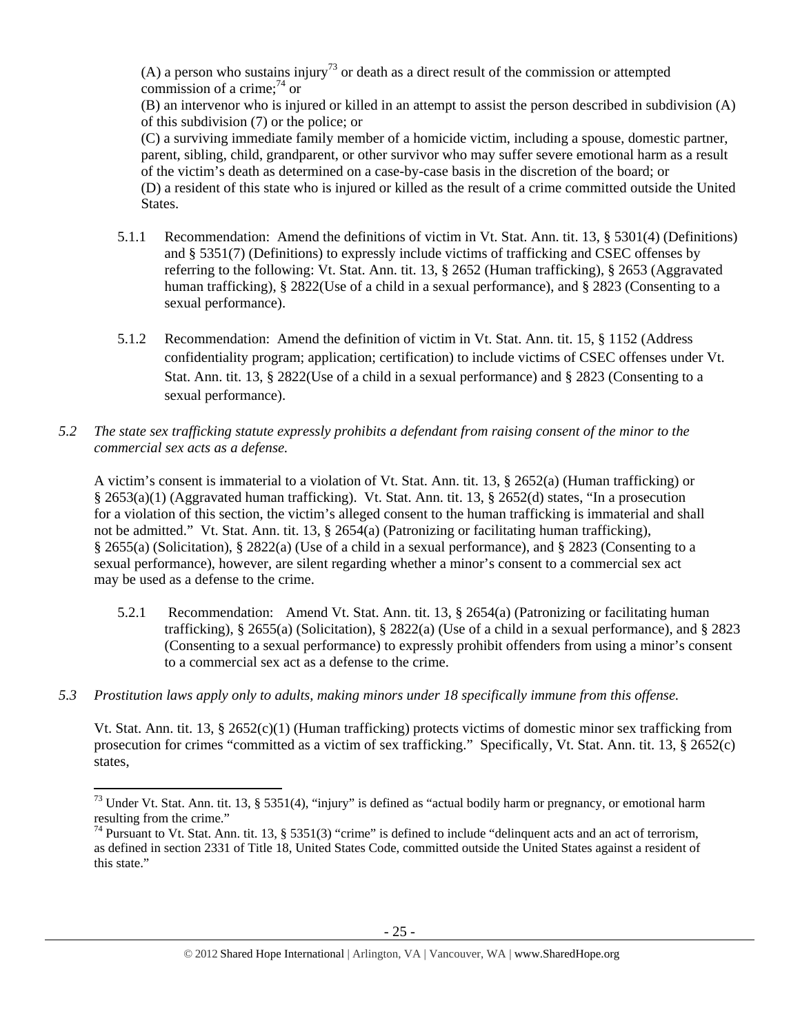(A) a person who sustains injury[73] or death as a direct result of the commission or attempted commission of a crime;[74] or

(B) an intervenor who is injured or killed in an attempt to assist the person described in subdivision (A) of this subdivision (7) or the police; or

(C) a surviving immediate family member of a homicide victim, including a spouse, domestic partner, parent, sibling, child, grandparent, or other survivor who may suffer severe emotional harm as a result of the victim's death as determined on a case-by-case basis in the discretion of the board; or

(D) a resident of this state who is injured or killed as the result of a crime committed outside the United States.

5.1.1 Recommendation: Amend the definitions of victim in Vt. Stat. Ann. tit. 13, § 5301(4) (Definitions) and § 5351(7) (Definitions) to expressly include victims of trafficking and CSEC offenses by referring to the following: Vt. Stat. Ann. tit. 13, § 2652 (Human trafficking), § 2653 (Aggravated human trafficking), § 2822(Use of a child in a sexual performance), and § 2823 (Consenting to a sexual performance).

5.1.2 Recommendation: Amend the definition of victim in Vt. Stat. Ann. tit. 15, § 1152 (Address confidentiality program; application; certification) to include victims of CSEC offenses under Vt. Stat. Ann. tit. 13, § 2822(Use of a child in a sexual performance) and § 2823 (Consenting to a sexual performance).

*5.2 The state sex trafficking statute expressly prohibits a defendant from raising consent of the minor to the commercial sex acts as a defense.*

A victim's consent is immaterial to a violation of Vt. Stat. Ann. tit. 13, § 2652(a) (Human trafficking) or § 2653(a)(1) (Aggravated human trafficking). Vt. Stat. Ann. tit. 13, § 2652(d) states, "In a prosecution for a violation of this section, the victim's alleged consent to the human trafficking is immaterial and shall not be admitted." Vt. Stat. Ann. tit. 13, § 2654(a) (Patronizing or facilitating human trafficking), § 2655(a) (Solicitation), § 2822(a) (Use of a child in a sexual performance), and § 2823 (Consenting to a sexual performance), however, are silent regarding whether a minor's consent to a commercial sex act may be used as a defense to the crime.

5.2.1 Recommendation: Amend Vt. Stat. Ann. tit. 13, § 2654(a) (Patronizing or facilitating human trafficking), § 2655(a) (Solicitation), § 2822(a) (Use of a child in a sexual performance), and § 2823 (Consenting to a sexual performance) to expressly prohibit offenders from using a minor's consent to a commercial sex act as a defense to the crime.

*5.3 Prostitution laws apply only to adults, making minors under 18 specifically immune from this offense.*

Vt. Stat. Ann. tit. 13, § 2652(c)(1) (Human trafficking) protects victims of domestic minor sex trafficking from prosecution for crimes "committed as a victim of sex trafficking." Specifically, Vt. Stat. Ann. tit. 13, § 2652(c) states,

---

[73] Under Vt. Stat. Ann. tit. 13, § 5351(4), "injury" is defined as "actual bodily harm or pregnancy, or emotional harm resulting from the crime."

[74] Pursuant to Vt. Stat. Ann. tit. 13, § 5351(3) "crime" is defined to include "delinquent acts and an act of terrorism, as defined in section 2331 of Title 18, United States Code, committed outside the United States against a resident of this state."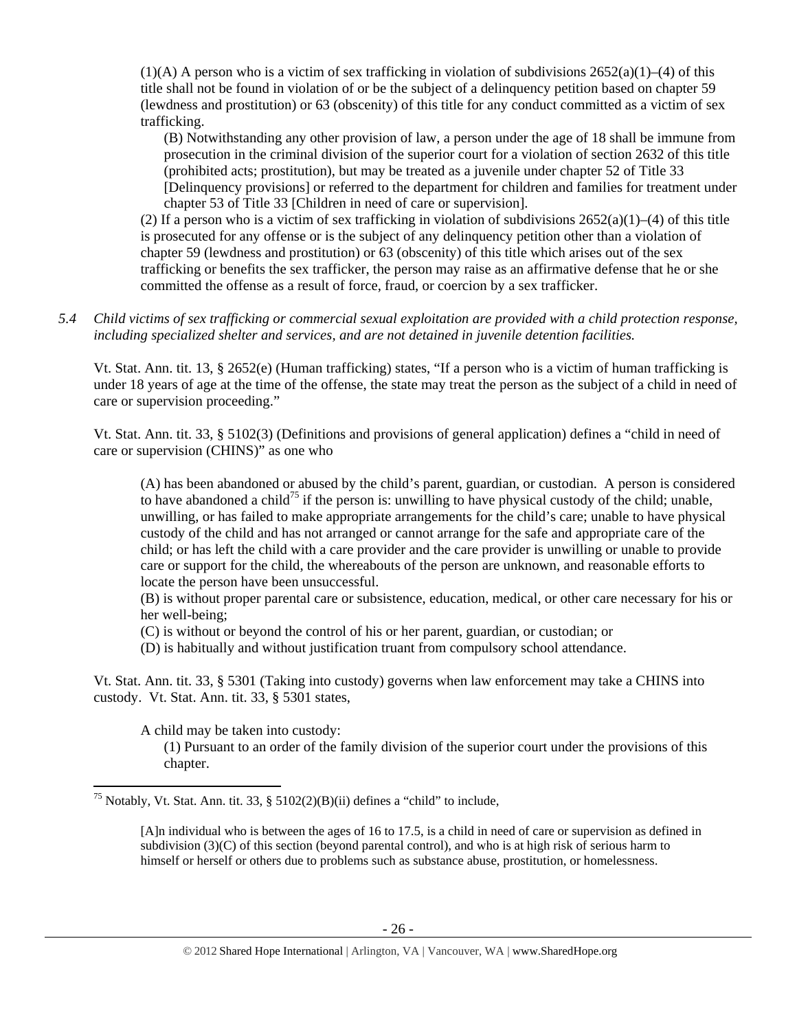(1)(A) A person who is a victim of sex trafficking in violation of subdivisions 2652(a)(1)–(4) of this title shall not be found in violation of or be the subject of a delinquency petition based on chapter 59 (lewdness and prostitution) or 63 (obscenity) of this title for any conduct committed as a victim of sex trafficking.

(B) Notwithstanding any other provision of law, a person under the age of 18 shall be immune from prosecution in the criminal division of the superior court for a violation of section 2632 of this title (prohibited acts; prostitution), but may be treated as a juvenile under chapter 52 of Title 33 [Delinquency provisions] or referred to the department for children and families for treatment under chapter 53 of Title 33 [Children in need of care or supervision].

(2) If a person who is a victim of sex trafficking in violation of subdivisions 2652(a)(1)–(4) of this title is prosecuted for any offense or is the subject of any delinquency petition other than a violation of chapter 59 (lewdness and prostitution) or 63 (obscenity) of this title which arises out of the sex trafficking or benefits the sex trafficker, the person may raise as an affirmative defense that he or she committed the offense as a result of force, fraud, or coercion by a sex trafficker.

*5.4 Child victims of sex trafficking or commercial sexual exploitation are provided with a child protection response, including specialized shelter and services, and are not detained in juvenile detention facilities.*

Vt. Stat. Ann. tit. 13, § 2652(e) (Human trafficking) states, "If a person who is a victim of human trafficking is under 18 years of age at the time of the offense, the state may treat the person as the subject of a child in need of care or supervision proceeding."

Vt. Stat. Ann. tit. 33, § 5102(3) (Definitions and provisions of general application) defines a "child in need of care or supervision (CHINS)" as one who

> (A) has been abandoned or abused by the child's parent, guardian, or custodian. A person is considered to have abandoned a child[75] if the person is: unwilling to have physical custody of the child; unable, unwilling, or has failed to make appropriate arrangements for the child's care; unable to have physical custody of the child and has not arranged or cannot arrange for the safe and appropriate care of the child; or has left the child with a care provider and the care provider is unwilling or unable to provide care or support for the child, the whereabouts of the person are unknown, and reasonable efforts to locate the person have been unsuccessful.
>
> (B) is without proper parental care or subsistence, education, medical, or other care necessary for his or her well-being;
>
> (C) is without or beyond the control of his or her parent, guardian, or custodian; or
>
> (D) is habitually and without justification truant from compulsory school attendance.

Vt. Stat. Ann. tit. 33, § 5301 (Taking into custody) governs when law enforcement may take a CHINS into custody. Vt. Stat. Ann. tit. 33, § 5301 states,

> A child may be taken into custody:
>
> (1) Pursuant to an order of the family division of the superior court under the provisions of this chapter.

---

[75] Notably, Vt. Stat. Ann. tit. 33, § 5102(2)(B)(ii) defines a "child" to include,

> [A]n individual who is between the ages of 16 to 17.5, is a child in need of care or supervision as defined in subdivision (3)(C) of this section (beyond parental control), and who is at high risk of serious harm to himself or herself or others due to problems such as substance abuse, prostitution, or homelessness.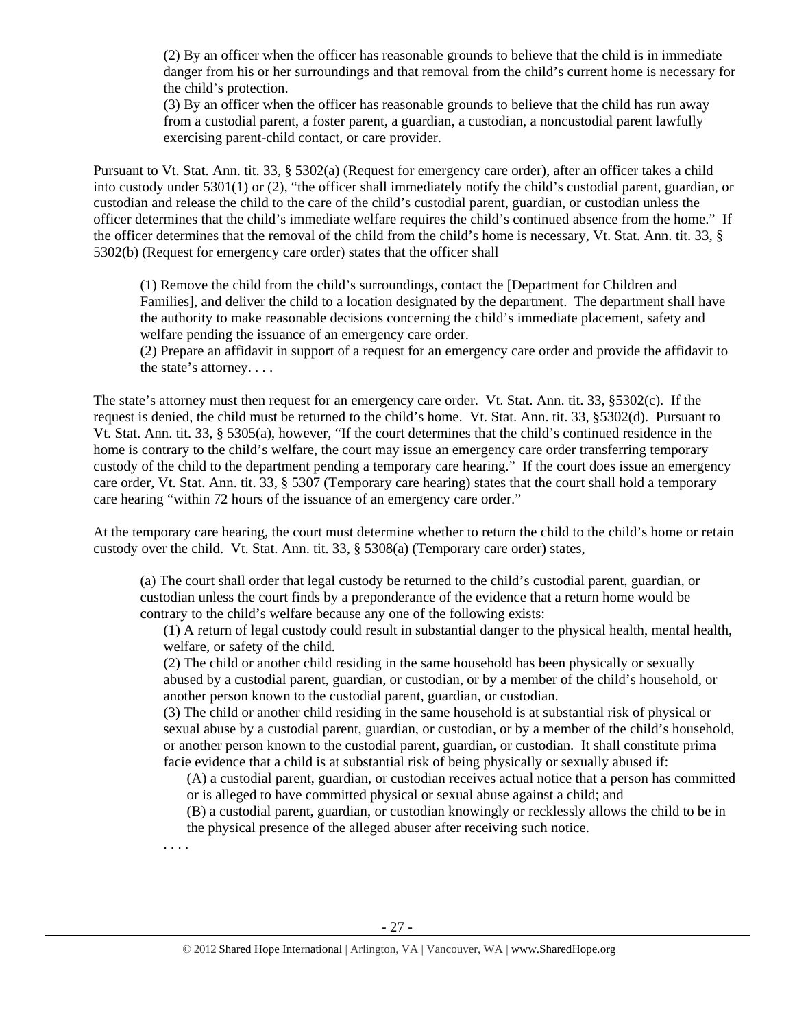> (2) By an officer when the officer has reasonable grounds to believe that the child is in immediate danger from his or her surroundings and that removal from the child's current home is necessary for the child's protection.
> (3) By an officer when the officer has reasonable grounds to believe that the child has run away from a custodial parent, a foster parent, a guardian, a custodian, a noncustodial parent lawfully exercising parent-child contact, or care provider.

Pursuant to Vt. Stat. Ann. tit. 33, § 5302(a) (Request for emergency care order), after an officer takes a child into custody under 5301(1) or (2), "the officer shall immediately notify the child's custodial parent, guardian, or custodian and release the child to the care of the child's custodial parent, guardian, or custodian unless the officer determines that the child's immediate welfare requires the child's continued absence from the home." If the officer determines that the removal of the child from the child's home is necessary, Vt. Stat. Ann. tit. 33, § 5302(b) (Request for emergency care order) states that the officer shall

> (1) Remove the child from the child's surroundings, contact the [Department for Children and Families], and deliver the child to a location designated by the department. The department shall have the authority to make reasonable decisions concerning the child's immediate placement, safety and welfare pending the issuance of an emergency care order.
> (2) Prepare an affidavit in support of a request for an emergency care order and provide the affidavit to the state's attorney. . . .

The state's attorney must then request for an emergency care order. Vt. Stat. Ann. tit. 33, §5302(c). If the request is denied, the child must be returned to the child's home. Vt. Stat. Ann. tit. 33, §5302(d). Pursuant to Vt. Stat. Ann. tit. 33, § 5305(a), however, "If the court determines that the child's continued residence in the home is contrary to the child's welfare, the court may issue an emergency care order transferring temporary custody of the child to the department pending a temporary care hearing." If the court does issue an emergency care order, Vt. Stat. Ann. tit. 33, § 5307 (Temporary care hearing) states that the court shall hold a temporary care hearing "within 72 hours of the issuance of an emergency care order."

At the temporary care hearing, the court must determine whether to return the child to the child's home or retain custody over the child. Vt. Stat. Ann. tit. 33, § 5308(a) (Temporary care order) states,

> (a) The court shall order that legal custody be returned to the child's custodial parent, guardian, or custodian unless the court finds by a preponderance of the evidence that a return home would be contrary to the child's welfare because any one of the following exists:
>
> (1) A return of legal custody could result in substantial danger to the physical health, mental health, welfare, or safety of the child.
> (2) The child or another child residing in the same household has been physically or sexually abused by a custodial parent, guardian, or custodian, or by a member of the child's household, or another person known to the custodial parent, guardian, or custodian.
> (3) The child or another child residing in the same household is at substantial risk of physical or sexual abuse by a custodial parent, guardian, or custodian, or by a member of the child's household, or another person known to the custodial parent, guardian, or custodian. It shall constitute prima facie evidence that a child is at substantial risk of being physically or sexually abused if:
>
> (A) a custodial parent, guardian, or custodian receives actual notice that a person has committed or is alleged to have committed physical or sexual abuse against a child; and
> (B) a custodial parent, guardian, or custodian knowingly or recklessly allows the child to be in the physical presence of the alleged abuser after receiving such notice.
>
> . . . .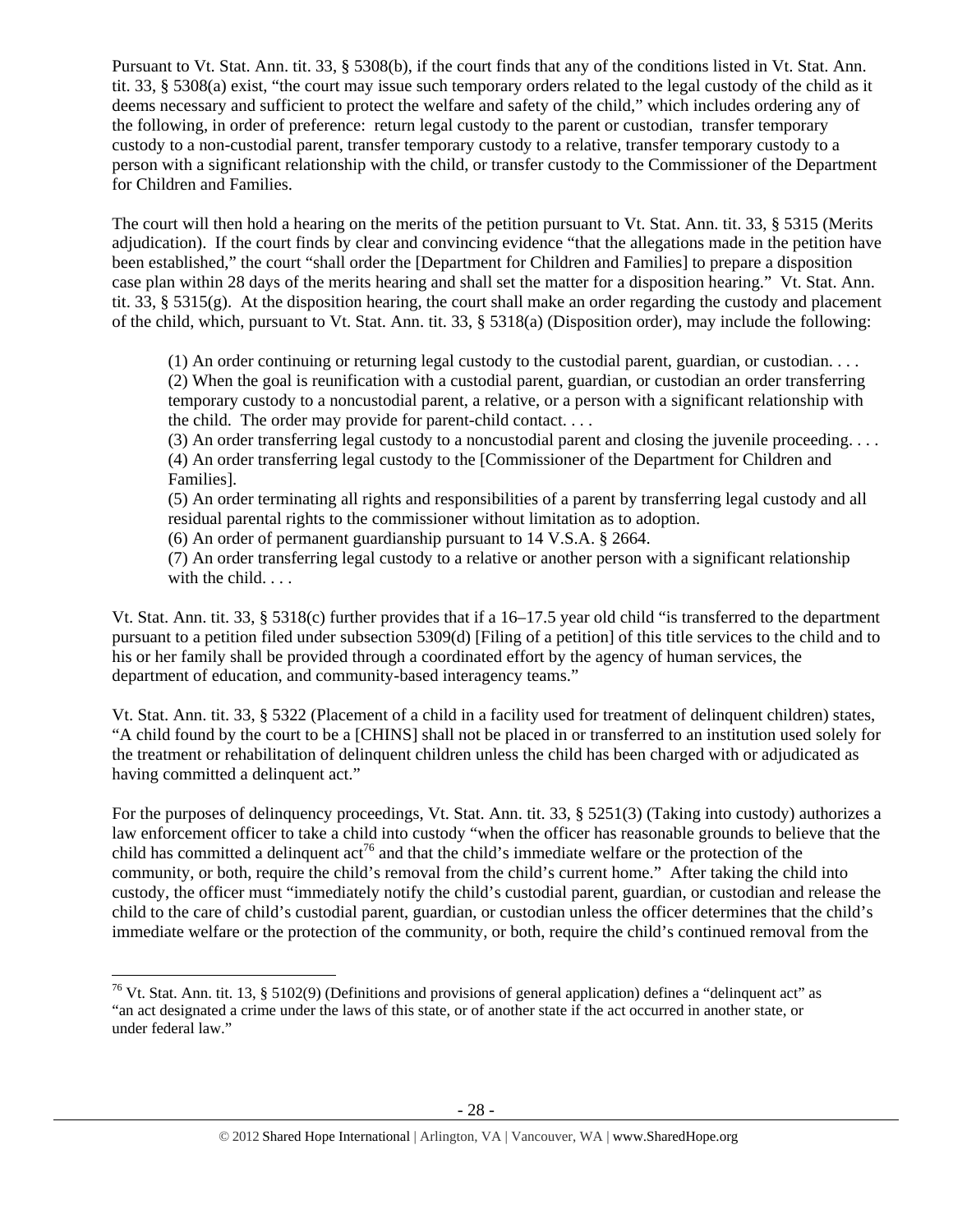Pursuant to Vt. Stat. Ann. tit. 33, § 5308(b), if the court finds that any of the conditions listed in Vt. Stat. Ann. tit. 33, § 5308(a) exist, "the court may issue such temporary orders related to the legal custody of the child as it deems necessary and sufficient to protect the welfare and safety of the child," which includes ordering any of the following, in order of preference: return legal custody to the parent or custodian, transfer temporary custody to a non-custodial parent, transfer temporary custody to a relative, transfer temporary custody to a person with a significant relationship with the child, or transfer custody to the Commissioner of the Department for Children and Families.

The court will then hold a hearing on the merits of the petition pursuant to Vt. Stat. Ann. tit. 33, § 5315 (Merits adjudication). If the court finds by clear and convincing evidence "that the allegations made in the petition have been established," the court "shall order the [Department for Children and Families] to prepare a disposition case plan within 28 days of the merits hearing and shall set the matter for a disposition hearing." Vt. Stat. Ann. tit. 33, § 5315(g). At the disposition hearing, the court shall make an order regarding the custody and placement of the child, which, pursuant to Vt. Stat. Ann. tit. 33, § 5318(a) (Disposition order), may include the following:

> (1) An order continuing or returning legal custody to the custodial parent, guardian, or custodian. . . .
> (2) When the goal is reunification with a custodial parent, guardian, or custodian an order transferring temporary custody to a noncustodial parent, a relative, or a person with a significant relationship with the child. The order may provide for parent-child contact. . . .
> (3) An order transferring legal custody to a noncustodial parent and closing the juvenile proceeding. . . .
> (4) An order transferring legal custody to the [Commissioner of the Department for Children and Families].
> (5) An order terminating all rights and responsibilities of a parent by transferring legal custody and all residual parental rights to the commissioner without limitation as to adoption.
> (6) An order of permanent guardianship pursuant to 14 V.S.A. § 2664.
> (7) An order transferring legal custody to a relative or another person with a significant relationship with the child. . . .

Vt. Stat. Ann. tit. 33, § 5318(c) further provides that if a 16–17.5 year old child "is transferred to the department pursuant to a petition filed under subsection 5309(d) [Filing of a petition] of this title services to the child and to his or her family shall be provided through a coordinated effort by the agency of human services, the department of education, and community-based interagency teams."

Vt. Stat. Ann. tit. 33, § 5322 (Placement of a child in a facility used for treatment of delinquent children) states, "A child found by the court to be a [CHINS] shall not be placed in or transferred to an institution used solely for the treatment or rehabilitation of delinquent children unless the child has been charged with or adjudicated as having committed a delinquent act."

For the purposes of delinquency proceedings, Vt. Stat. Ann. tit. 33, § 5251(3) (Taking into custody) authorizes a law enforcement officer to take a child into custody "when the officer has reasonable grounds to believe that the child has committed a delinquent act[76] and that the child's immediate welfare or the protection of the community, or both, require the child's removal from the child's current home." After taking the child into custody, the officer must "immediately notify the child's custodial parent, guardian, or custodian and release the child to the care of child's custodial parent, guardian, or custodian unless the officer determines that the child's immediate welfare or the protection of the community, or both, require the child's continued removal from the

[76] Vt. Stat. Ann. tit. 13, § 5102(9) (Definitions and provisions of general application) defines a "delinquent act" as "an act designated a crime under the laws of this state, or of another state if the act occurred in another state, or under federal law."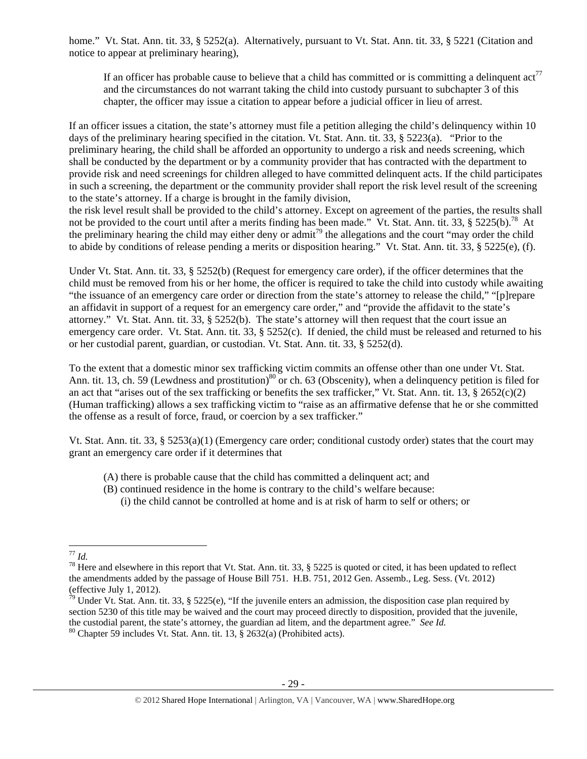home." Vt. Stat. Ann. tit. 33, § 5252(a). Alternatively, pursuant to Vt. Stat. Ann. tit. 33, § 5221 (Citation and notice to appear at preliminary hearing),

> If an officer has probable cause to believe that a child has committed or is committing a delinquent act[77] and the circumstances do not warrant taking the child into custody pursuant to subchapter 3 of this chapter, the officer may issue a citation to appear before a judicial officer in lieu of arrest.

If an officer issues a citation, the state's attorney must file a petition alleging the child's delinquency within 10 days of the preliminary hearing specified in the citation. Vt. Stat. Ann. tit. 33, § 5223(a). "Prior to the preliminary hearing, the child shall be afforded an opportunity to undergo a risk and needs screening, which shall be conducted by the department or by a community provider that has contracted with the department to provide risk and need screenings for children alleged to have committed delinquent acts. If the child participates in such a screening, the department or the community provider shall report the risk level result of the screening to the state's attorney. If a charge is brought in the family division, the risk level result shall be provided to the child's attorney. Except on agreement of the parties, the results shall not be provided to the court until after a merits finding has been made." Vt. Stat. Ann. tit. 33, § 5225(b).[78] At the preliminary hearing the child may either deny or admit[79] the allegations and the court "may order the child to abide by conditions of release pending a merits or disposition hearing." Vt. Stat. Ann. tit. 33, § 5225(e), (f).

Under Vt. Stat. Ann. tit. 33, § 5252(b) (Request for emergency care order), if the officer determines that the child must be removed from his or her home, the officer is required to take the child into custody while awaiting "the issuance of an emergency care order or direction from the state's attorney to release the child," "[p]repare an affidavit in support of a request for an emergency care order," and "provide the affidavit to the state's attorney." Vt. Stat. Ann. tit. 33, § 5252(b). The state's attorney will then request that the court issue an emergency care order. Vt. Stat. Ann. tit. 33, § 5252(c). If denied, the child must be released and returned to his or her custodial parent, guardian, or custodian. Vt. Stat. Ann. tit. 33, § 5252(d).

To the extent that a domestic minor sex trafficking victim commits an offense other than one under Vt. Stat. Ann. tit. 13, ch. 59 (Lewdness and prostitution)[80] or ch. 63 (Obscenity), when a delinquency petition is filed for an act that "arises out of the sex trafficking or benefits the sex trafficker," Vt. Stat. Ann. tit. 13, § 2652(c)(2) (Human trafficking) allows a sex trafficking victim to "raise as an affirmative defense that he or she committed the offense as a result of force, fraud, or coercion by a sex trafficker."

Vt. Stat. Ann. tit. 33, § 5253(a)(1) (Emergency care order; conditional custody order) states that the court may grant an emergency care order if it determines that

> (A) there is probable cause that the child has committed a delinquent act; and
> (B) continued residence in the home is contrary to the child's welfare because:
> (i) the child cannot be controlled at home and is at risk of harm to self or others; or

---

[77] *Id.*

[78] Here and elsewhere in this report that Vt. Stat. Ann. tit. 33, § 5225 is quoted or cited, it has been updated to reflect the amendments added by the passage of House Bill 751. H.B. 751, 2012 Gen. Assemb., Leg. Sess. (Vt. 2012) (effective July 1, 2012).

[79] Under Vt. Stat. Ann. tit. 33, § 5225(e), "If the juvenile enters an admission, the disposition case plan required by section 5230 of this title may be waived and the court may proceed directly to disposition, provided that the juvenile, the custodial parent, the state's attorney, the guardian ad litem, and the department agree." *See Id.*

[80] Chapter 59 includes Vt. Stat. Ann. tit. 13, § 2632(a) (Prohibited acts).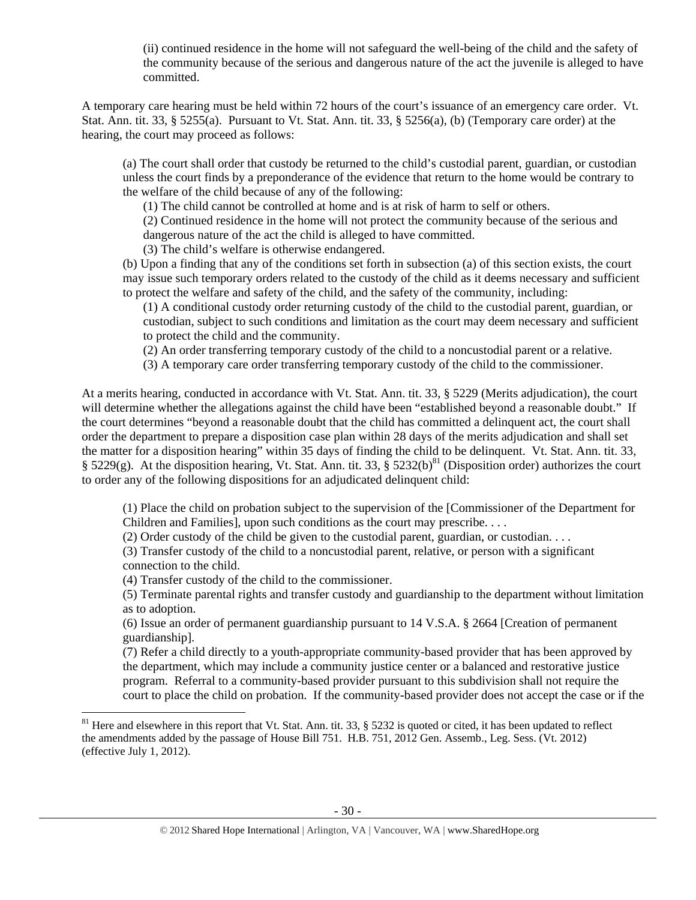(ii) continued residence in the home will not safeguard the well-being of the child and the safety of the community because of the serious and dangerous nature of the act the juvenile is alleged to have committed.

A temporary care hearing must be held within 72 hours of the court's issuance of an emergency care order. Vt. Stat. Ann. tit. 33, § 5255(a). Pursuant to Vt. Stat. Ann. tit. 33, § 5256(a), (b) (Temporary care order) at the hearing, the court may proceed as follows:

> (a) The court shall order that custody be returned to the child's custodial parent, guardian, or custodian unless the court finds by a preponderance of the evidence that return to the home would be contrary to the welfare of the child because of any of the following:
>
> (1) The child cannot be controlled at home and is at risk of harm to self or others.
>
> (2) Continued residence in the home will not protect the community because of the serious and dangerous nature of the act the child is alleged to have committed.
>
> (3) The child's welfare is otherwise endangered.
>
> (b) Upon a finding that any of the conditions set forth in subsection (a) of this section exists, the court may issue such temporary orders related to the custody of the child as it deems necessary and sufficient to protect the welfare and safety of the child, and the safety of the community, including:
>
> (1) A conditional custody order returning custody of the child to the custodial parent, guardian, or custodian, subject to such conditions and limitation as the court may deem necessary and sufficient to protect the child and the community.
>
> (2) An order transferring temporary custody of the child to a noncustodial parent or a relative.
>
> (3) A temporary care order transferring temporary custody of the child to the commissioner.

At a merits hearing, conducted in accordance with Vt. Stat. Ann. tit. 33, § 5229 (Merits adjudication), the court will determine whether the allegations against the child have been "established beyond a reasonable doubt." If the court determines "beyond a reasonable doubt that the child has committed a delinquent act, the court shall order the department to prepare a disposition case plan within 28 days of the merits adjudication and shall set the matter for a disposition hearing" within 35 days of finding the child to be delinquent. Vt. Stat. Ann. tit. 33, § 5229(g). At the disposition hearing, Vt. Stat. Ann. tit. 33, § 5232(b)[81] (Disposition order) authorizes the court to order any of the following dispositions for an adjudicated delinquent child:

> (1) Place the child on probation subject to the supervision of the [Commissioner of the Department for Children and Families], upon such conditions as the court may prescribe. . . .
>
> (2) Order custody of the child be given to the custodial parent, guardian, or custodian. . . .
>
> (3) Transfer custody of the child to a noncustodial parent, relative, or person with a significant connection to the child.
>
> (4) Transfer custody of the child to the commissioner.
>
> (5) Terminate parental rights and transfer custody and guardianship to the department without limitation as to adoption.
>
> (6) Issue an order of permanent guardianship pursuant to 14 V.S.A. § 2664 [Creation of permanent guardianship].
>
> (7) Refer a child directly to a youth-appropriate community-based provider that has been approved by the department, which may include a community justice center or a balanced and restorative justice program. Referral to a community-based provider pursuant to this subdivision shall not require the court to place the child on probation. If the community-based provider does not accept the case or if the

[81] Here and elsewhere in this report that Vt. Stat. Ann. tit. 33, § 5232 is quoted or cited, it has been updated to reflect the amendments added by the passage of House Bill 751. H.B. 751, 2012 Gen. Assemb., Leg. Sess. (Vt. 2012) (effective July 1, 2012).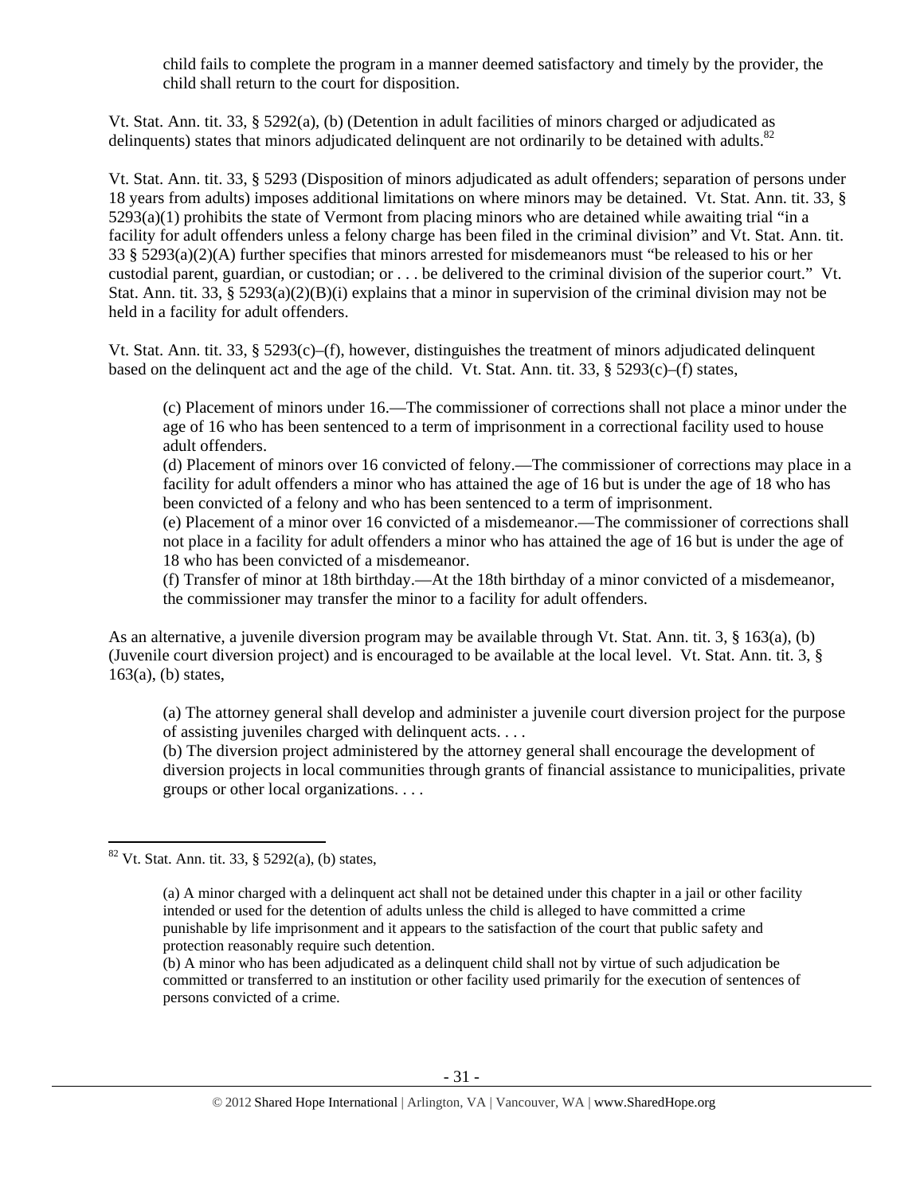child fails to complete the program in a manner deemed satisfactory and timely by the provider, the child shall return to the court for disposition.

Vt. Stat. Ann. tit. 33, § 5292(a), (b) (Detention in adult facilities of minors charged or adjudicated as delinquents) states that minors adjudicated delinquent are not ordinarily to be detained with adults.[82]

Vt. Stat. Ann. tit. 33, § 5293 (Disposition of minors adjudicated as adult offenders; separation of persons under 18 years from adults) imposes additional limitations on where minors may be detained. Vt. Stat. Ann. tit. 33, § 5293(a)(1) prohibits the state of Vermont from placing minors who are detained while awaiting trial "in a facility for adult offenders unless a felony charge has been filed in the criminal division" and Vt. Stat. Ann. tit. 33 § 5293(a)(2)(A) further specifies that minors arrested for misdemeanors must "be released to his or her custodial parent, guardian, or custodian; or . . . be delivered to the criminal division of the superior court." Vt. Stat. Ann. tit. 33, § 5293(a)(2)(B)(i) explains that a minor in supervision of the criminal division may not be held in a facility for adult offenders.

Vt. Stat. Ann. tit. 33, § 5293(c)–(f), however, distinguishes the treatment of minors adjudicated delinquent based on the delinquent act and the age of the child. Vt. Stat. Ann. tit. 33, § 5293(c)–(f) states,

> (c) Placement of minors under 16.—The commissioner of corrections shall not place a minor under the age of 16 who has been sentenced to a term of imprisonment in a correctional facility used to house adult offenders.
> (d) Placement of minors over 16 convicted of felony.—The commissioner of corrections may place in a facility for adult offenders a minor who has attained the age of 16 but is under the age of 18 who has been convicted of a felony and who has been sentenced to a term of imprisonment.
> (e) Placement of a minor over 16 convicted of a misdemeanor.—The commissioner of corrections shall not place in a facility for adult offenders a minor who has attained the age of 16 but is under the age of 18 who has been convicted of a misdemeanor.
> (f) Transfer of minor at 18th birthday.—At the 18th birthday of a minor convicted of a misdemeanor, the commissioner may transfer the minor to a facility for adult offenders.

As an alternative, a juvenile diversion program may be available through Vt. Stat. Ann. tit. 3, § 163(a), (b) (Juvenile court diversion project) and is encouraged to be available at the local level. Vt. Stat. Ann. tit. 3, § 163(a), (b) states,

> (a) The attorney general shall develop and administer a juvenile court diversion project for the purpose of assisting juveniles charged with delinquent acts. . . .
> (b) The diversion project administered by the attorney general shall encourage the development of diversion projects in local communities through grants of financial assistance to municipalities, private groups or other local organizations. . . .

---

[82] Vt. Stat. Ann. tit. 33, § 5292(a), (b) states,

> (a) A minor charged with a delinquent act shall not be detained under this chapter in a jail or other facility intended or used for the detention of adults unless the child is alleged to have committed a crime punishable by life imprisonment and it appears to the satisfaction of the court that public safety and protection reasonably require such detention.
> (b) A minor who has been adjudicated as a delinquent child shall not by virtue of such adjudication be committed or transferred to an institution or other facility used primarily for the execution of sentences of persons convicted of a crime.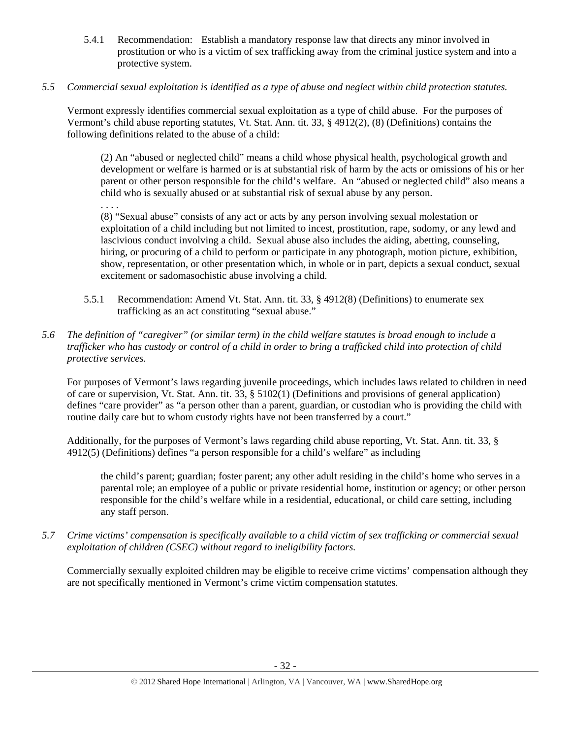5.4.1 Recommendation: Establish a mandatory response law that directs any minor involved in prostitution or who is a victim of sex trafficking away from the criminal justice system and into a protective system.

*5.5 Commercial sexual exploitation is identified as a type of abuse and neglect within child protection statutes.*

Vermont expressly identifies commercial sexual exploitation as a type of child abuse. For the purposes of Vermont's child abuse reporting statutes, Vt. Stat. Ann. tit. 33, § 4912(2), (8) (Definitions) contains the following definitions related to the abuse of a child:

> (2) An "abused or neglected child" means a child whose physical health, psychological growth and development or welfare is harmed or is at substantial risk of harm by the acts or omissions of his or her parent or other person responsible for the child's welfare. An "abused or neglected child" also means a child who is sexually abused or at substantial risk of sexual abuse by any person.
>
> . . . .
>
> (8) "Sexual abuse" consists of any act or acts by any person involving sexual molestation or exploitation of a child including but not limited to incest, prostitution, rape, sodomy, or any lewd and lascivious conduct involving a child. Sexual abuse also includes the aiding, abetting, counseling, hiring, or procuring of a child to perform or participate in any photograph, motion picture, exhibition, show, representation, or other presentation which, in whole or in part, depicts a sexual conduct, sexual excitement or sadomasochistic abuse involving a child.

5.5.1 Recommendation: Amend Vt. Stat. Ann. tit. 33, § 4912(8) (Definitions) to enumerate sex trafficking as an act constituting "sexual abuse."

*5.6 The definition of "caregiver" (or similar term) in the child welfare statutes is broad enough to include a trafficker who has custody or control of a child in order to bring a trafficked child into protection of child protective services.*

For purposes of Vermont's laws regarding juvenile proceedings, which includes laws related to children in need of care or supervision, Vt. Stat. Ann. tit. 33, § 5102(1) (Definitions and provisions of general application) defines "care provider" as "a person other than a parent, guardian, or custodian who is providing the child with routine daily care but to whom custody rights have not been transferred by a court."

Additionally, for the purposes of Vermont's laws regarding child abuse reporting, Vt. Stat. Ann. tit. 33, § 4912(5) (Definitions) defines "a person responsible for a child's welfare" as including

> the child's parent; guardian; foster parent; any other adult residing in the child's home who serves in a parental role; an employee of a public or private residential home, institution or agency; or other person responsible for the child's welfare while in a residential, educational, or child care setting, including any staff person.

*5.7 Crime victims' compensation is specifically available to a child victim of sex trafficking or commercial sexual exploitation of children (CSEC) without regard to ineligibility factors.*

Commercially sexually exploited children may be eligible to receive crime victims' compensation although they are not specifically mentioned in Vermont's crime victim compensation statutes.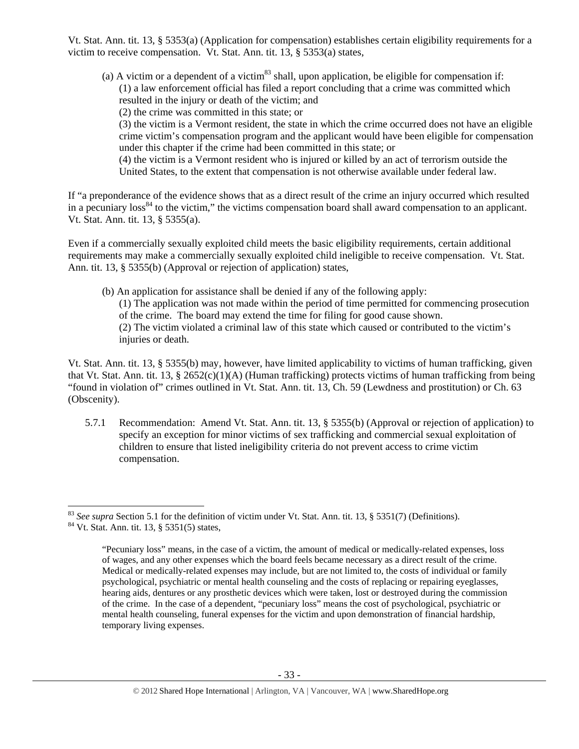Vt. Stat. Ann. tit. 13, § 5353(a) (Application for compensation) establishes certain eligibility requirements for a victim to receive compensation. Vt. Stat. Ann. tit. 13, § 5353(a) states,

> (a) A victim or a dependent of a victim[83] shall, upon application, be eligible for compensation if:
> (1) a law enforcement official has filed a report concluding that a crime was committed which resulted in the injury or death of the victim; and
> (2) the crime was committed in this state; or
> (3) the victim is a Vermont resident, the state in which the crime occurred does not have an eligible crime victim's compensation program and the applicant would have been eligible for compensation under this chapter if the crime had been committed in this state; or
> (4) the victim is a Vermont resident who is injured or killed by an act of terrorism outside the United States, to the extent that compensation is not otherwise available under federal law.

If "a preponderance of the evidence shows that as a direct result of the crime an injury occurred which resulted in a pecuniary loss[84] to the victim," the victims compensation board shall award compensation to an applicant. Vt. Stat. Ann. tit. 13, § 5355(a).

Even if a commercially sexually exploited child meets the basic eligibility requirements, certain additional requirements may make a commercially sexually exploited child ineligible to receive compensation. Vt. Stat. Ann. tit. 13, § 5355(b) (Approval or rejection of application) states,

> (b) An application for assistance shall be denied if any of the following apply:
> (1) The application was not made within the period of time permitted for commencing prosecution of the crime. The board may extend the time for filing for good cause shown.
> (2) The victim violated a criminal law of this state which caused or contributed to the victim's injuries or death.

Vt. Stat. Ann. tit. 13, § 5355(b) may, however, have limited applicability to victims of human trafficking, given that Vt. Stat. Ann. tit. 13, § 2652(c)(1)(A) (Human trafficking) protects victims of human trafficking from being "found in violation of" crimes outlined in Vt. Stat. Ann. tit. 13, Ch. 59 (Lewdness and prostitution) or Ch. 63 (Obscenity).

5.7.1 Recommendation: Amend Vt. Stat. Ann. tit. 13, § 5355(b) (Approval or rejection of application) to specify an exception for minor victims of sex trafficking and commercial sexual exploitation of children to ensure that listed ineligibility criteria do not prevent access to crime victim compensation.

---

[83] *See supra* Section 5.1 for the definition of victim under Vt. Stat. Ann. tit. 13, § 5351(7) (Definitions).

[84] Vt. Stat. Ann. tit. 13, § 5351(5) states,

> "Pecuniary loss" means, in the case of a victim, the amount of medical or medically-related expenses, loss of wages, and any other expenses which the board feels became necessary as a direct result of the crime. Medical or medically-related expenses may include, but are not limited to, the costs of individual or family psychological, psychiatric or mental health counseling and the costs of replacing or repairing eyeglasses, hearing aids, dentures or any prosthetic devices which were taken, lost or destroyed during the commission of the crime. In the case of a dependent, "pecuniary loss" means the cost of psychological, psychiatric or mental health counseling, funeral expenses for the victim and upon demonstration of financial hardship, temporary living expenses.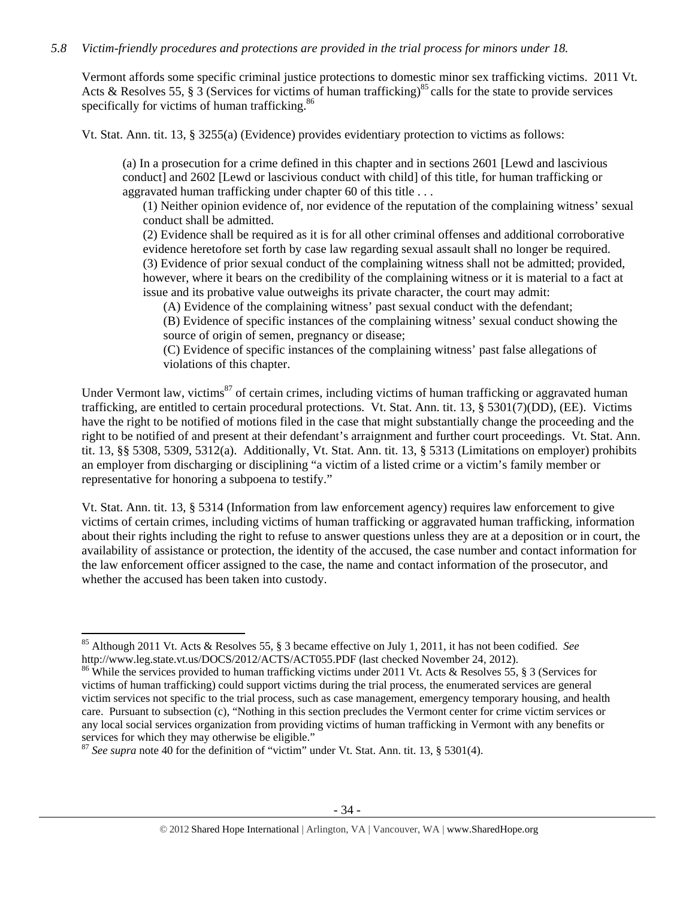*5.8 Victim-friendly procedures and protections are provided in the trial process for minors under 18.*

Vermont affords some specific criminal justice protections to domestic minor sex trafficking victims. 2011 Vt. Acts & Resolves 55, § 3 (Services for victims of human trafficking)[85] calls for the state to provide services specifically for victims of human trafficking.[86]

Vt. Stat. Ann. tit. 13, § 3255(a) (Evidence) provides evidentiary protection to victims as follows:

> (a) In a prosecution for a crime defined in this chapter and in sections 2601 [Lewd and lascivious conduct] and 2602 [Lewd or lascivious conduct with child] of this title, for human trafficking or aggravated human trafficking under chapter 60 of this title . . .
>
> (1) Neither opinion evidence of, nor evidence of the reputation of the complaining witness' sexual conduct shall be admitted.
>
> (2) Evidence shall be required as it is for all other criminal offenses and additional corroborative evidence heretofore set forth by case law regarding sexual assault shall no longer be required.
>
> (3) Evidence of prior sexual conduct of the complaining witness shall not be admitted; provided, however, where it bears on the credibility of the complaining witness or it is material to a fact at issue and its probative value outweighs its private character, the court may admit:
>
> (A) Evidence of the complaining witness' past sexual conduct with the defendant;
>
> (B) Evidence of specific instances of the complaining witness' sexual conduct showing the source of origin of semen, pregnancy or disease;
>
> (C) Evidence of specific instances of the complaining witness' past false allegations of violations of this chapter.

Under Vermont law, victims[87] of certain crimes, including victims of human trafficking or aggravated human trafficking, are entitled to certain procedural protections. Vt. Stat. Ann. tit. 13, § 5301(7)(DD), (EE). Victims have the right to be notified of motions filed in the case that might substantially change the proceeding and the right to be notified of and present at their defendant's arraignment and further court proceedings. Vt. Stat. Ann. tit. 13, §§ 5308, 5309, 5312(a). Additionally, Vt. Stat. Ann. tit. 13, § 5313 (Limitations on employer) prohibits an employer from discharging or disciplining "a victim of a listed crime or a victim's family member or representative for honoring a subpoena to testify."

Vt. Stat. Ann. tit. 13, § 5314 (Information from law enforcement agency) requires law enforcement to give victims of certain crimes, including victims of human trafficking or aggravated human trafficking, information about their rights including the right to refuse to answer questions unless they are at a deposition or in court, the availability of assistance or protection, the identity of the accused, the case number and contact information for the law enforcement officer assigned to the case, the name and contact information of the prosecutor, and whether the accused has been taken into custody.

---

[85] Although 2011 Vt. Acts & Resolves 55, § 3 became effective on July 1, 2011, it has not been codified. *See* http://www.leg.state.vt.us/DOCS/2012/ACTS/ACT055.PDF (last checked November 24, 2012).

[86] While the services provided to human trafficking victims under 2011 Vt. Acts & Resolves 55, § 3 (Services for victims of human trafficking) could support victims during the trial process, the enumerated services are general victim services not specific to the trial process, such as case management, emergency temporary housing, and health care. Pursuant to subsection (c), "Nothing in this section precludes the Vermont center for crime victim services or any local social services organization from providing victims of human trafficking in Vermont with any benefits or services for which they may otherwise be eligible."

[87] *See supra* note 40 for the definition of "victim" under Vt. Stat. Ann. tit. 13, § 5301(4).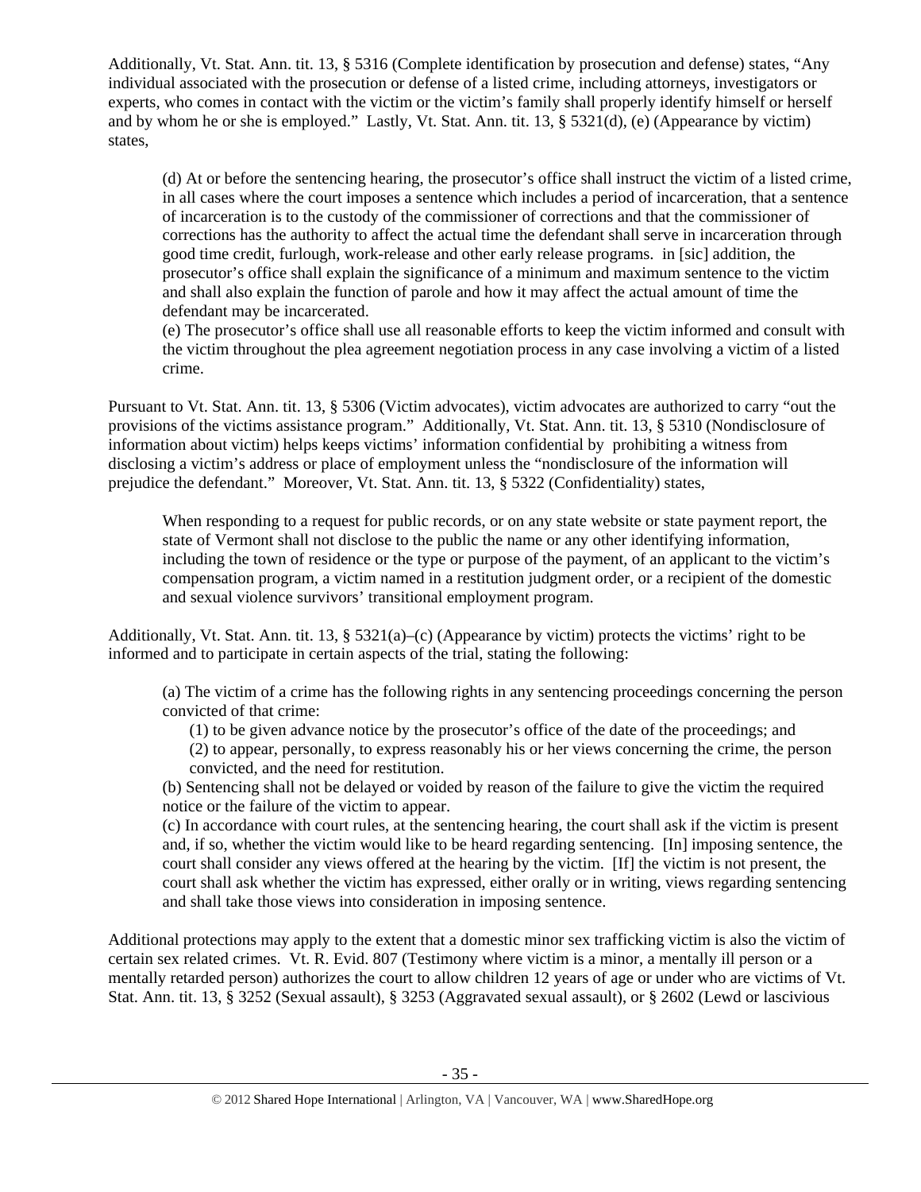Additionally, Vt. Stat. Ann. tit. 13, § 5316 (Complete identification by prosecution and defense) states, "Any individual associated with the prosecution or defense of a listed crime, including attorneys, investigators or experts, who comes in contact with the victim or the victim's family shall properly identify himself or herself and by whom he or she is employed." Lastly, Vt. Stat. Ann. tit. 13, § 5321(d), (e) (Appearance by victim) states,

> (d) At or before the sentencing hearing, the prosecutor's office shall instruct the victim of a listed crime, in all cases where the court imposes a sentence which includes a period of incarceration, that a sentence of incarceration is to the custody of the commissioner of corrections and that the commissioner of corrections has the authority to affect the actual time the defendant shall serve in incarceration through good time credit, furlough, work-release and other early release programs. in [sic] addition, the prosecutor's office shall explain the significance of a minimum and maximum sentence to the victim and shall also explain the function of parole and how it may affect the actual amount of time the defendant may be incarcerated.
> (e) The prosecutor's office shall use all reasonable efforts to keep the victim informed and consult with the victim throughout the plea agreement negotiation process in any case involving a victim of a listed crime.

Pursuant to Vt. Stat. Ann. tit. 13, § 5306 (Victim advocates), victim advocates are authorized to carry "out the provisions of the victims assistance program." Additionally, Vt. Stat. Ann. tit. 13, § 5310 (Nondisclosure of information about victim) helps keeps victims' information confidential by prohibiting a witness from disclosing a victim's address or place of employment unless the "nondisclosure of the information will prejudice the defendant." Moreover, Vt. Stat. Ann. tit. 13, § 5322 (Confidentiality) states,

> When responding to a request for public records, or on any state website or state payment report, the state of Vermont shall not disclose to the public the name or any other identifying information, including the town of residence or the type or purpose of the payment, of an applicant to the victim's compensation program, a victim named in a restitution judgment order, or a recipient of the domestic and sexual violence survivors' transitional employment program.

Additionally, Vt. Stat. Ann. tit. 13, § 5321(a)–(c) (Appearance by victim) protects the victims' right to be informed and to participate in certain aspects of the trial, stating the following:

> (a) The victim of a crime has the following rights in any sentencing proceedings concerning the person convicted of that crime:
>
> (1) to be given advance notice by the prosecutor's office of the date of the proceedings; and
> (2) to appear, personally, to express reasonably his or her views concerning the crime, the person convicted, and the need for restitution.
>
> (b) Sentencing shall not be delayed or voided by reason of the failure to give the victim the required notice or the failure of the victim to appear.
> (c) In accordance with court rules, at the sentencing hearing, the court shall ask if the victim is present and, if so, whether the victim would like to be heard regarding sentencing. [In] imposing sentence, the court shall consider any views offered at the hearing by the victim. [If] the victim is not present, the court shall ask whether the victim has expressed, either orally or in writing, views regarding sentencing and shall take those views into consideration in imposing sentence.

Additional protections may apply to the extent that a domestic minor sex trafficking victim is also the victim of certain sex related crimes. Vt. R. Evid. 807 (Testimony where victim is a minor, a mentally ill person or a mentally retarded person) authorizes the court to allow children 12 years of age or under who are victims of Vt. Stat. Ann. tit. 13, § 3252 (Sexual assault), § 3253 (Aggravated sexual assault), or § 2602 (Lewd or lascivious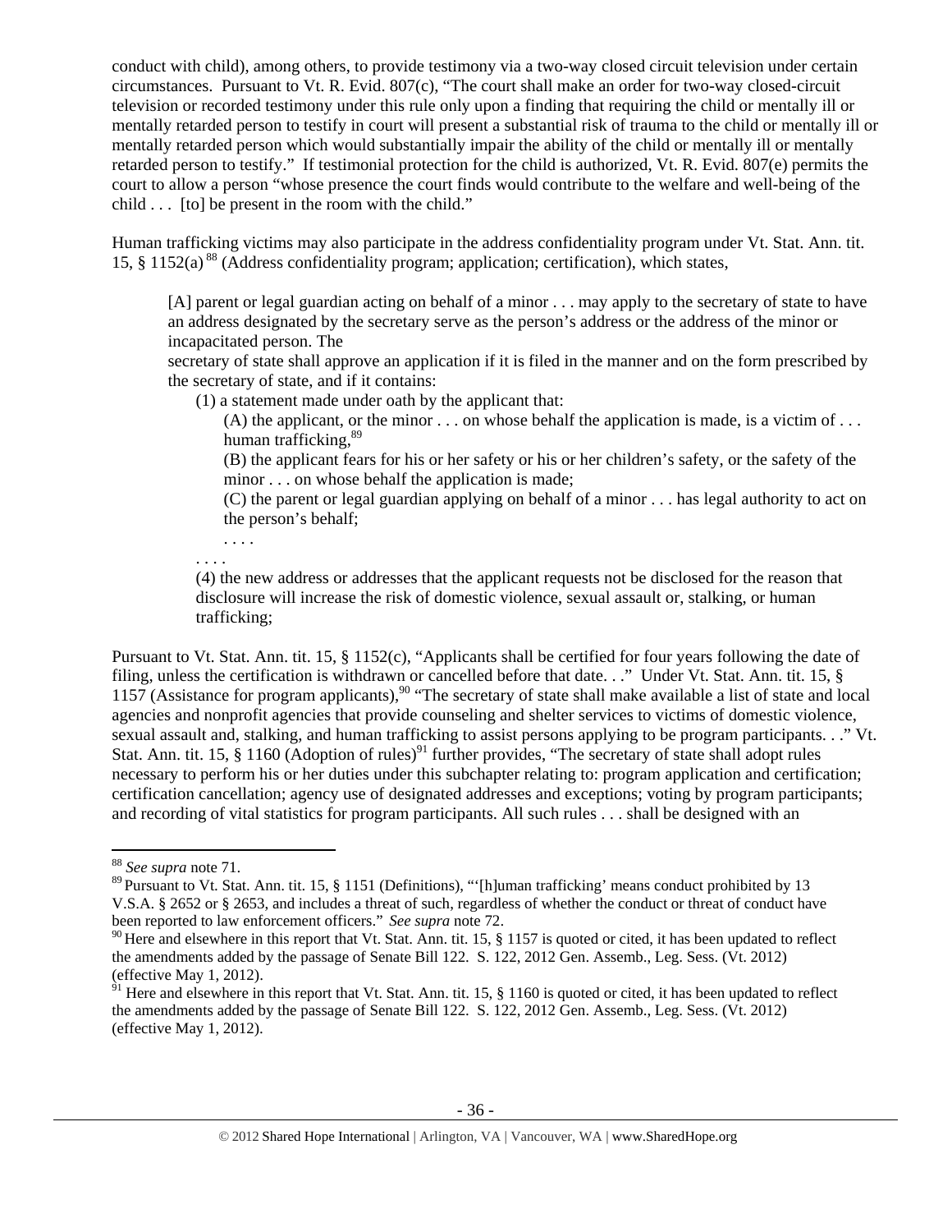conduct with child), among others, to provide testimony via a two-way closed circuit television under certain circumstances. Pursuant to Vt. R. Evid. 807(c), "The court shall make an order for two-way closed-circuit television or recorded testimony under this rule only upon a finding that requiring the child or mentally ill or mentally retarded person to testify in court will present a substantial risk of trauma to the child or mentally ill or mentally retarded person which would substantially impair the ability of the child or mentally ill or mentally retarded person to testify." If testimonial protection for the child is authorized, Vt. R. Evid. 807(e) permits the court to allow a person "whose presence the court finds would contribute to the welfare and well-being of the child . . . [to] be present in the room with the child."

Human trafficking victims may also participate in the address confidentiality program under Vt. Stat. Ann. tit. 15, § 1152(a) [88] (Address confidentiality program; application; certification), which states,

> [A] parent or legal guardian acting on behalf of a minor . . . may apply to the secretary of state to have an address designated by the secretary serve as the person's address or the address of the minor or incapacitated person. The
> secretary of state shall approve an application if it is filed in the manner and on the form prescribed by the secretary of state, and if it contains:
>
> (1) a statement made under oath by the applicant that:
>
> (A) the applicant, or the minor . . . on whose behalf the application is made, is a victim of . . . human trafficking,[89]
>
> (B) the applicant fears for his or her safety or his or her children's safety, or the safety of the minor . . . on whose behalf the application is made;
>
> (C) the parent or legal guardian applying on behalf of a minor . . . has legal authority to act on the person's behalf;
>
> . . . .
>
> . . . .
>
> (4) the new address or addresses that the applicant requests not be disclosed for the reason that disclosure will increase the risk of domestic violence, sexual assault or, stalking, or human trafficking;

Pursuant to Vt. Stat. Ann. tit. 15, § 1152(c), "Applicants shall be certified for four years following the date of filing, unless the certification is withdrawn or cancelled before that date. . ." Under Vt. Stat. Ann. tit. 15, § 1157 (Assistance for program applicants),[90] "The secretary of state shall make available a list of state and local agencies and nonprofit agencies that provide counseling and shelter services to victims of domestic violence, sexual assault and, stalking, and human trafficking to assist persons applying to be program participants. . ." Vt. Stat. Ann. tit. 15, § 1160 (Adoption of rules)[91] further provides, "The secretary of state shall adopt rules necessary to perform his or her duties under this subchapter relating to: program application and certification; certification cancellation; agency use of designated addresses and exceptions; voting by program participants; and recording of vital statistics for program participants. All such rules . . . shall be designed with an

---

[88] *See supra* note 71.

[89] Pursuant to Vt. Stat. Ann. tit. 15, § 1151 (Definitions), "'[h]uman trafficking' means conduct prohibited by 13 V.S.A. § 2652 or § 2653, and includes a threat of such, regardless of whether the conduct or threat of conduct have been reported to law enforcement officers." *See supra* note 72.

[90] Here and elsewhere in this report that Vt. Stat. Ann. tit. 15, § 1157 is quoted or cited, it has been updated to reflect the amendments added by the passage of Senate Bill 122. S. 122, 2012 Gen. Assemb., Leg. Sess. (Vt. 2012) (effective May 1, 2012).

[91] Here and elsewhere in this report that Vt. Stat. Ann. tit. 15, § 1160 is quoted or cited, it has been updated to reflect the amendments added by the passage of Senate Bill 122. S. 122, 2012 Gen. Assemb., Leg. Sess. (Vt. 2012) (effective May 1, 2012).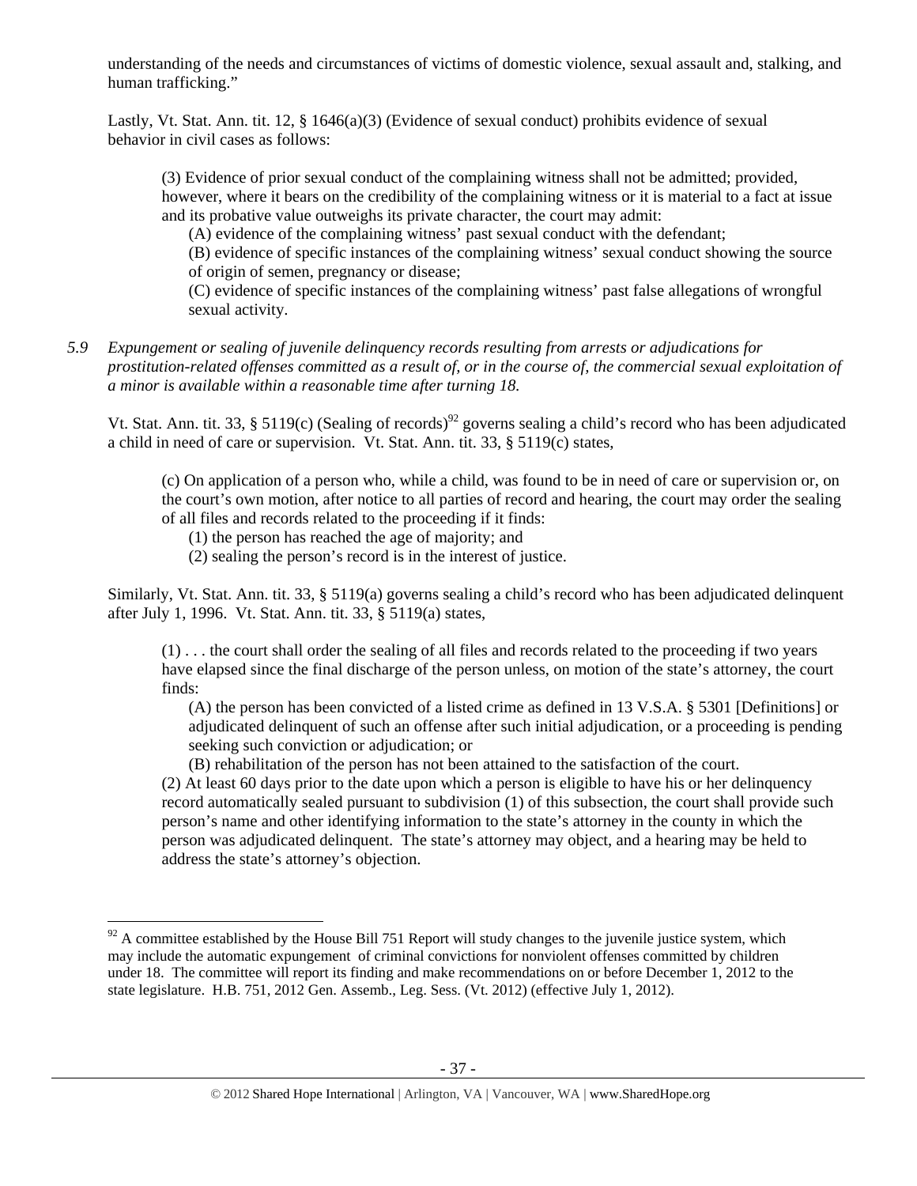understanding of the needs and circumstances of victims of domestic violence, sexual assault and, stalking, and human trafficking."

Lastly, Vt. Stat. Ann. tit. 12, § 1646(a)(3) (Evidence of sexual conduct) prohibits evidence of sexual behavior in civil cases as follows:

> (3) Evidence of prior sexual conduct of the complaining witness shall not be admitted; provided, however, where it bears on the credibility of the complaining witness or it is material to a fact at issue and its probative value outweighs its private character, the court may admit:
>
> (A) evidence of the complaining witness' past sexual conduct with the defendant;
>
> (B) evidence of specific instances of the complaining witness' sexual conduct showing the source of origin of semen, pregnancy or disease;
>
> (C) evidence of specific instances of the complaining witness' past false allegations of wrongful sexual activity.

*5.9 Expungement or sealing of juvenile delinquency records resulting from arrests or adjudications for prostitution-related offenses committed as a result of, or in the course of, the commercial sexual exploitation of a minor is available within a reasonable time after turning 18.*

Vt. Stat. Ann. tit. 33, § 5119(c) (Sealing of records)[92] governs sealing a child's record who has been adjudicated a child in need of care or supervision. Vt. Stat. Ann. tit. 33, § 5119(c) states,

> (c) On application of a person who, while a child, was found to be in need of care or supervision or, on the court's own motion, after notice to all parties of record and hearing, the court may order the sealing of all files and records related to the proceeding if it finds:
>
> (1) the person has reached the age of majority; and
>
> (2) sealing the person's record is in the interest of justice.

Similarly, Vt. Stat. Ann. tit. 33, § 5119(a) governs sealing a child's record who has been adjudicated delinquent after July 1, 1996. Vt. Stat. Ann. tit. 33, § 5119(a) states,

> (1) . . . the court shall order the sealing of all files and records related to the proceeding if two years have elapsed since the final discharge of the person unless, on motion of the state's attorney, the court finds:
>
> (A) the person has been convicted of a listed crime as defined in 13 V.S.A. § 5301 [Definitions] or adjudicated delinquent of such an offense after such initial adjudication, or a proceeding is pending seeking such conviction or adjudication; or
>
> (B) rehabilitation of the person has not been attained to the satisfaction of the court.
>
> (2) At least 60 days prior to the date upon which a person is eligible to have his or her delinquency record automatically sealed pursuant to subdivision (1) of this subsection, the court shall provide such person's name and other identifying information to the state's attorney in the county in which the person was adjudicated delinquent. The state's attorney may object, and a hearing may be held to address the state's attorney's objection.

---

[92] A committee established by the House Bill 751 Report will study changes to the juvenile justice system, which may include the automatic expungement of criminal convictions for nonviolent offenses committed by children under 18. The committee will report its finding and make recommendations on or before December 1, 2012 to the state legislature. H.B. 751, 2012 Gen. Assemb., Leg. Sess. (Vt. 2012) (effective July 1, 2012).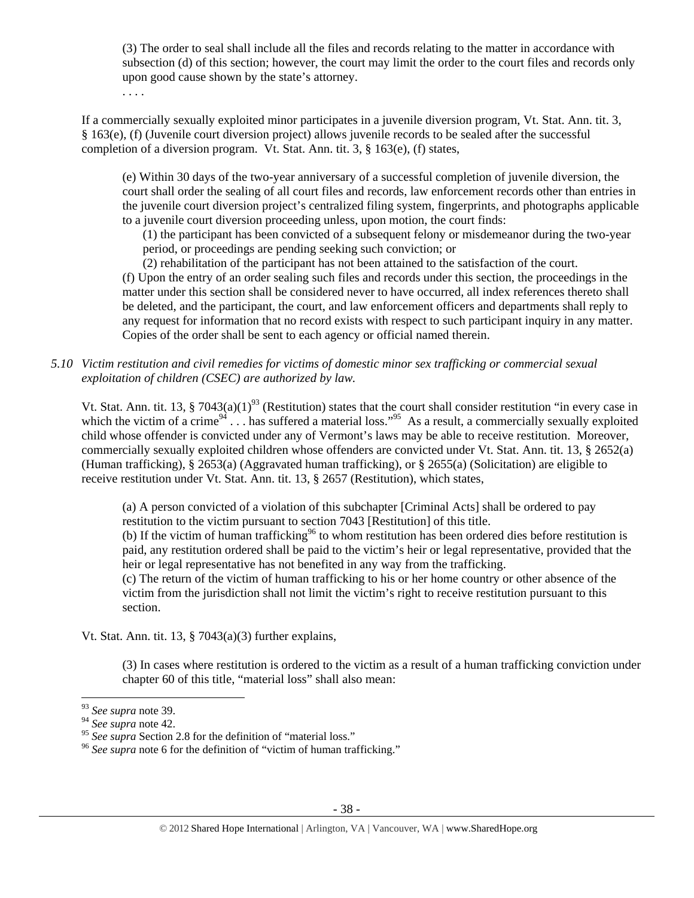(3) The order to seal shall include all the files and records relating to the matter in accordance with subsection (d) of this section; however, the court may limit the order to the court files and records only upon good cause shown by the state's attorney.

. . . .

If a commercially sexually exploited minor participates in a juvenile diversion program, Vt. Stat. Ann. tit. 3, § 163(e), (f) (Juvenile court diversion project) allows juvenile records to be sealed after the successful completion of a diversion program. Vt. Stat. Ann. tit. 3, § 163(e), (f) states,

> (e) Within 30 days of the two-year anniversary of a successful completion of juvenile diversion, the court shall order the sealing of all court files and records, law enforcement records other than entries in the juvenile court diversion project's centralized filing system, fingerprints, and photographs applicable to a juvenile court diversion proceeding unless, upon motion, the court finds:
>
> (1) the participant has been convicted of a subsequent felony or misdemeanor during the two-year period, or proceedings are pending seeking such conviction; or
>
> (2) rehabilitation of the participant has not been attained to the satisfaction of the court.
>
> (f) Upon the entry of an order sealing such files and records under this section, the proceedings in the matter under this section shall be considered never to have occurred, all index references thereto shall be deleted, and the participant, the court, and law enforcement officers and departments shall reply to any request for information that no record exists with respect to such participant inquiry in any matter. Copies of the order shall be sent to each agency or official named therein.

*5.10 Victim restitution and civil remedies for victims of domestic minor sex trafficking or commercial sexual exploitation of children (CSEC) are authorized by law.*

Vt. Stat. Ann. tit. 13, § 7043(a)(1)[93] (Restitution) states that the court shall consider restitution "in every case in which the victim of a crime[94] . . . has suffered a material loss."[95] As a result, a commercially sexually exploited child whose offender is convicted under any of Vermont's laws may be able to receive restitution. Moreover, commercially sexually exploited children whose offenders are convicted under Vt. Stat. Ann. tit. 13, § 2652(a) (Human trafficking), § 2653(a) (Aggravated human trafficking), or § 2655(a) (Solicitation) are eligible to receive restitution under Vt. Stat. Ann. tit. 13, § 2657 (Restitution), which states,

> (a) A person convicted of a violation of this subchapter [Criminal Acts] shall be ordered to pay restitution to the victim pursuant to section 7043 [Restitution] of this title.
>
> (b) If the victim of human trafficking[96] to whom restitution has been ordered dies before restitution is paid, any restitution ordered shall be paid to the victim's heir or legal representative, provided that the heir or legal representative has not benefited in any way from the trafficking.
>
> (c) The return of the victim of human trafficking to his or her home country or other absence of the victim from the jurisdiction shall not limit the victim's right to receive restitution pursuant to this section.

Vt. Stat. Ann. tit. 13, § 7043(a)(3) further explains,

> (3) In cases where restitution is ordered to the victim as a result of a human trafficking conviction under chapter 60 of this title, "material loss" shall also mean:

---

[93] *See supra* note 39.

[94] *See supra* note 42.

[95] *See supra* Section 2.8 for the definition of "material loss."

[96] *See supra* note 6 for the definition of "victim of human trafficking."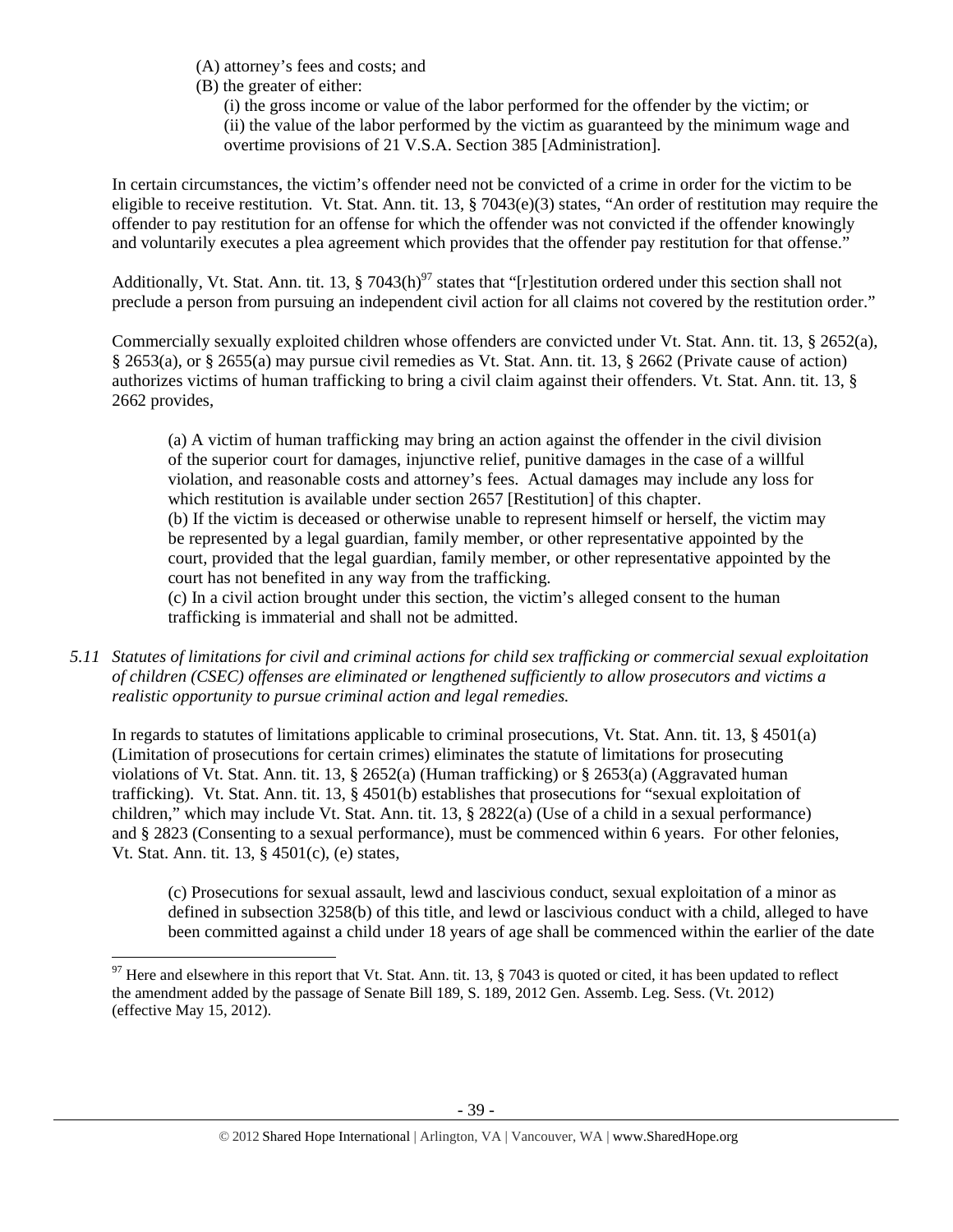(A) attorney's fees and costs; and
(B) the greater of either:
(i) the gross income or value of the labor performed for the offender by the victim; or
(ii) the value of the labor performed by the victim as guaranteed by the minimum wage and overtime provisions of 21 V.S.A. Section 385 [Administration].

In certain circumstances, the victim's offender need not be convicted of a crime in order for the victim to be eligible to receive restitution. Vt. Stat. Ann. tit. 13, § 7043(e)(3) states, "An order of restitution may require the offender to pay restitution for an offense for which the offender was not convicted if the offender knowingly and voluntarily executes a plea agreement which provides that the offender pay restitution for that offense."

Additionally, Vt. Stat. Ann. tit. 13, § 7043(h)[97] states that "[r]estitution ordered under this section shall not preclude a person from pursuing an independent civil action for all claims not covered by the restitution order."

Commercially sexually exploited children whose offenders are convicted under Vt. Stat. Ann. tit. 13, § 2652(a), § 2653(a), or § 2655(a) may pursue civil remedies as Vt. Stat. Ann. tit. 13, § 2662 (Private cause of action) authorizes victims of human trafficking to bring a civil claim against their offenders. Vt. Stat. Ann. tit. 13, § 2662 provides,

> (a) A victim of human trafficking may bring an action against the offender in the civil division of the superior court for damages, injunctive relief, punitive damages in the case of a willful violation, and reasonable costs and attorney's fees. Actual damages may include any loss for which restitution is available under section 2657 [Restitution] of this chapter.
> (b) If the victim is deceased or otherwise unable to represent himself or herself, the victim may be represented by a legal guardian, family member, or other representative appointed by the court, provided that the legal guardian, family member, or other representative appointed by the court has not benefited in any way from the trafficking.
> (c) In a civil action brought under this section, the victim's alleged consent to the human trafficking is immaterial and shall not be admitted.

*5.11 Statutes of limitations for civil and criminal actions for child sex trafficking or commercial sexual exploitation of children (CSEC) offenses are eliminated or lengthened sufficiently to allow prosecutors and victims a realistic opportunity to pursue criminal action and legal remedies.*

In regards to statutes of limitations applicable to criminal prosecutions, Vt. Stat. Ann. tit. 13, § 4501(a) (Limitation of prosecutions for certain crimes) eliminates the statute of limitations for prosecuting violations of Vt. Stat. Ann. tit. 13, § 2652(a) (Human trafficking) or § 2653(a) (Aggravated human trafficking). Vt. Stat. Ann. tit. 13, § 4501(b) establishes that prosecutions for "sexual exploitation of children," which may include Vt. Stat. Ann. tit. 13, § 2822(a) (Use of a child in a sexual performance) and § 2823 (Consenting to a sexual performance), must be commenced within 6 years. For other felonies, Vt. Stat. Ann. tit. 13, § 4501(c), (e) states,

> (c) Prosecutions for sexual assault, lewd and lascivious conduct, sexual exploitation of a minor as defined in subsection 3258(b) of this title, and lewd or lascivious conduct with a child, alleged to have been committed against a child under 18 years of age shall be commenced within the earlier of the date

[97] Here and elsewhere in this report that Vt. Stat. Ann. tit. 13, § 7043 is quoted or cited, it has been updated to reflect the amendment added by the passage of Senate Bill 189, S. 189, 2012 Gen. Assemb. Leg. Sess. (Vt. 2012) (effective May 15, 2012).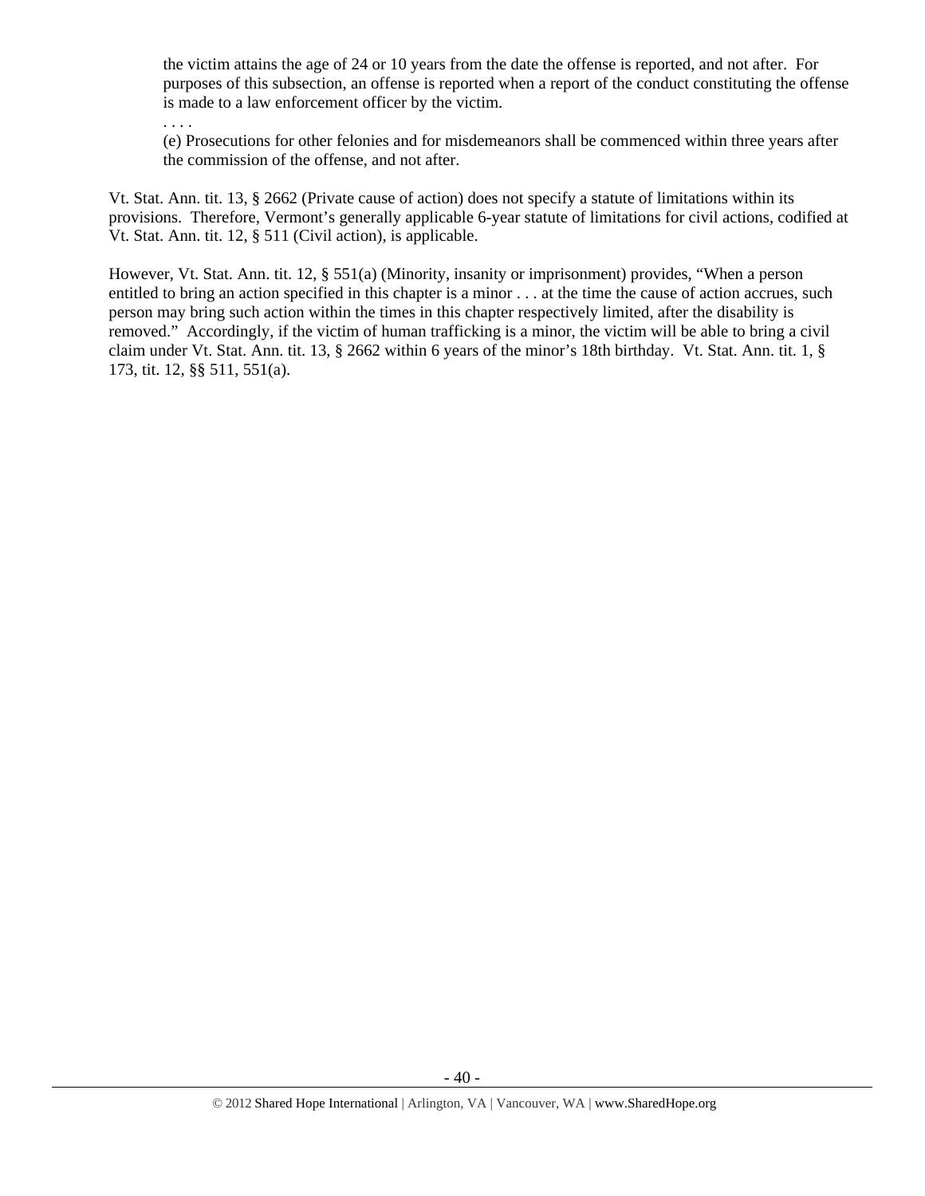> the victim attains the age of 24 or 10 years from the date the offense is reported, and not after. For purposes of this subsection, an offense is reported when a report of the conduct constituting the offense is made to a law enforcement officer by the victim.
>
> . . . .
>
> (e) Prosecutions for other felonies and for misdemeanors shall be commenced within three years after the commission of the offense, and not after.

Vt. Stat. Ann. tit. 13, § 2662 (Private cause of action) does not specify a statute of limitations within its provisions. Therefore, Vermont's generally applicable 6-year statute of limitations for civil actions, codified at Vt. Stat. Ann. tit. 12, § 511 (Civil action), is applicable.

However, Vt. Stat. Ann. tit. 12, § 551(a) (Minority, insanity or imprisonment) provides, "When a person entitled to bring an action specified in this chapter is a minor . . . at the time the cause of action accrues, such person may bring such action within the times in this chapter respectively limited, after the disability is removed." Accordingly, if the victim of human trafficking is a minor, the victim will be able to bring a civil claim under Vt. Stat. Ann. tit. 13, § 2662 within 6 years of the minor's 18th birthday. Vt. Stat. Ann. tit. 1, § 173, tit. 12, §§ 511, 551(a).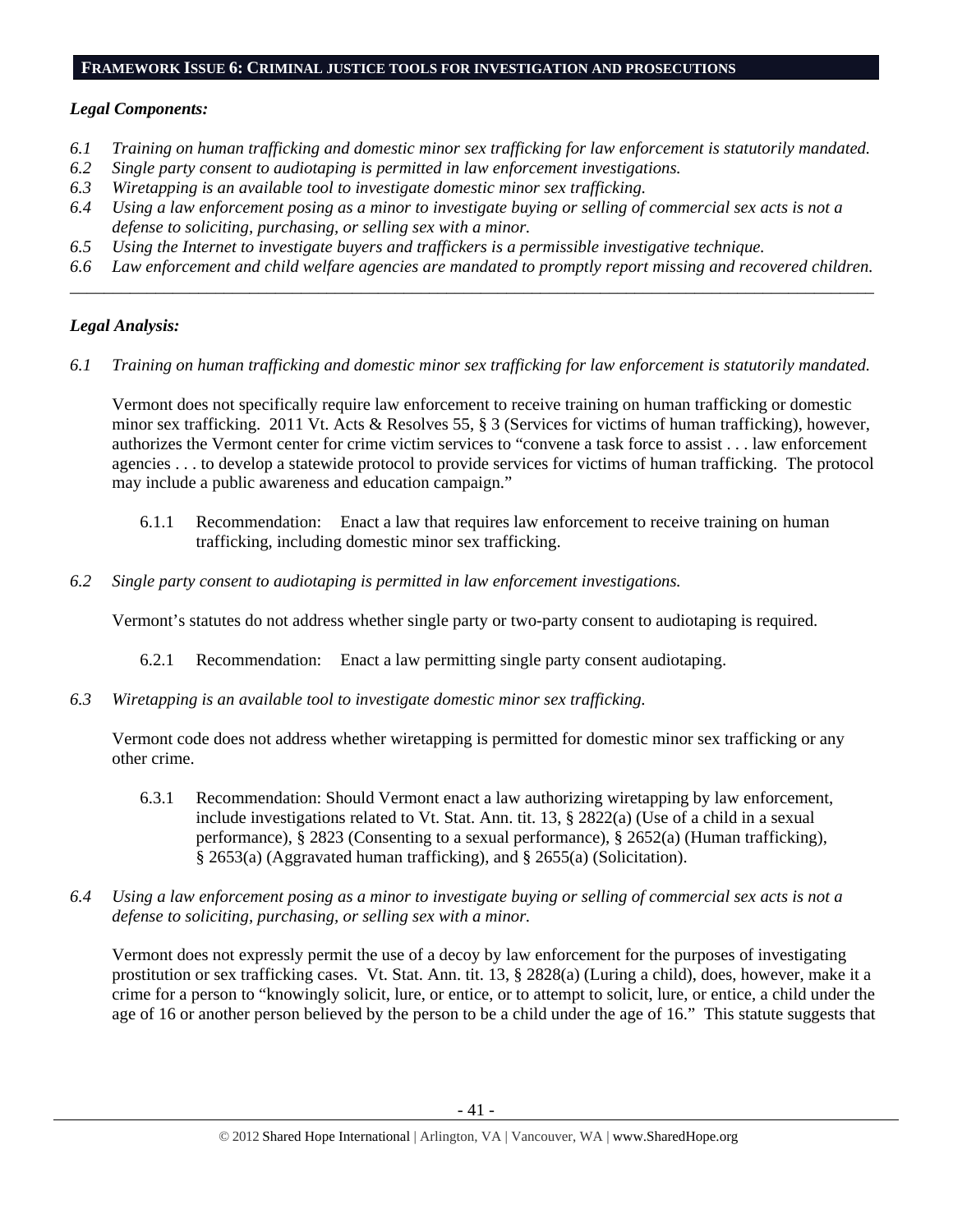## FRAMEWORK ISSUE 6: CRIMINAL JUSTICE TOOLS FOR INVESTIGATION AND PROSECUTIONS

***Legal Components:***

*6.1 Training on human trafficking and domestic minor sex trafficking for law enforcement is statutorily mandated.*
*6.2 Single party consent to audiotaping is permitted in law enforcement investigations.*
*6.3 Wiretapping is an available tool to investigate domestic minor sex trafficking.*
*6.4 Using a law enforcement posing as a minor to investigate buying or selling of commercial sex acts is not a defense to soliciting, purchasing, or selling sex with a minor.*
*6.5 Using the Internet to investigate buyers and traffickers is a permissible investigative technique.*
*6.6 Law enforcement and child welfare agencies are mandated to promptly report missing and recovered children.*

---

***Legal Analysis:***

*6.1 Training on human trafficking and domestic minor sex trafficking for law enforcement is statutorily mandated.*

Vermont does not specifically require law enforcement to receive training on human trafficking or domestic minor sex trafficking. 2011 Vt. Acts & Resolves 55, § 3 (Services for victims of human trafficking), however, authorizes the Vermont center for crime victim services to "convene a task force to assist . . . law enforcement agencies . . . to develop a statewide protocol to provide services for victims of human trafficking. The protocol may include a public awareness and education campaign."

6.1.1 Recommendation: Enact a law that requires law enforcement to receive training on human trafficking, including domestic minor sex trafficking.

*6.2 Single party consent to audiotaping is permitted in law enforcement investigations.*

Vermont's statutes do not address whether single party or two-party consent to audiotaping is required.

6.2.1 Recommendation: Enact a law permitting single party consent audiotaping.

*6.3 Wiretapping is an available tool to investigate domestic minor sex trafficking.*

Vermont code does not address whether wiretapping is permitted for domestic minor sex trafficking or any other crime.

6.3.1 Recommendation: Should Vermont enact a law authorizing wiretapping by law enforcement, include investigations related to Vt. Stat. Ann. tit. 13, § 2822(a) (Use of a child in a sexual performance), § 2823 (Consenting to a sexual performance), § 2652(a) (Human trafficking), § 2653(a) (Aggravated human trafficking), and § 2655(a) (Solicitation).

*6.4 Using a law enforcement posing as a minor to investigate buying or selling of commercial sex acts is not a defense to soliciting, purchasing, or selling sex with a minor.*

Vermont does not expressly permit the use of a decoy by law enforcement for the purposes of investigating prostitution or sex trafficking cases. Vt. Stat. Ann. tit. 13, § 2828(a) (Luring a child), does, however, make it a crime for a person to "knowingly solicit, lure, or entice, or to attempt to solicit, lure, or entice, a child under the age of 16 or another person believed by the person to be a child under the age of 16." This statute suggests that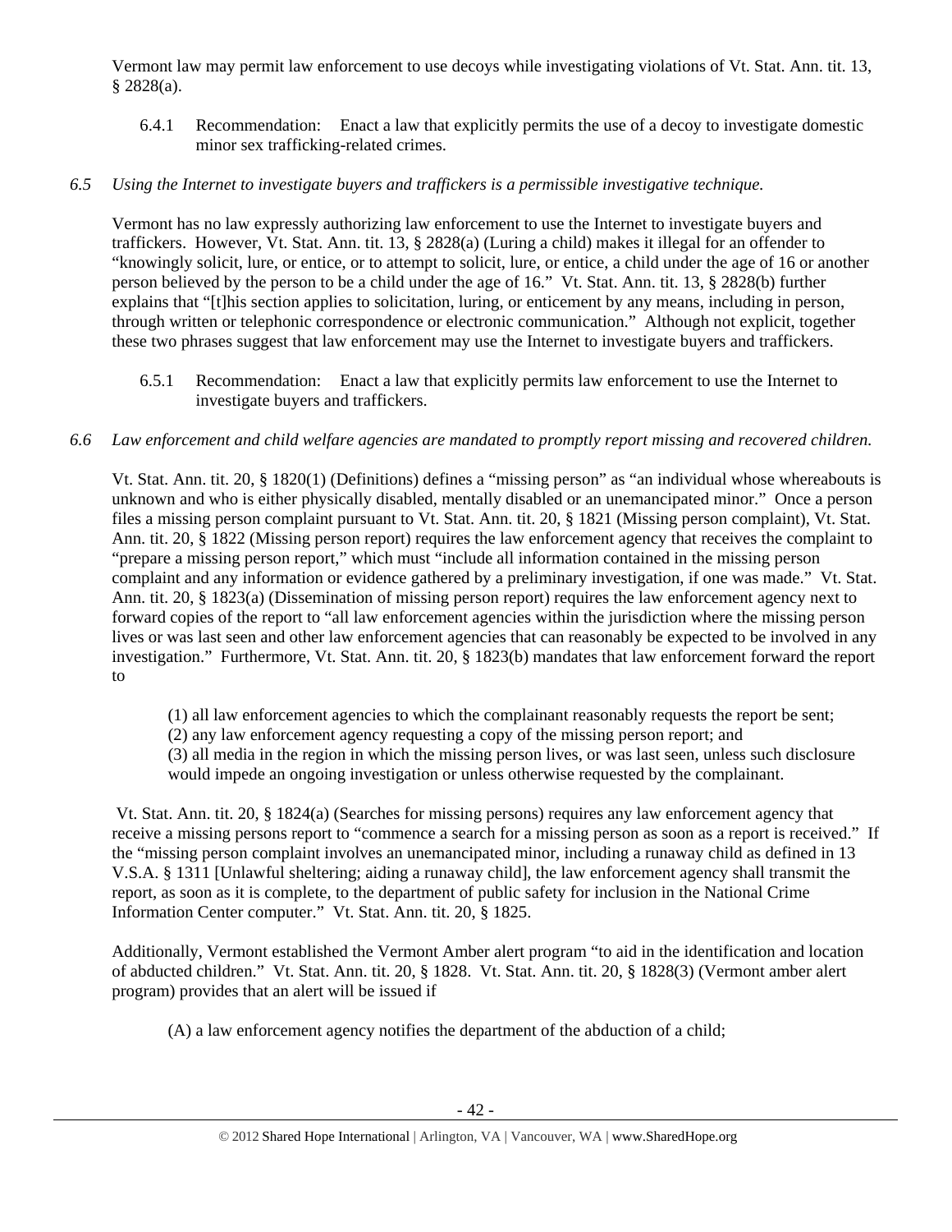Vermont law may permit law enforcement to use decoys while investigating violations of Vt. Stat. Ann. tit. 13, § 2828(a).

6.4.1 Recommendation: Enact a law that explicitly permits the use of a decoy to investigate domestic minor sex trafficking-related crimes.

*6.5 Using the Internet to investigate buyers and traffickers is a permissible investigative technique.*

Vermont has no law expressly authorizing law enforcement to use the Internet to investigate buyers and traffickers. However, Vt. Stat. Ann. tit. 13, § 2828(a) (Luring a child) makes it illegal for an offender to "knowingly solicit, lure, or entice, or to attempt to solicit, lure, or entice, a child under the age of 16 or another person believed by the person to be a child under the age of 16." Vt. Stat. Ann. tit. 13, § 2828(b) further explains that "[t]his section applies to solicitation, luring, or enticement by any means, including in person, through written or telephonic correspondence or electronic communication." Although not explicit, together these two phrases suggest that law enforcement may use the Internet to investigate buyers and traffickers.

6.5.1 Recommendation: Enact a law that explicitly permits law enforcement to use the Internet to investigate buyers and traffickers.

*6.6 Law enforcement and child welfare agencies are mandated to promptly report missing and recovered children.*

Vt. Stat. Ann. tit. 20, § 1820(1) (Definitions) defines a "missing person" as "an individual whose whereabouts is unknown and who is either physically disabled, mentally disabled or an unemancipated minor." Once a person files a missing person complaint pursuant to Vt. Stat. Ann. tit. 20, § 1821 (Missing person complaint), Vt. Stat. Ann. tit. 20, § 1822 (Missing person report) requires the law enforcement agency that receives the complaint to "prepare a missing person report," which must "include all information contained in the missing person complaint and any information or evidence gathered by a preliminary investigation, if one was made." Vt. Stat. Ann. tit. 20, § 1823(a) (Dissemination of missing person report) requires the law enforcement agency next to forward copies of the report to "all law enforcement agencies within the jurisdiction where the missing person lives or was last seen and other law enforcement agencies that can reasonably be expected to be involved in any investigation." Furthermore, Vt. Stat. Ann. tit. 20, § 1823(b) mandates that law enforcement forward the report to

> (1) all law enforcement agencies to which the complainant reasonably requests the report be sent;
> (2) any law enforcement agency requesting a copy of the missing person report; and
> (3) all media in the region in which the missing person lives, or was last seen, unless such disclosure would impede an ongoing investigation or unless otherwise requested by the complainant.

Vt. Stat. Ann. tit. 20, § 1824(a) (Searches for missing persons) requires any law enforcement agency that receive a missing persons report to "commence a search for a missing person as soon as a report is received." If the "missing person complaint involves an unemancipated minor, including a runaway child as defined in 13 V.S.A. § 1311 [Unlawful sheltering; aiding a runaway child], the law enforcement agency shall transmit the report, as soon as it is complete, to the department of public safety for inclusion in the National Crime Information Center computer." Vt. Stat. Ann. tit. 20, § 1825.

Additionally, Vermont established the Vermont Amber alert program "to aid in the identification and location of abducted children." Vt. Stat. Ann. tit. 20, § 1828. Vt. Stat. Ann. tit. 20, § 1828(3) (Vermont amber alert program) provides that an alert will be issued if

> (A) a law enforcement agency notifies the department of the abduction of a child;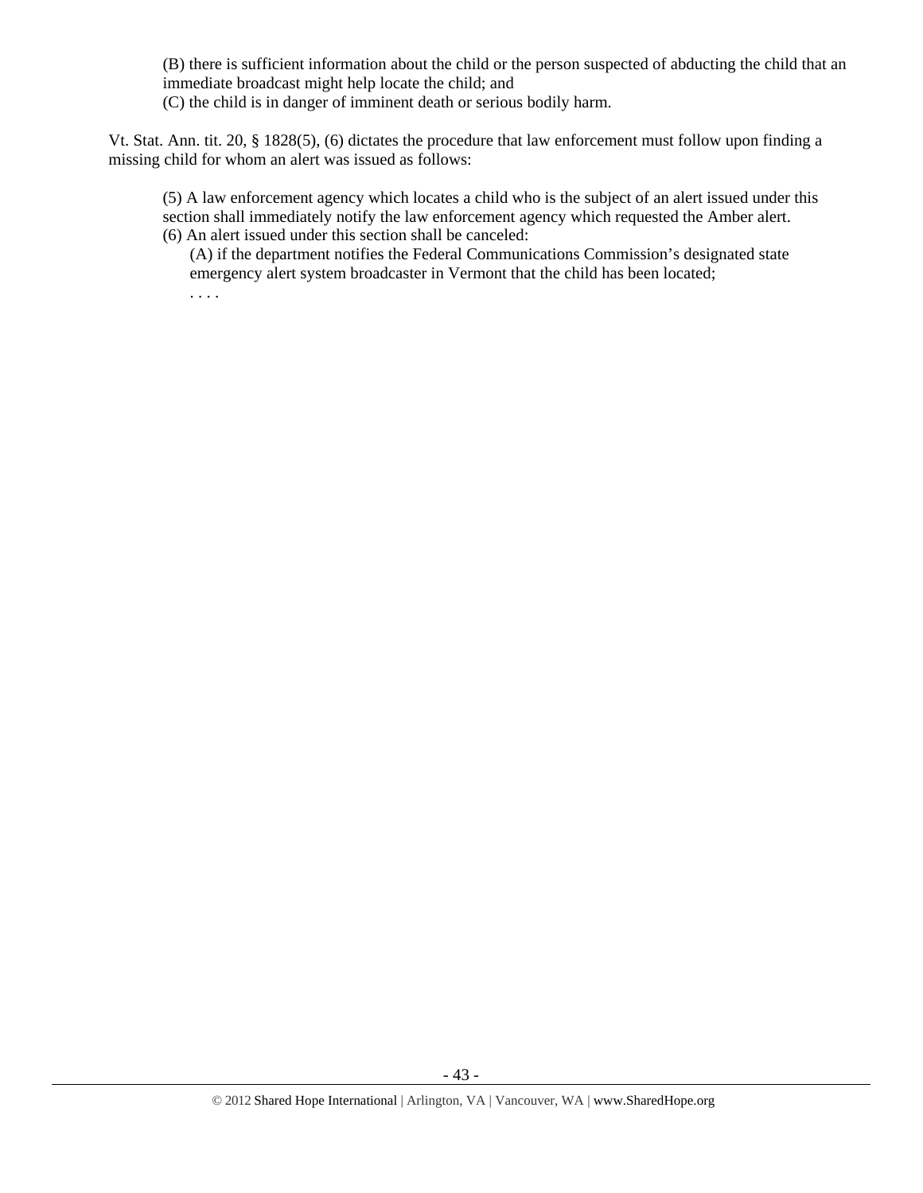(B) there is sufficient information about the child or the person suspected of abducting the child that an immediate broadcast might help locate the child; and
(C) the child is in danger of imminent death or serious bodily harm.

Vt. Stat. Ann. tit. 20, § 1828(5), (6) dictates the procedure that law enforcement must follow upon finding a missing child for whom an alert was issued as follows:

> (5) A law enforcement agency which locates a child who is the subject of an alert issued under this section shall immediately notify the law enforcement agency which requested the Amber alert.
> (6) An alert issued under this section shall be canceled:
> (A) if the department notifies the Federal Communications Commission's designated state emergency alert system broadcaster in Vermont that the child has been located;
> . . . .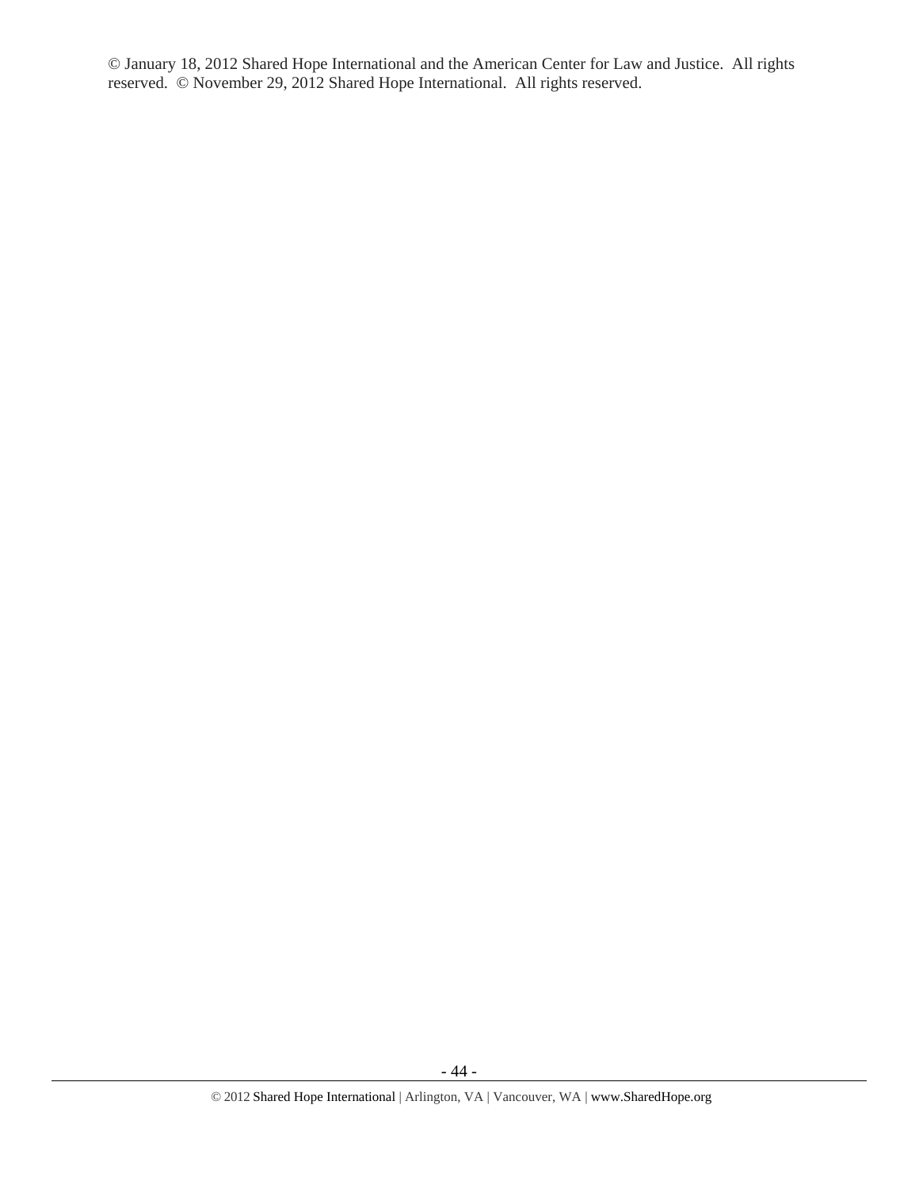© January 18, 2012 Shared Hope International and the American Center for Law and Justice. All rights reserved. © November 29, 2012 Shared Hope International. All rights reserved.